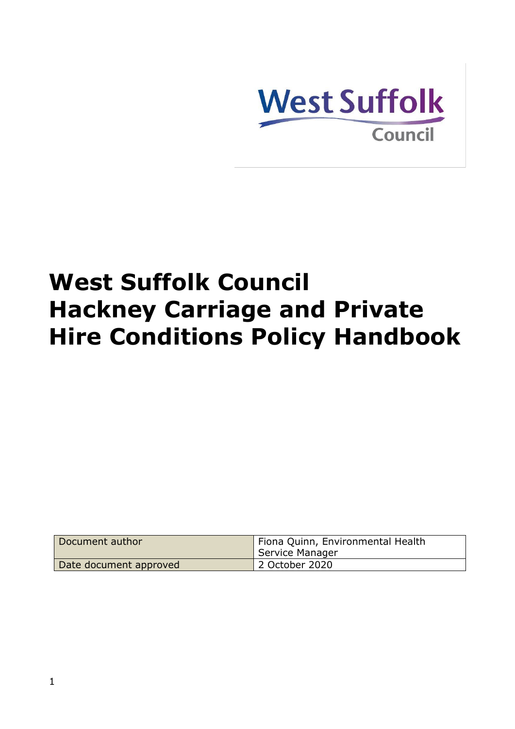West Suffolk Council

# West Suffolk Council Hackney Carriage and Private Hire Conditions Policy Handbook

| Document author | Fiona Quinn, Environmental Health Service Manager |
| --- | --- |
| Date document approved | 2 October 2020 |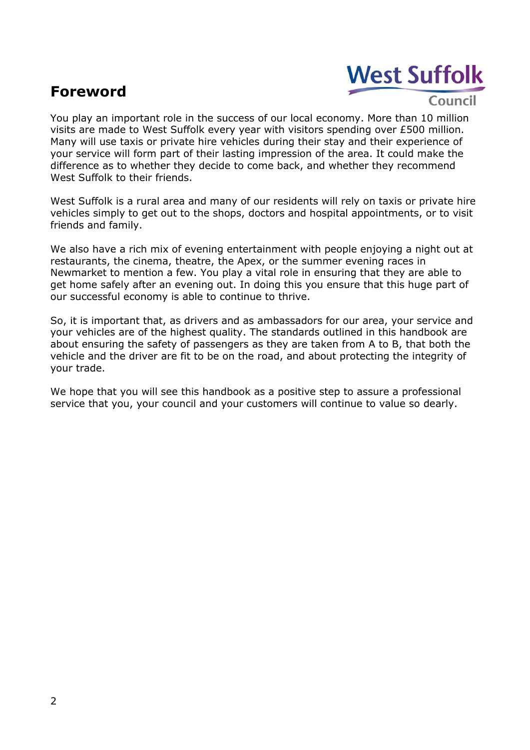# Foreword

You play an important role in the success of our local economy. More than 10 million visits are made to West Suffolk every year with visitors spending over £500 million. Many will use taxis or private hire vehicles during their stay and their experience of your service will form part of their lasting impression of the area. It could make the difference as to whether they decide to come back, and whether they recommend West Suffolk to their friends.

West Suffolk is a rural area and many of our residents will rely on taxis or private hire vehicles simply to get out to the shops, doctors and hospital appointments, or to visit friends and family.

We also have a rich mix of evening entertainment with people enjoying a night out at restaurants, the cinema, theatre, the Apex, or the summer evening races in Newmarket to mention a few. You play a vital role in ensuring that they are able to get home safely after an evening out. In doing this you ensure that this huge part of our successful economy is able to continue to thrive.

So, it is important that, as drivers and as ambassadors for our area, your service and your vehicles are of the highest quality. The standards outlined in this handbook are about ensuring the safety of passengers as they are taken from A to B, that both the vehicle and the driver are fit to be on the road, and about protecting the integrity of your trade.

We hope that you will see this handbook as a positive step to assure a professional service that you, your council and your customers will continue to value so dearly.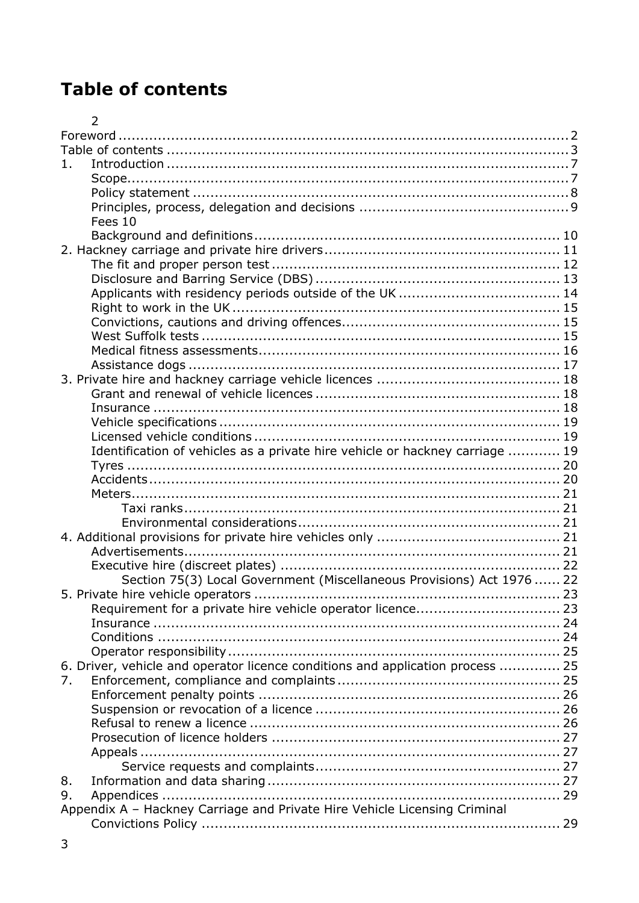# Table of contents

2

Foreword ....................................................................................... 2
Table of contents ............................................................................. 3
1. Introduction ............................................................................... 7
    Scope....................................................................................... 7
    Policy statement ........................................................................ 8
    Principles, process, delegation and decisions .................................. 9
    Fees 10
    Background and definitions ........................................................ 10
2. Hackney carriage and private hire drivers ...................................... 11
    The fit and proper person test ................................................... 12
    Disclosure and Barring Service (DBS) .......................................... 13
    Applicants with residency periods outside of the UK ....................... 14
    Right to work in the UK ............................................................. 15
    Convictions, cautions and driving offences .................................... 15
    West Suffolk tests .................................................................... 15
    Medical fitness assessments ....................................................... 16
    Assistance dogs ....................................................................... 17
3. Private hire and hackney carriage vehicle licences .......................... 18
    Grant and renewal of vehicle licences .......................................... 18
    Insurance ............................................................................... 18
    Vehicle specifications ................................................................ 19
    Licensed vehicle conditions ........................................................ 19
    Identification of vehicles as a private hire vehicle or hackney carriage ............ 19
    Tyres ..................................................................................... 20
    Accidents ................................................................................ 20
    Meters .................................................................................... 21
        Taxi ranks ........................................................................... 21
        Environmental considerations ................................................ 21
4. Additional provisions for private hire vehicles only .......................... 21
    Advertisements ........................................................................ 21
    Executive hire (discreet plates) ................................................... 22
        Section 75(3) Local Government (Miscellaneous Provisions) Act 1976 ...... 22
5. Private hire vehicle operators ..................................................... 23
    Requirement for a private hire vehicle operator licence ................... 23
    Insurance ............................................................................... 24
    Conditions .............................................................................. 24
    Operator responsibility .............................................................. 25
6. Driver, vehicle and operator licence conditions and application process .............. 25
7. Enforcement, compliance and complaints ...................................... 25
    Enforcement penalty points ....................................................... 26
    Suspension or revocation of a licence .......................................... 26
    Refusal to renew a licence ......................................................... 26
    Prosecution of licence holders .................................................... 27
    Appeals .................................................................................. 27
        Service requests and complaints ............................................. 27
8. Information and data sharing ..................................................... 27
9. Appendices ............................................................................. 29
Appendix A – Hackney Carriage and Private Hire Vehicle Licensing Criminal Convictions Policy ........................................................................... 29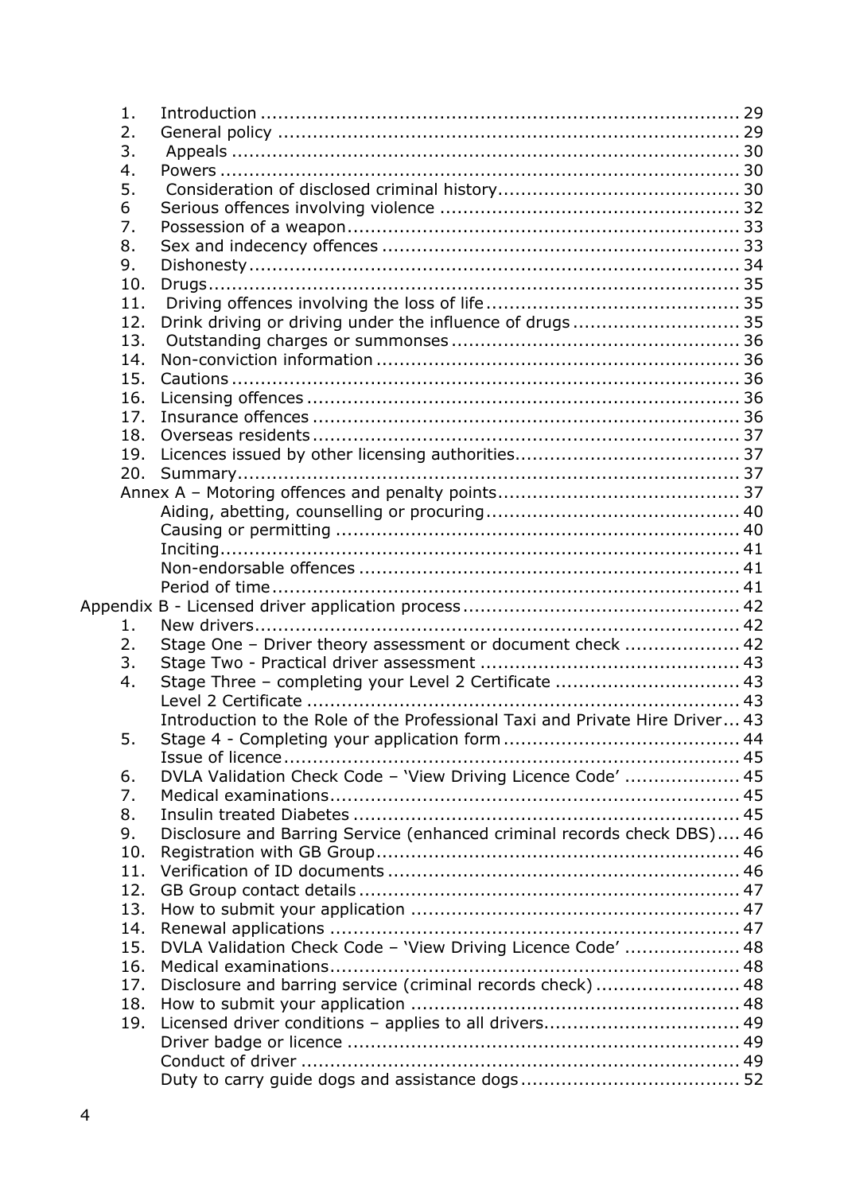1. Introduction .......... 29
2. General policy .......... 29
3. Appeals .......... 30
4. Powers .......... 30
5. Consideration of disclosed criminal history .......... 30
6 Serious offences involving violence .......... 32
7. Possession of a weapon .......... 33
8. Sex and indecency offences .......... 33
9. Dishonesty .......... 34
10. Drugs .......... 35
11. Driving offences involving the loss of life .......... 35
12. Drink driving or driving under the influence of drugs .......... 35
13. Outstanding charges or summonses .......... 36
14. Non-conviction information .......... 36
15. Cautions .......... 36
16. Licensing offences .......... 36
17. Insurance offences .......... 36
18. Overseas residents .......... 37
19. Licences issued by other licensing authorities .......... 37
20. Summary .......... 37

Annex A – Motoring offences and penalty points .......... 37
- Aiding, abetting, counselling or procuring .......... 40
- Causing or permitting .......... 40
- Inciting .......... 41
- Non-endorsable offences .......... 41
- Period of time .......... 41

Appendix B - Licensed driver application process .......... 42

1. New drivers .......... 42
2. Stage One – Driver theory assessment or document check .......... 42
3. Stage Two - Practical driver assessment .......... 43
4. Stage Three – completing your Level 2 Certificate .......... 43
   - Level 2 Certificate .......... 43
   - Introduction to the Role of the Professional Taxi and Private Hire Driver .......... 43
5. Stage 4 - Completing your application form .......... 44
   - Issue of licence .......... 45
6. DVLA Validation Check Code – 'View Driving Licence Code' .......... 45
7. Medical examinations .......... 45
8. Insulin treated Diabetes .......... 45
9. Disclosure and Barring Service (enhanced criminal records check DBS) .......... 46
10. Registration with GB Group .......... 46
11. Verification of ID documents .......... 46
12. GB Group contact details .......... 47
13. How to submit your application .......... 47
14. Renewal applications .......... 47
15. DVLA Validation Check Code – 'View Driving Licence Code' .......... 48
16. Medical examinations .......... 48
17. Disclosure and barring service (criminal records check) .......... 48
18. How to submit your application .......... 48
19. Licensed driver conditions – applies to all drivers .......... 49
   - Driver badge or licence .......... 49
   - Conduct of driver .......... 49
   - Duty to carry guide dogs and assistance dogs .......... 52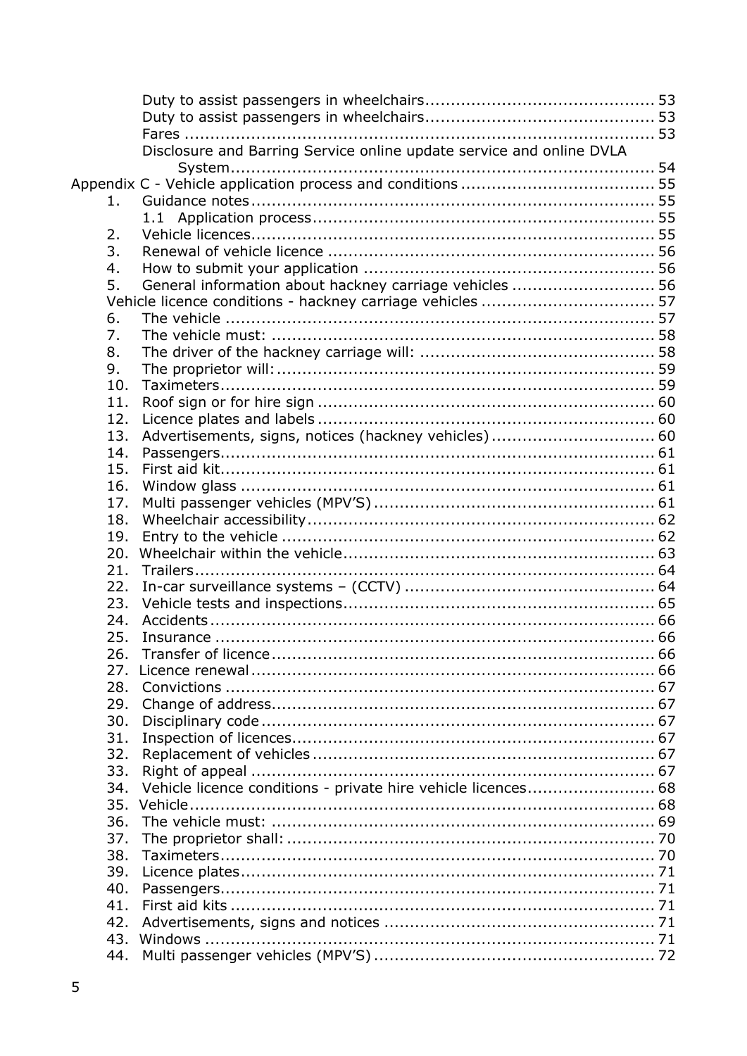Duty to assist passengers in wheelchairs ............................................ 53
Duty to assist passengers in wheelchairs ............................................ 53
Fares ........................................................................................... 53
Disclosure and Barring Service online update service and online DVLA System ........................................................................................ 54

Appendix C - Vehicle application process and conditions ...................................... 55

1. Guidance notes ............................................................................. 55
   1.1 Application process ................................................................... 55
2. Vehicle licences .............................................................................. 55
3. Renewal of vehicle licence ................................................................ 56
4. How to submit your application ......................................................... 56
5. General information about hackney carriage vehicles ............................ 56

Vehicle licence conditions - hackney carriage vehicles .................................. 57

6. The vehicle ................................................................................... 57
7. The vehicle must: ........................................................................... 58
8. The driver of the hackney carriage will: .............................................. 58
9. The proprietor will: .......................................................................... 59
10. Taximeters .................................................................................... 59
11. Roof sign or for hire sign ................................................................. 60
12. Licence plates and labels ................................................................. 60
13. Advertisements, signs, notices (hackney vehicles) ................................ 60
14. Passengers .................................................................................... 61
15. First aid kit .................................................................................... 61
16. Window glass ................................................................................ 61
17. Multi passenger vehicles (MPV'S) ....................................................... 61
18. Wheelchair accessibility .................................................................... 62
19. Entry to the vehicle ......................................................................... 62
20. Wheelchair within the vehicle ............................................................ 63
21. Trailers .......................................................................................... 64
22. In-car surveillance systems – (CCTV) ................................................. 64
23. Vehicle tests and inspections ............................................................. 65
24. Accidents ....................................................................................... 66
25. Insurance ...................................................................................... 66
26. Transfer of licence ........................................................................... 66
27. Licence renewal .............................................................................. 66
28. Convictions .................................................................................... 67
29. Change of address ........................................................................... 67
30. Disciplinary code ............................................................................. 67
31. Inspection of licences ....................................................................... 67
32. Replacement of vehicles ................................................................... 67
33. Right of appeal ............................................................................... 67
34. Vehicle licence conditions - private hire vehicle licences ......................... 68
35. Vehicle .......................................................................................... 68
36. The vehicle must: ............................................................................ 69
37. The proprietor shall: ........................................................................ 70
38. Taximeters .................................................................................... 70
39. Licence plates ................................................................................. 71
40. Passengers .................................................................................... 71
41. First aid kits ................................................................................... 71
42. Advertisements, signs and notices ..................................................... 71
43. Windows ....................................................................................... 71
44. Multi passenger vehicles (MPV'S) ....................................................... 72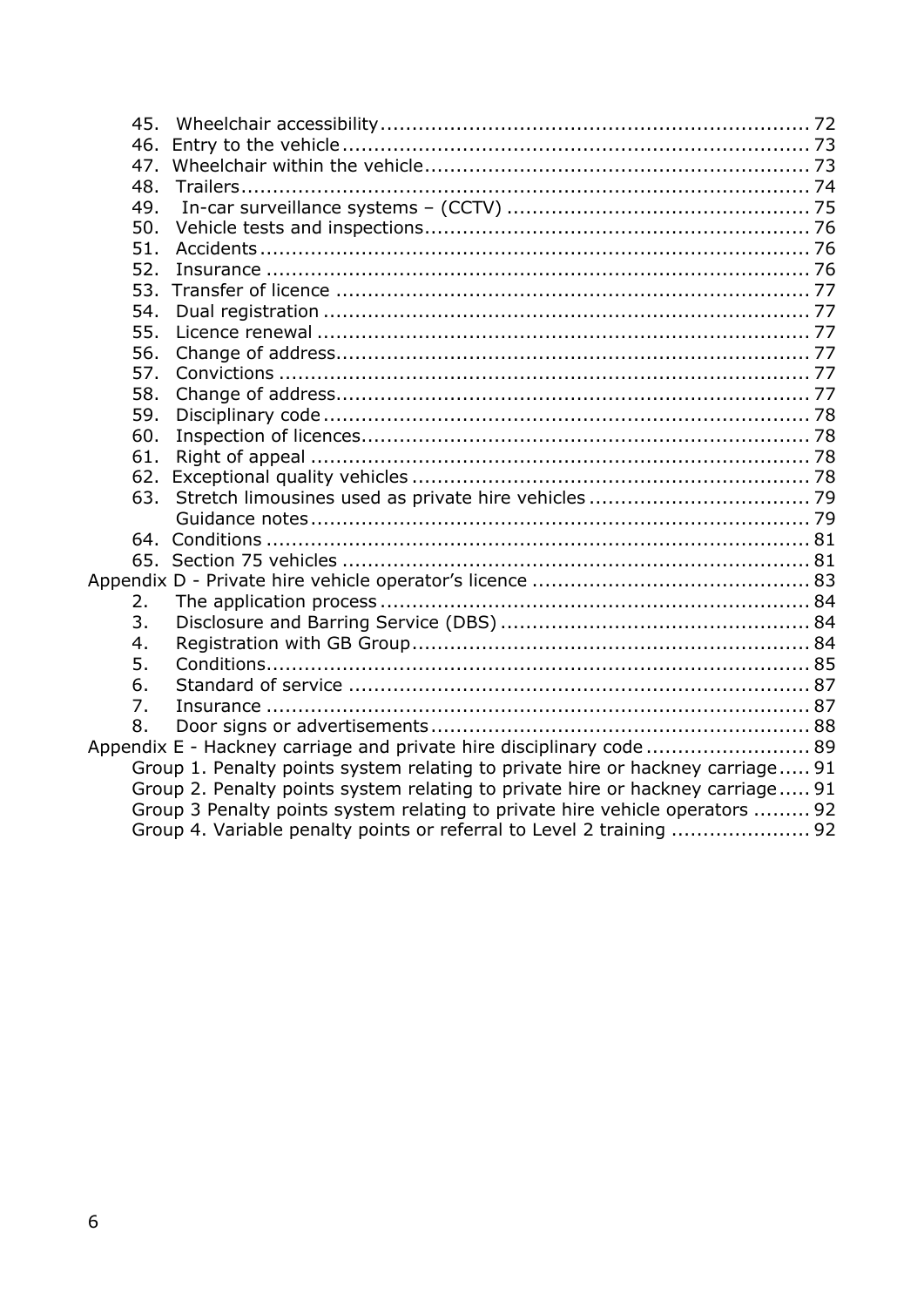45. Wheelchair accessibility .................................................................. 72
46. Entry to the vehicle ........................................................................ 73
47. Wheelchair within the vehicle ............................................................ 73
48. Trailers ........................................................................................ 74
49. In-car surveillance systems – (CCTV) ............................................... 75
50. Vehicle tests and inspections ............................................................ 76
51. Accidents ...................................................................................... 76
52. Insurance ..................................................................................... 76
53. Transfer of licence .......................................................................... 77
54. Dual registration ............................................................................ 77
55. Licence renewal ............................................................................. 77
56. Change of address .......................................................................... 77
57. Convictions ................................................................................... 77
58. Change of address .......................................................................... 77
59. Disciplinary code ............................................................................ 78
60. Inspection of licences ...................................................................... 78
61. Right of appeal .............................................................................. 78
62. Exceptional quality vehicles .............................................................. 78
63. Stretch limousines used as private hire vehicles .................................. 79
    Guidance notes .............................................................................. 79
64. Conditions ..................................................................................... 81
65. Section 75 vehicles ......................................................................... 81

Appendix D - Private hire vehicle operator's licence ........................................... 83

2. The application process ....................................................................... 84
3. Disclosure and Barring Service (DBS) .................................................... 84
4. Registration with GB Group .................................................................. 84
5. Conditions .......................................................................................... 85
6. Standard of service ............................................................................. 87
7. Insurance ........................................................................................... 87
8. Door signs or advertisements ............................................................... 88

Appendix E - Hackney carriage and private hire disciplinary code ......................... 89

Group 1. Penalty points system relating to private hire or hackney carriage ..... 91
Group 2. Penalty points system relating to private hire or hackney carriage ..... 91
Group 3 Penalty points system relating to private hire vehicle operators ......... 92
Group 4. Variable penalty points or referral to Level 2 training ..................... 92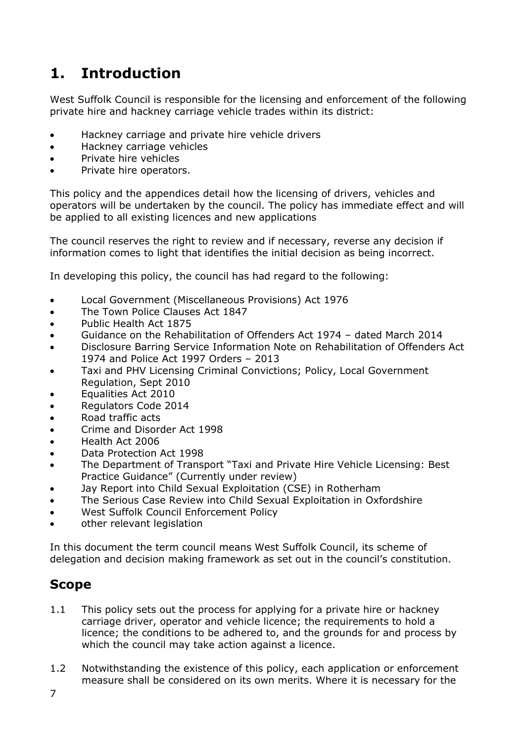# 1. Introduction

West Suffolk Council is responsible for the licensing and enforcement of the following private hire and hackney carriage vehicle trades within its district:

- Hackney carriage and private hire vehicle drivers
- Hackney carriage vehicles
- Private hire vehicles
- Private hire operators.

This policy and the appendices detail how the licensing of drivers, vehicles and operators will be undertaken by the council. The policy has immediate effect and will be applied to all existing licences and new applications

The council reserves the right to review and if necessary, reverse any decision if information comes to light that identifies the initial decision as being incorrect.

In developing this policy, the council has had regard to the following:

- Local Government (Miscellaneous Provisions) Act 1976
- The Town Police Clauses Act 1847
- Public Health Act 1875
- Guidance on the Rehabilitation of Offenders Act 1974 – dated March 2014
- Disclosure Barring Service Information Note on Rehabilitation of Offenders Act 1974 and Police Act 1997 Orders – 2013
- Taxi and PHV Licensing Criminal Convictions; Policy, Local Government Regulation, Sept 2010
- Equalities Act 2010
- Regulators Code 2014
- Road traffic acts
- Crime and Disorder Act 1998
- Health Act 2006
- Data Protection Act 1998
- The Department of Transport "Taxi and Private Hire Vehicle Licensing: Best Practice Guidance" (Currently under review)
- Jay Report into Child Sexual Exploitation (CSE) in Rotherham
- The Serious Case Review into Child Sexual Exploitation in Oxfordshire
- West Suffolk Council Enforcement Policy
- other relevant legislation

In this document the term council means West Suffolk Council, its scheme of delegation and decision making framework as set out in the council's constitution.

## Scope

1.1 This policy sets out the process for applying for a private hire or hackney carriage driver, operator and vehicle licence; the requirements to hold a licence; the conditions to be adhered to, and the grounds for and process by which the council may take action against a licence.

1.2 Notwithstanding the existence of this policy, each application or enforcement measure shall be considered on its own merits. Where it is necessary for the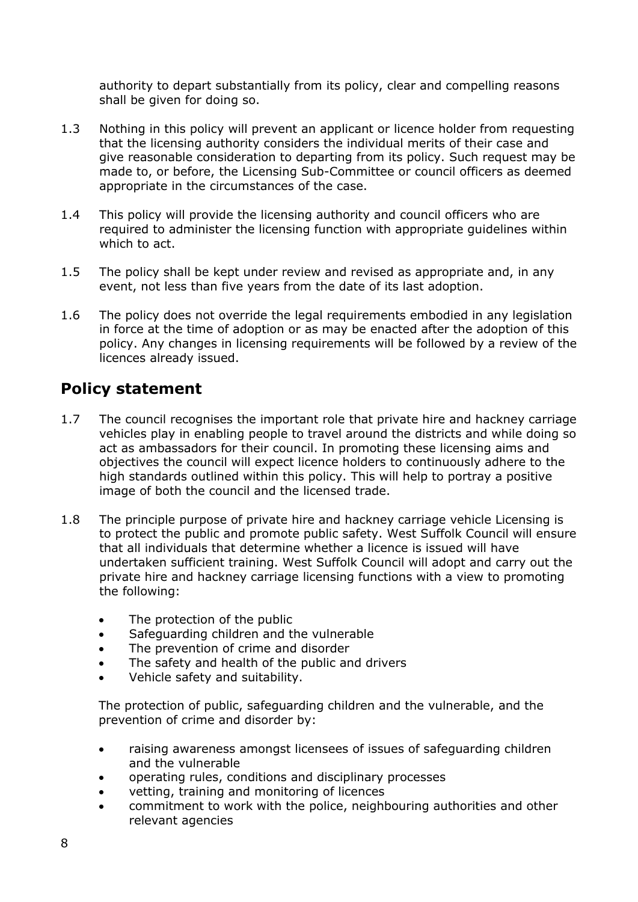authority to depart substantially from its policy, clear and compelling reasons shall be given for doing so.

1.3 Nothing in this policy will prevent an applicant or licence holder from requesting that the licensing authority considers the individual merits of their case and give reasonable consideration to departing from its policy. Such request may be made to, or before, the Licensing Sub-Committee or council officers as deemed appropriate in the circumstances of the case.

1.4 This policy will provide the licensing authority and council officers who are required to administer the licensing function with appropriate guidelines within which to act.

1.5 The policy shall be kept under review and revised as appropriate and, in any event, not less than five years from the date of its last adoption.

1.6 The policy does not override the legal requirements embodied in any legislation in force at the time of adoption or as may be enacted after the adoption of this policy. Any changes in licensing requirements will be followed by a review of the licences already issued.

## Policy statement

1.7 The council recognises the important role that private hire and hackney carriage vehicles play in enabling people to travel around the districts and while doing so act as ambassadors for their council. In promoting these licensing aims and objectives the council will expect licence holders to continuously adhere to the high standards outlined within this policy. This will help to portray a positive image of both the council and the licensed trade.

1.8 The principle purpose of private hire and hackney carriage vehicle Licensing is to protect the public and promote public safety. West Suffolk Council will ensure that all individuals that determine whether a licence is issued will have undertaken sufficient training. West Suffolk Council will adopt and carry out the private hire and hackney carriage licensing functions with a view to promoting the following:

- The protection of the public
- Safeguarding children and the vulnerable
- The prevention of crime and disorder
- The safety and health of the public and drivers
- Vehicle safety and suitability.

The protection of public, safeguarding children and the vulnerable, and the prevention of crime and disorder by:

- raising awareness amongst licensees of issues of safeguarding children and the vulnerable
- operating rules, conditions and disciplinary processes
- vetting, training and monitoring of licences
- commitment to work with the police, neighbouring authorities and other relevant agencies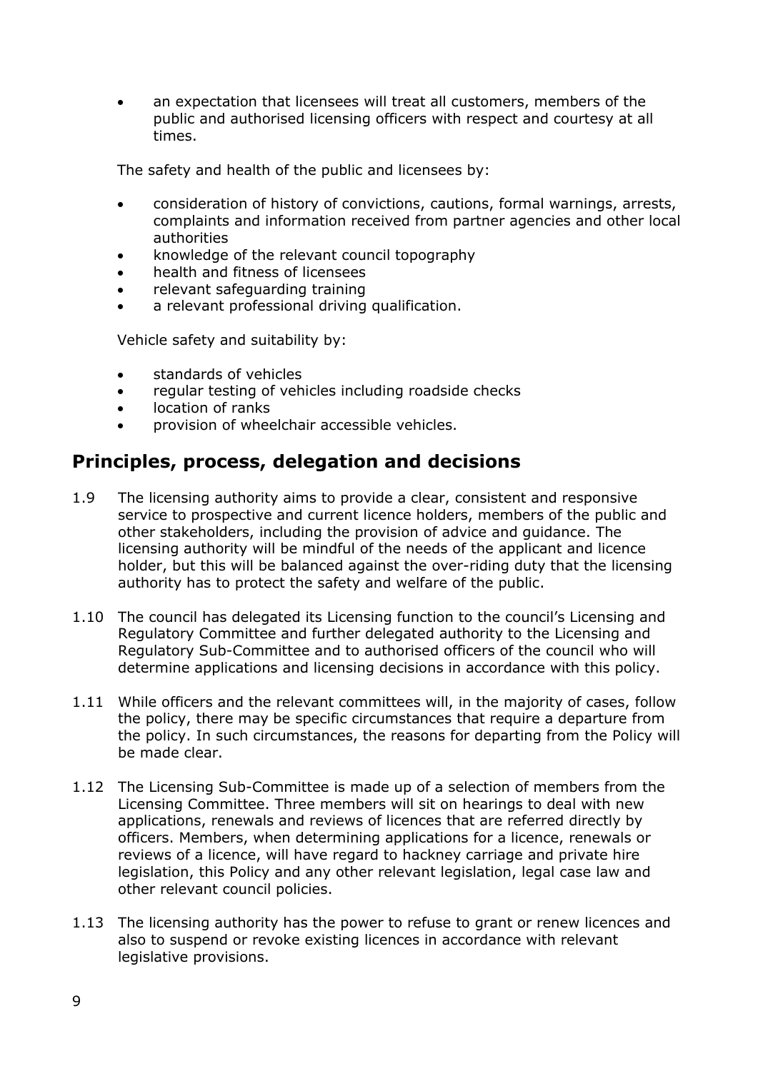- an expectation that licensees will treat all customers, members of the public and authorised licensing officers with respect and courtesy at all times.

The safety and health of the public and licensees by:

- consideration of history of convictions, cautions, formal warnings, arrests, complaints and information received from partner agencies and other local authorities
- knowledge of the relevant council topography
- health and fitness of licensees
- relevant safeguarding training
- a relevant professional driving qualification.

Vehicle safety and suitability by:

- standards of vehicles
- regular testing of vehicles including roadside checks
- location of ranks
- provision of wheelchair accessible vehicles.

## Principles, process, delegation and decisions

1.9 The licensing authority aims to provide a clear, consistent and responsive service to prospective and current licence holders, members of the public and other stakeholders, including the provision of advice and guidance. The licensing authority will be mindful of the needs of the applicant and licence holder, but this will be balanced against the over-riding duty that the licensing authority has to protect the safety and welfare of the public.

1.10 The council has delegated its Licensing function to the council's Licensing and Regulatory Committee and further delegated authority to the Licensing and Regulatory Sub-Committee and to authorised officers of the council who will determine applications and licensing decisions in accordance with this policy.

1.11 While officers and the relevant committees will, in the majority of cases, follow the policy, there may be specific circumstances that require a departure from the policy. In such circumstances, the reasons for departing from the Policy will be made clear.

1.12 The Licensing Sub-Committee is made up of a selection of members from the Licensing Committee. Three members will sit on hearings to deal with new applications, renewals and reviews of licences that are referred directly by officers. Members, when determining applications for a licence, renewals or reviews of a licence, will have regard to hackney carriage and private hire legislation, this Policy and any other relevant legislation, legal case law and other relevant council policies.

1.13 The licensing authority has the power to refuse to grant or renew licences and also to suspend or revoke existing licences in accordance with relevant legislative provisions.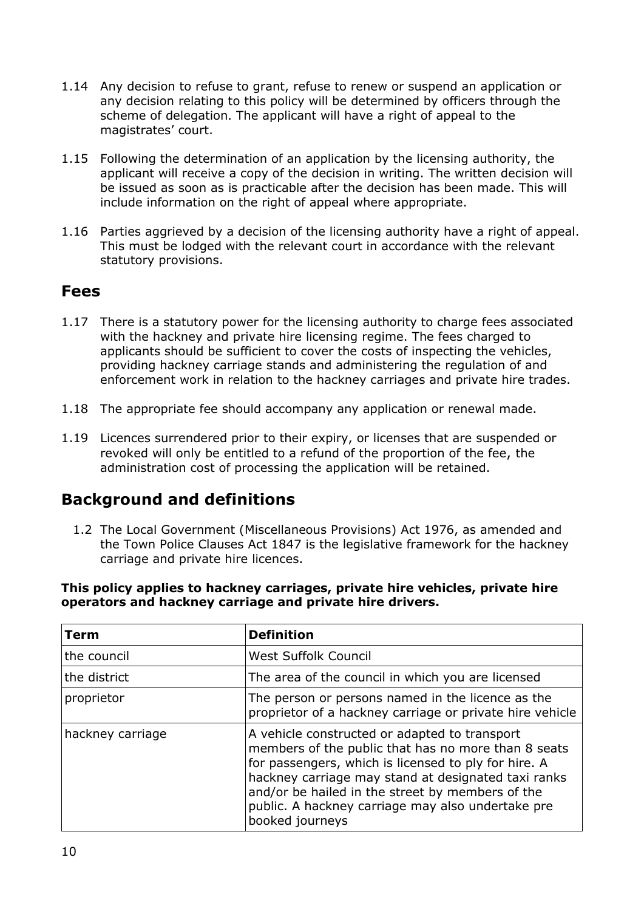1.14 Any decision to refuse to grant, refuse to renew or suspend an application or any decision relating to this policy will be determined by officers through the scheme of delegation. The applicant will have a right of appeal to the magistrates' court.

1.15 Following the determination of an application by the licensing authority, the applicant will receive a copy of the decision in writing. The written decision will be issued as soon as is practicable after the decision has been made. This will include information on the right of appeal where appropriate.

1.16 Parties aggrieved by a decision of the licensing authority have a right of appeal. This must be lodged with the relevant court in accordance with the relevant statutory provisions.

## Fees

1.17 There is a statutory power for the licensing authority to charge fees associated with the hackney and private hire licensing regime. The fees charged to applicants should be sufficient to cover the costs of inspecting the vehicles, providing hackney carriage stands and administering the regulation of and enforcement work in relation to the hackney carriages and private hire trades.

1.18 The appropriate fee should accompany any application or renewal made.

1.19 Licences surrendered prior to their expiry, or licenses that are suspended or revoked will only be entitled to a refund of the proportion of the fee, the administration cost of processing the application will be retained.

## Background and definitions

1.2 The Local Government (Miscellaneous Provisions) Act 1976, as amended and the Town Police Clauses Act 1847 is the legislative framework for the hackney carriage and private hire licences.

**This policy applies to hackney carriages, private hire vehicles, private hire operators and hackney carriage and private hire drivers.**

| Term | Definition |
| --- | --- |
| the council | West Suffolk Council |
| the district | The area of the council in which you are licensed |
| proprietor | The person or persons named in the licence as the proprietor of a hackney carriage or private hire vehicle |
| hackney carriage | A vehicle constructed or adapted to transport members of the public that has no more than 8 seats for passengers, which is licensed to ply for hire. A hackney carriage may stand at designated taxi ranks and/or be hailed in the street by members of the public. A hackney carriage may also undertake pre booked journeys |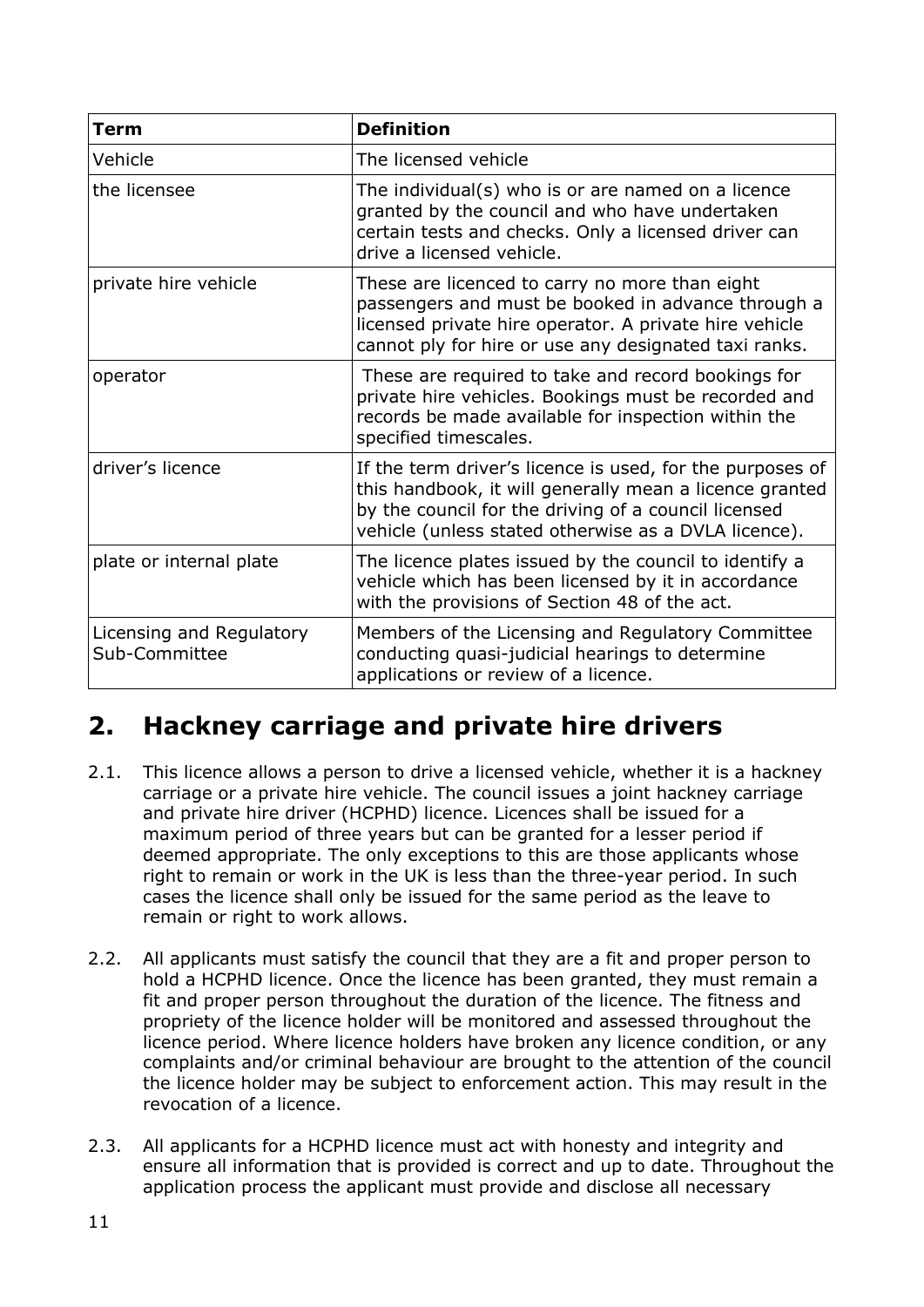| Term | Definition |
| --- | --- |
| Vehicle | The licensed vehicle |
| the licensee | The individual(s) who is or are named on a licence granted by the council and who have undertaken certain tests and checks. Only a licensed driver can drive a licensed vehicle. |
| private hire vehicle | These are licenced to carry no more than eight passengers and must be booked in advance through a licensed private hire operator. A private hire vehicle cannot ply for hire or use any designated taxi ranks. |
| operator | These are required to take and record bookings for private hire vehicles. Bookings must be recorded and records be made available for inspection within the specified timescales. |
| driver's licence | If the term driver's licence is used, for the purposes of this handbook, it will generally mean a licence granted by the council for the driving of a council licensed vehicle (unless stated otherwise as a DVLA licence). |
| plate or internal plate | The licence plates issued by the council to identify a vehicle which has been licensed by it in accordance with the provisions of Section 48 of the act. |
| Licensing and Regulatory Sub-Committee | Members of the Licensing and Regulatory Committee conducting quasi-judicial hearings to determine applications or review of a licence. |

## 2. Hackney carriage and private hire drivers

2.1. This licence allows a person to drive a licensed vehicle, whether it is a hackney carriage or a private hire vehicle. The council issues a joint hackney carriage and private hire driver (HCPHD) licence. Licences shall be issued for a maximum period of three years but can be granted for a lesser period if deemed appropriate. The only exceptions to this are those applicants whose right to remain or work in the UK is less than the three-year period. In such cases the licence shall only be issued for the same period as the leave to remain or right to work allows.

2.2. All applicants must satisfy the council that they are a fit and proper person to hold a HCPHD licence. Once the licence has been granted, they must remain a fit and proper person throughout the duration of the licence. The fitness and propriety of the licence holder will be monitored and assessed throughout the licence period. Where licence holders have broken any licence condition, or any complaints and/or criminal behaviour are brought to the attention of the council the licence holder may be subject to enforcement action. This may result in the revocation of a licence.

2.3. All applicants for a HCPHD licence must act with honesty and integrity and ensure all information that is provided is correct and up to date. Throughout the application process the applicant must provide and disclose all necessary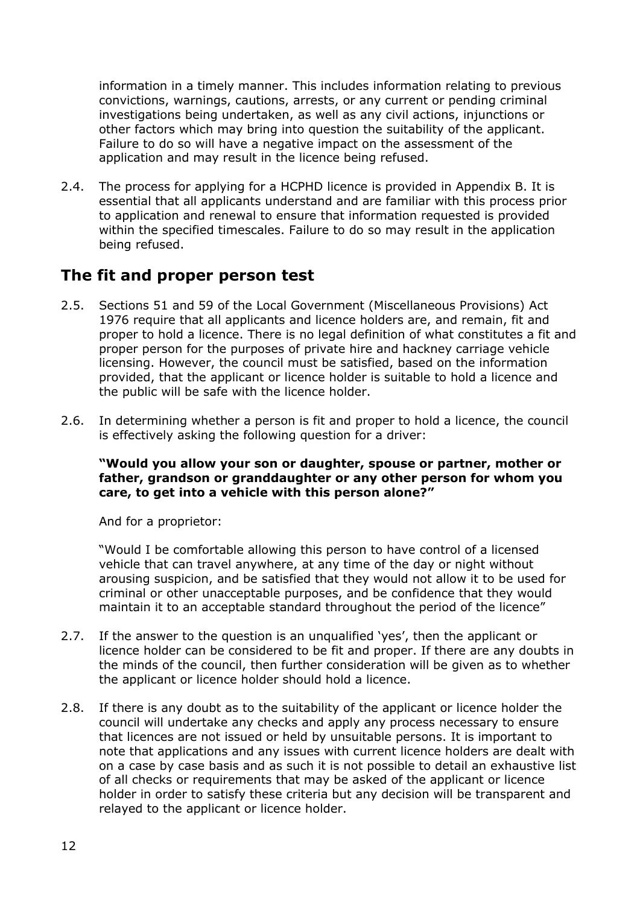information in a timely manner. This includes information relating to previous convictions, warnings, cautions, arrests, or any current or pending criminal investigations being undertaken, as well as any civil actions, injunctions or other factors which may bring into question the suitability of the applicant. Failure to do so will have a negative impact on the assessment of the application and may result in the licence being refused.

2.4. The process for applying for a HCPHD licence is provided in Appendix B. It is essential that all applicants understand and are familiar with this process prior to application and renewal to ensure that information requested is provided within the specified timescales. Failure to do so may result in the application being refused.

## The fit and proper person test

2.5. Sections 51 and 59 of the Local Government (Miscellaneous Provisions) Act 1976 require that all applicants and licence holders are, and remain, fit and proper to hold a licence. There is no legal definition of what constitutes a fit and proper person for the purposes of private hire and hackney carriage vehicle licensing. However, the council must be satisfied, based on the information provided, that the applicant or licence holder is suitable to hold a licence and the public will be safe with the licence holder.

2.6. In determining whether a person is fit and proper to hold a licence, the council is effectively asking the following question for a driver:

**"Would you allow your son or daughter, spouse or partner, mother or father, grandson or granddaughter or any other person for whom you care, to get into a vehicle with this person alone?"**

And for a proprietor:

"Would I be comfortable allowing this person to have control of a licensed vehicle that can travel anywhere, at any time of the day or night without arousing suspicion, and be satisfied that they would not allow it to be used for criminal or other unacceptable purposes, and be confidence that they would maintain it to an acceptable standard throughout the period of the licence"

2.7. If the answer to the question is an unqualified 'yes', then the applicant or licence holder can be considered to be fit and proper. If there are any doubts in the minds of the council, then further consideration will be given as to whether the applicant or licence holder should hold a licence.

2.8. If there is any doubt as to the suitability of the applicant or licence holder the council will undertake any checks and apply any process necessary to ensure that licences are not issued or held by unsuitable persons. It is important to note that applications and any issues with current licence holders are dealt with on a case by case basis and as such it is not possible to detail an exhaustive list of all checks or requirements that may be asked of the applicant or licence holder in order to satisfy these criteria but any decision will be transparent and relayed to the applicant or licence holder.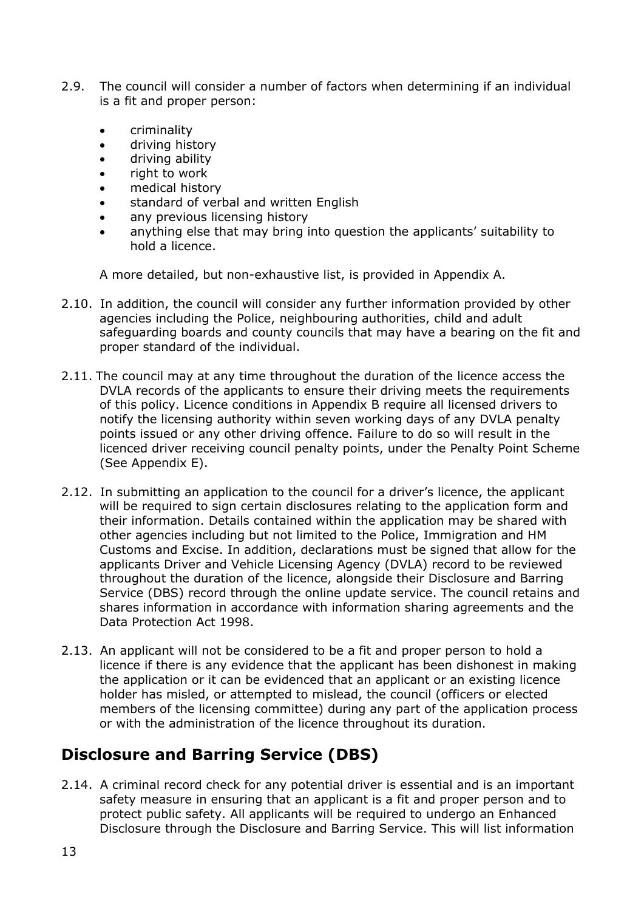2.9. The council will consider a number of factors when determining if an individual is a fit and proper person:

- criminality
- driving history
- driving ability
- right to work
- medical history
- standard of verbal and written English
- any previous licensing history
- anything else that may bring into question the applicants' suitability to hold a licence.

A more detailed, but non-exhaustive list, is provided in Appendix A.

2.10. In addition, the council will consider any further information provided by other agencies including the Police, neighbouring authorities, child and adult safeguarding boards and county councils that may have a bearing on the fit and proper standard of the individual.

2.11. The council may at any time throughout the duration of the licence access the DVLA records of the applicants to ensure their driving meets the requirements of this policy. Licence conditions in Appendix B require all licensed drivers to notify the licensing authority within seven working days of any DVLA penalty points issued or any other driving offence. Failure to do so will result in the licenced driver receiving council penalty points, under the Penalty Point Scheme (See Appendix E).

2.12. In submitting an application to the council for a driver's licence, the applicant will be required to sign certain disclosures relating to the application form and their information. Details contained within the application may be shared with other agencies including but not limited to the Police, Immigration and HM Customs and Excise. In addition, declarations must be signed that allow for the applicants Driver and Vehicle Licensing Agency (DVLA) record to be reviewed throughout the duration of the licence, alongside their Disclosure and Barring Service (DBS) record through the online update service. The council retains and shares information in accordance with information sharing agreements and the Data Protection Act 1998.

2.13. An applicant will not be considered to be a fit and proper person to hold a licence if there is any evidence that the applicant has been dishonest in making the application or it can be evidenced that an applicant or an existing licence holder has misled, or attempted to mislead, the council (officers or elected members of the licensing committee) during any part of the application process or with the administration of the licence throughout its duration.

## Disclosure and Barring Service (DBS)

2.14. A criminal record check for any potential driver is essential and is an important safety measure in ensuring that an applicant is a fit and proper person and to protect public safety. All applicants will be required to undergo an Enhanced Disclosure through the Disclosure and Barring Service. This will list information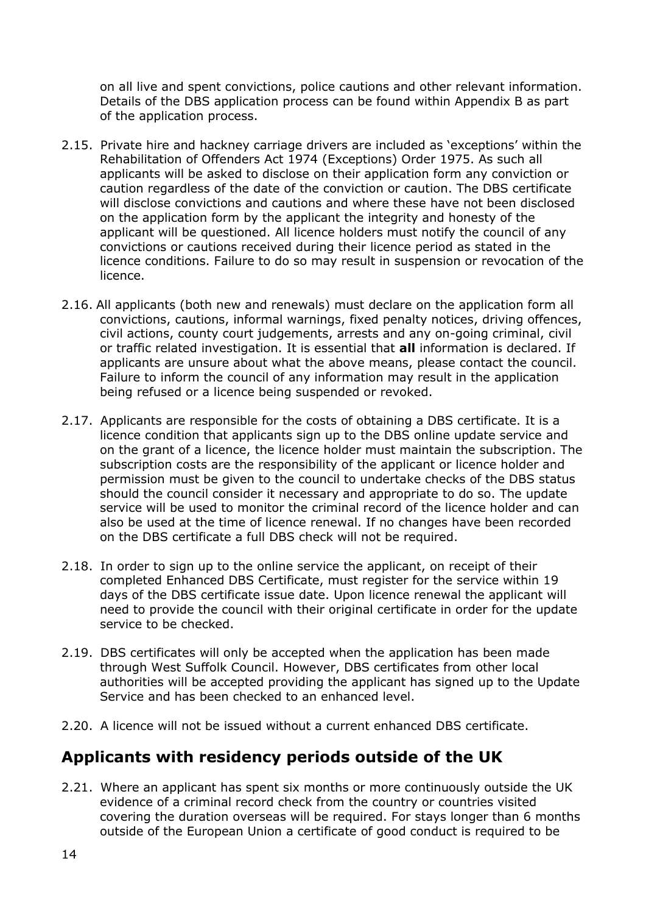on all live and spent convictions, police cautions and other relevant information. Details of the DBS application process can be found within Appendix B as part of the application process.

2.15. Private hire and hackney carriage drivers are included as 'exceptions' within the Rehabilitation of Offenders Act 1974 (Exceptions) Order 1975. As such all applicants will be asked to disclose on their application form any conviction or caution regardless of the date of the conviction or caution. The DBS certificate will disclose convictions and cautions and where these have not been disclosed on the application form by the applicant the integrity and honesty of the applicant will be questioned. All licence holders must notify the council of any convictions or cautions received during their licence period as stated in the licence conditions. Failure to do so may result in suspension or revocation of the licence.

2.16. All applicants (both new and renewals) must declare on the application form all convictions, cautions, informal warnings, fixed penalty notices, driving offences, civil actions, county court judgements, arrests and any on-going criminal, civil or traffic related investigation. It is essential that **all** information is declared. If applicants are unsure about what the above means, please contact the council. Failure to inform the council of any information may result in the application being refused or a licence being suspended or revoked.

2.17. Applicants are responsible for the costs of obtaining a DBS certificate. It is a licence condition that applicants sign up to the DBS online update service and on the grant of a licence, the licence holder must maintain the subscription. The subscription costs are the responsibility of the applicant or licence holder and permission must be given to the council to undertake checks of the DBS status should the council consider it necessary and appropriate to do so. The update service will be used to monitor the criminal record of the licence holder and can also be used at the time of licence renewal. If no changes have been recorded on the DBS certificate a full DBS check will not be required.

2.18. In order to sign up to the online service the applicant, on receipt of their completed Enhanced DBS Certificate, must register for the service within 19 days of the DBS certificate issue date. Upon licence renewal the applicant will need to provide the council with their original certificate in order for the update service to be checked.

2.19. DBS certificates will only be accepted when the application has been made through West Suffolk Council. However, DBS certificates from other local authorities will be accepted providing the applicant has signed up to the Update Service and has been checked to an enhanced level.

2.20. A licence will not be issued without a current enhanced DBS certificate.

## Applicants with residency periods outside of the UK

2.21. Where an applicant has spent six months or more continuously outside the UK evidence of a criminal record check from the country or countries visited covering the duration overseas will be required. For stays longer than 6 months outside of the European Union a certificate of good conduct is required to be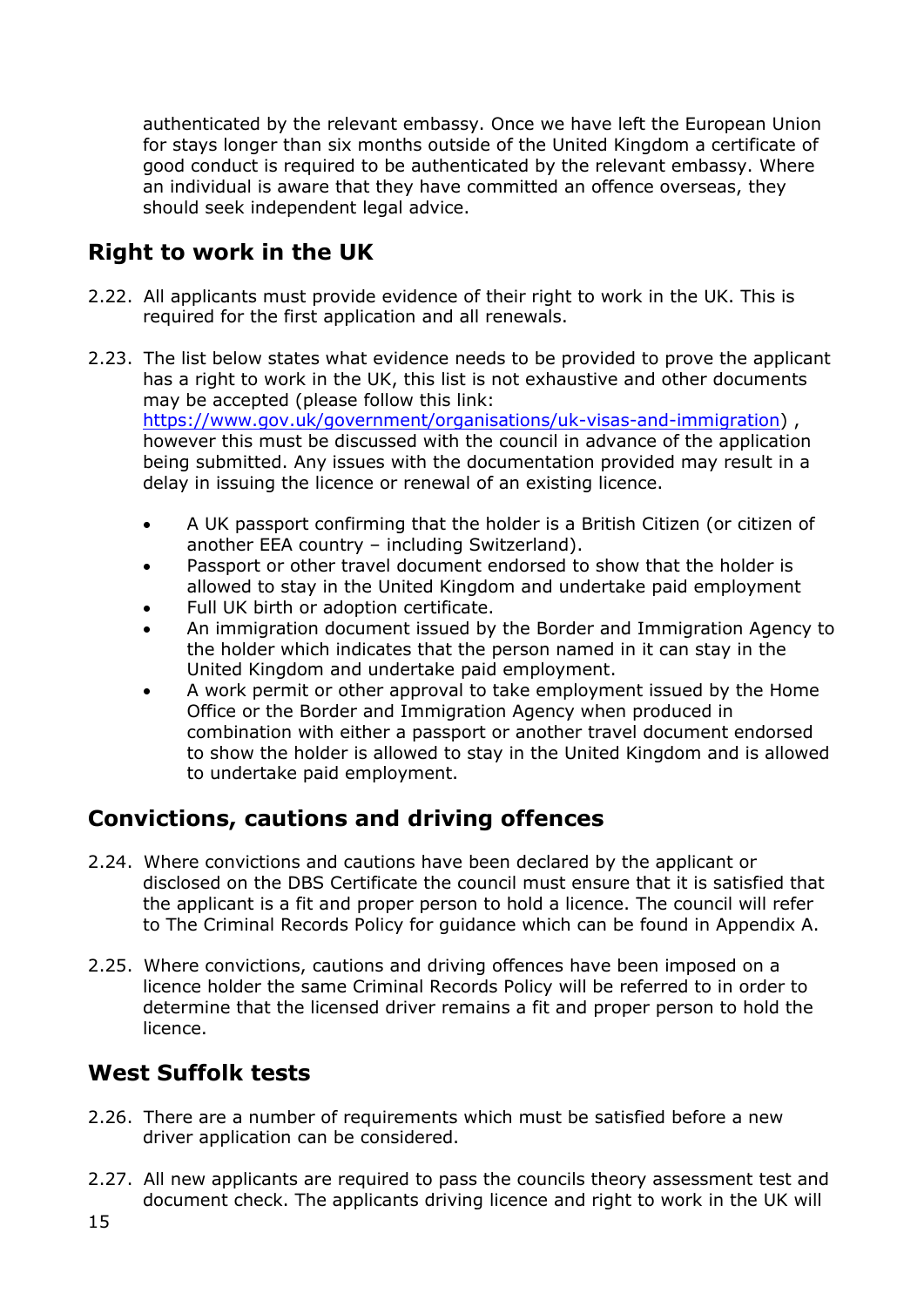authenticated by the relevant embassy. Once we have left the European Union for stays longer than six months outside of the United Kingdom a certificate of good conduct is required to be authenticated by the relevant embassy. Where an individual is aware that they have committed an offence overseas, they should seek independent legal advice.

## Right to work in the UK

2.22. All applicants must provide evidence of their right to work in the UK. This is required for the first application and all renewals.

2.23. The list below states what evidence needs to be provided to prove the applicant has a right to work in the UK, this list is not exhaustive and other documents may be accepted (please follow this link: [https://www.gov.uk/government/organisations/uk-visas-and-immigration](https://www.gov.uk/government/organisations/uk-visas-and-immigration)) , however this must be discussed with the council in advance of the application being submitted. Any issues with the documentation provided may result in a delay in issuing the licence or renewal of an existing licence.

- A UK passport confirming that the holder is a British Citizen (or citizen of another EEA country – including Switzerland).
- Passport or other travel document endorsed to show that the holder is allowed to stay in the United Kingdom and undertake paid employment
- Full UK birth or adoption certificate.
- An immigration document issued by the Border and Immigration Agency to the holder which indicates that the person named in it can stay in the United Kingdom and undertake paid employment.
- A work permit or other approval to take employment issued by the Home Office or the Border and Immigration Agency when produced in combination with either a passport or another travel document endorsed to show the holder is allowed to stay in the United Kingdom and is allowed to undertake paid employment.

## Convictions, cautions and driving offences

2.24. Where convictions and cautions have been declared by the applicant or disclosed on the DBS Certificate the council must ensure that it is satisfied that the applicant is a fit and proper person to hold a licence. The council will refer to The Criminal Records Policy for guidance which can be found in Appendix A.

2.25. Where convictions, cautions and driving offences have been imposed on a licence holder the same Criminal Records Policy will be referred to in order to determine that the licensed driver remains a fit and proper person to hold the licence.

## West Suffolk tests

2.26. There are a number of requirements which must be satisfied before a new driver application can be considered.

2.27. All new applicants are required to pass the councils theory assessment test and document check. The applicants driving licence and right to work in the UK will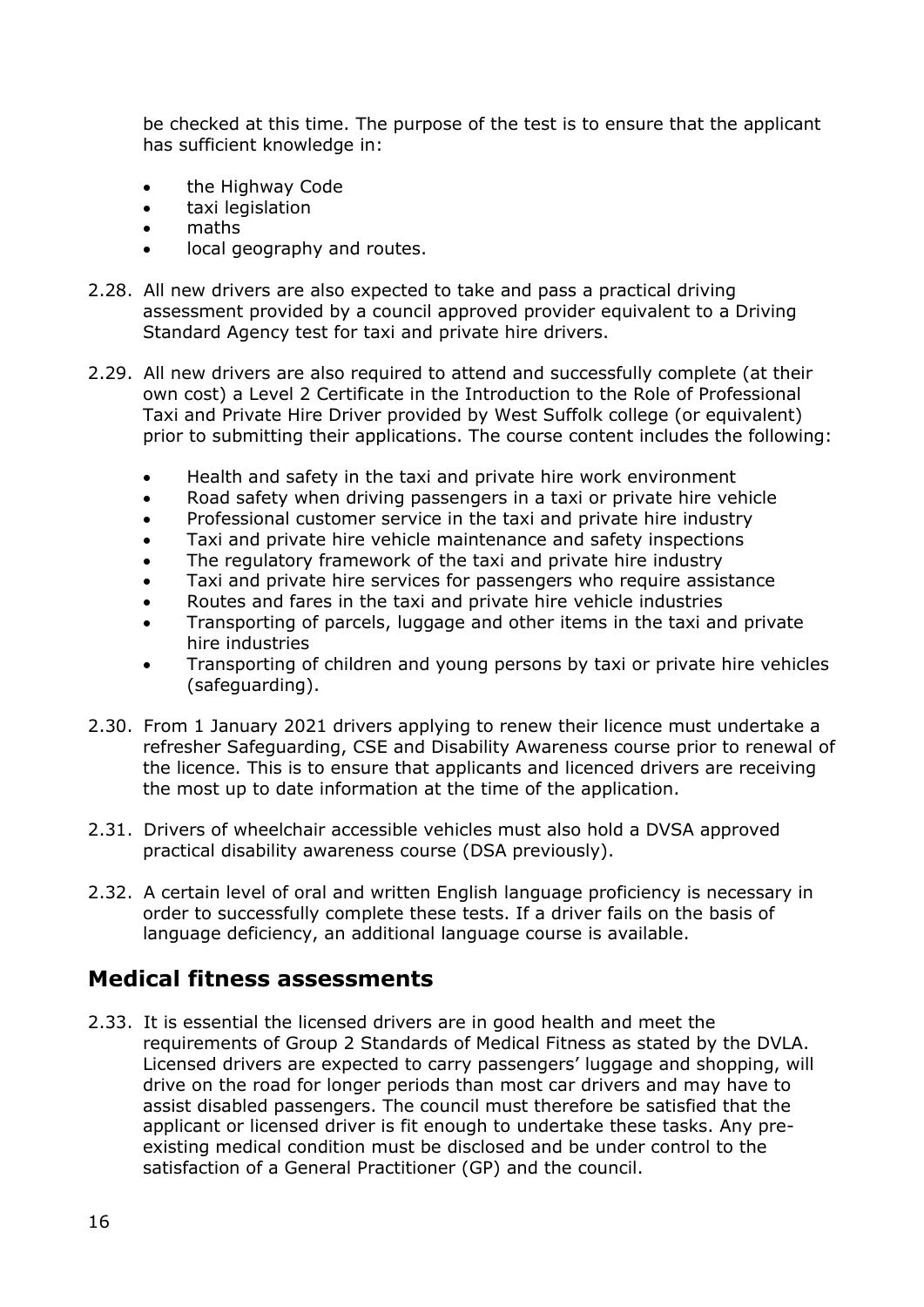be checked at this time. The purpose of the test is to ensure that the applicant has sufficient knowledge in:

- the Highway Code
- taxi legislation
- maths
- local geography and routes.

2.28. All new drivers are also expected to take and pass a practical driving assessment provided by a council approved provider equivalent to a Driving Standard Agency test for taxi and private hire drivers.

2.29. All new drivers are also required to attend and successfully complete (at their own cost) a Level 2 Certificate in the Introduction to the Role of Professional Taxi and Private Hire Driver provided by West Suffolk college (or equivalent) prior to submitting their applications. The course content includes the following:

- Health and safety in the taxi and private hire work environment
- Road safety when driving passengers in a taxi or private hire vehicle
- Professional customer service in the taxi and private hire industry
- Taxi and private hire vehicle maintenance and safety inspections
- The regulatory framework of the taxi and private hire industry
- Taxi and private hire services for passengers who require assistance
- Routes and fares in the taxi and private hire vehicle industries
- Transporting of parcels, luggage and other items in the taxi and private hire industries
- Transporting of children and young persons by taxi or private hire vehicles (safeguarding).

2.30. From 1 January 2021 drivers applying to renew their licence must undertake a refresher Safeguarding, CSE and Disability Awareness course prior to renewal of the licence. This is to ensure that applicants and licenced drivers are receiving the most up to date information at the time of the application.

2.31. Drivers of wheelchair accessible vehicles must also hold a DVSA approved practical disability awareness course (DSA previously).

2.32. A certain level of oral and written English language proficiency is necessary in order to successfully complete these tests. If a driver fails on the basis of language deficiency, an additional language course is available.

## Medical fitness assessments

2.33. It is essential the licensed drivers are in good health and meet the requirements of Group 2 Standards of Medical Fitness as stated by the DVLA. Licensed drivers are expected to carry passengers' luggage and shopping, will drive on the road for longer periods than most car drivers and may have to assist disabled passengers. The council must therefore be satisfied that the applicant or licensed driver is fit enough to undertake these tasks. Any pre-existing medical condition must be disclosed and be under control to the satisfaction of a General Practitioner (GP) and the council.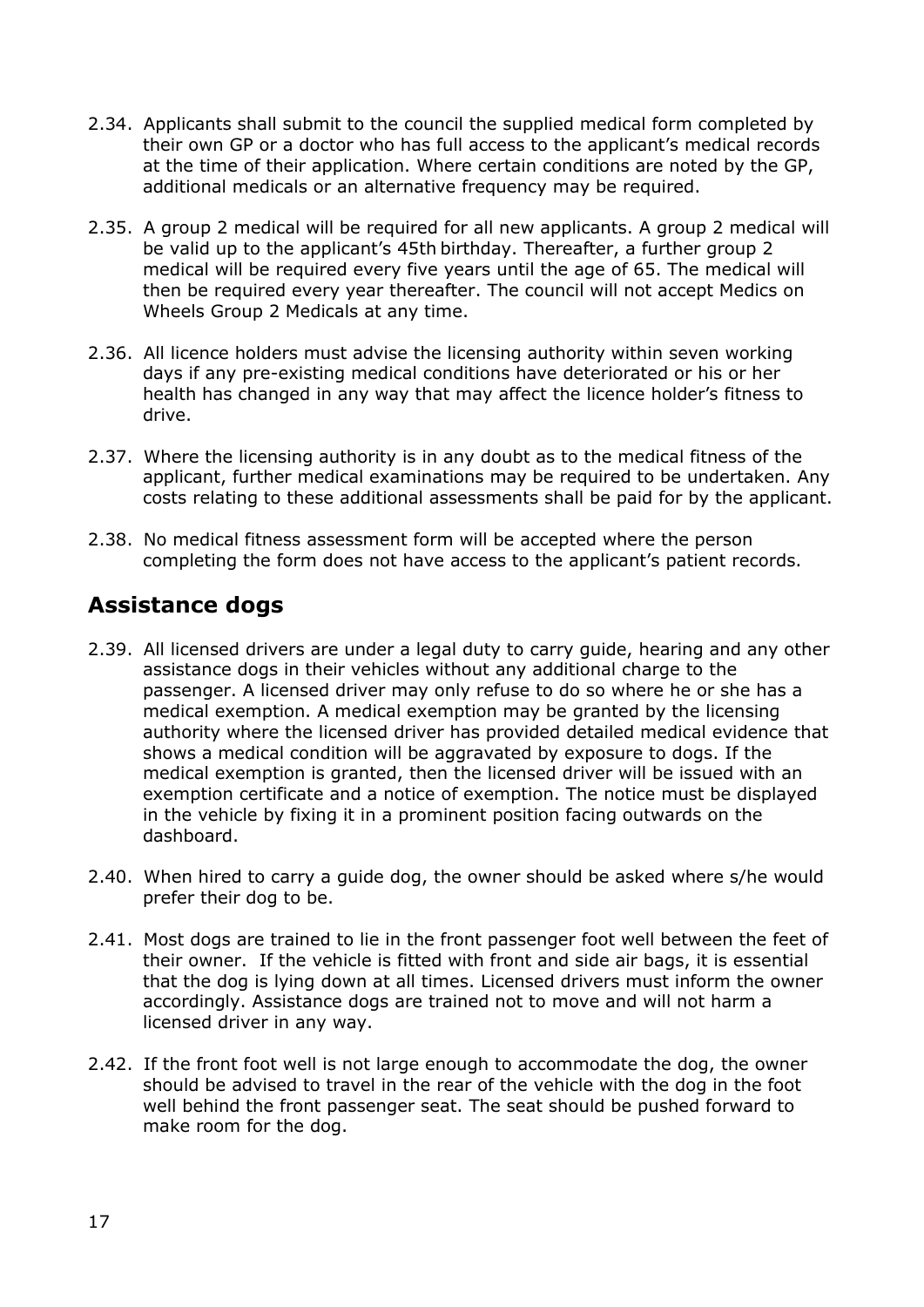2.34. Applicants shall submit to the council the supplied medical form completed by their own GP or a doctor who has full access to the applicant's medical records at the time of their application. Where certain conditions are noted by the GP, additional medicals or an alternative frequency may be required.

2.35. A group 2 medical will be required for all new applicants. A group 2 medical will be valid up to the applicant's 45th birthday. Thereafter, a further group 2 medical will be required every five years until the age of 65. The medical will then be required every year thereafter. The council will not accept Medics on Wheels Group 2 Medicals at any time.

2.36. All licence holders must advise the licensing authority within seven working days if any pre-existing medical conditions have deteriorated or his or her health has changed in any way that may affect the licence holder's fitness to drive.

2.37. Where the licensing authority is in any doubt as to the medical fitness of the applicant, further medical examinations may be required to be undertaken. Any costs relating to these additional assessments shall be paid for by the applicant.

2.38. No medical fitness assessment form will be accepted where the person completing the form does not have access to the applicant's patient records.

## Assistance dogs

2.39. All licensed drivers are under a legal duty to carry guide, hearing and any other assistance dogs in their vehicles without any additional charge to the passenger. A licensed driver may only refuse to do so where he or she has a medical exemption. A medical exemption may be granted by the licensing authority where the licensed driver has provided detailed medical evidence that shows a medical condition will be aggravated by exposure to dogs. If the medical exemption is granted, then the licensed driver will be issued with an exemption certificate and a notice of exemption. The notice must be displayed in the vehicle by fixing it in a prominent position facing outwards on the dashboard.

2.40. When hired to carry a guide dog, the owner should be asked where s/he would prefer their dog to be.

2.41. Most dogs are trained to lie in the front passenger foot well between the feet of their owner. If the vehicle is fitted with front and side air bags, it is essential that the dog is lying down at all times. Licensed drivers must inform the owner accordingly. Assistance dogs are trained not to move and will not harm a licensed driver in any way.

2.42. If the front foot well is not large enough to accommodate the dog, the owner should be advised to travel in the rear of the vehicle with the dog in the foot well behind the front passenger seat. The seat should be pushed forward to make room for the dog.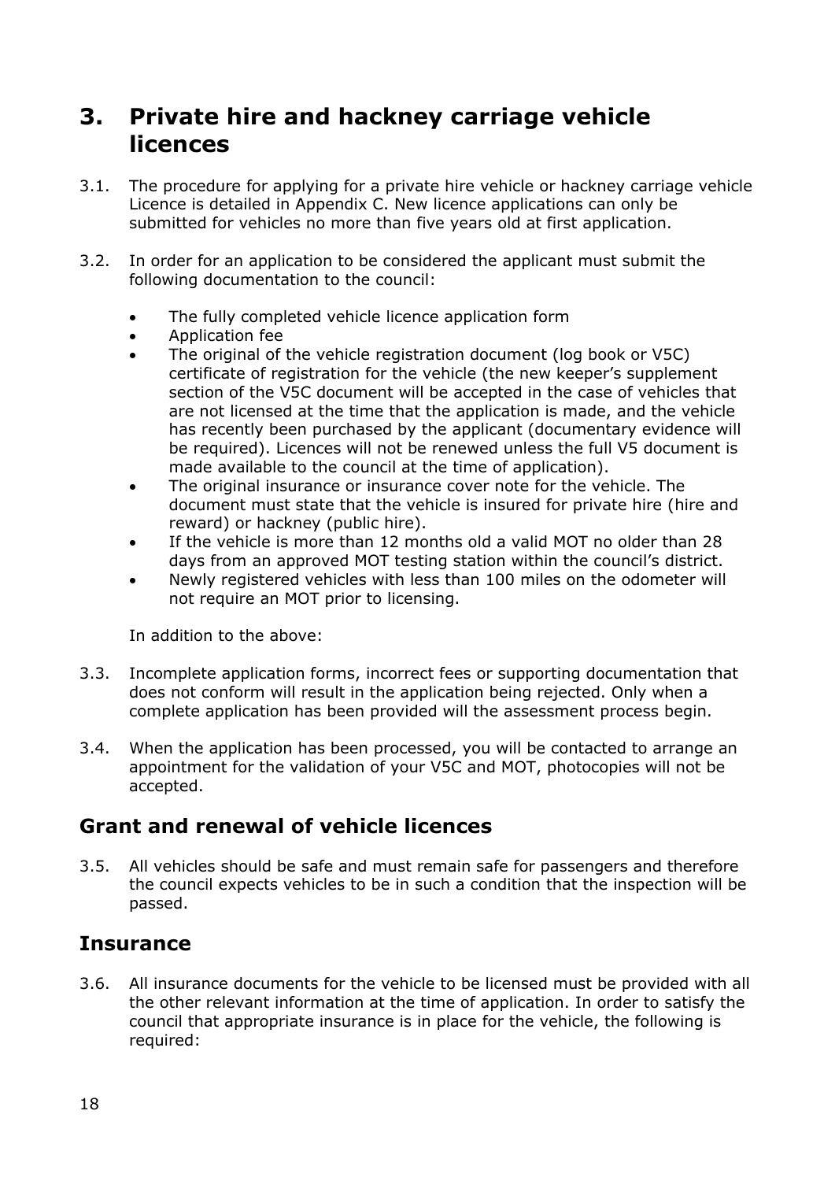# 3. Private hire and hackney carriage vehicle licences

3.1. The procedure for applying for a private hire vehicle or hackney carriage vehicle Licence is detailed in Appendix C. New licence applications can only be submitted for vehicles no more than five years old at first application.

3.2. In order for an application to be considered the applicant must submit the following documentation to the council:

- The fully completed vehicle licence application form
- Application fee
- The original of the vehicle registration document (log book or V5C) certificate of registration for the vehicle (the new keeper's supplement section of the V5C document will be accepted in the case of vehicles that are not licensed at the time that the application is made, and the vehicle has recently been purchased by the applicant (documentary evidence will be required). Licences will not be renewed unless the full V5 document is made available to the council at the time of application).
- The original insurance or insurance cover note for the vehicle. The document must state that the vehicle is insured for private hire (hire and reward) or hackney (public hire).
- If the vehicle is more than 12 months old a valid MOT no older than 28 days from an approved MOT testing station within the council's district.
- Newly registered vehicles with less than 100 miles on the odometer will not require an MOT prior to licensing.

In addition to the above:

3.3. Incomplete application forms, incorrect fees or supporting documentation that does not conform will result in the application being rejected. Only when a complete application has been provided will the assessment process begin.

3.4. When the application has been processed, you will be contacted to arrange an appointment for the validation of your V5C and MOT, photocopies will not be accepted.

## Grant and renewal of vehicle licences

3.5. All vehicles should be safe and must remain safe for passengers and therefore the council expects vehicles to be in such a condition that the inspection will be passed.

## Insurance

3.6. All insurance documents for the vehicle to be licensed must be provided with all the other relevant information at the time of application. In order to satisfy the council that appropriate insurance is in place for the vehicle, the following is required: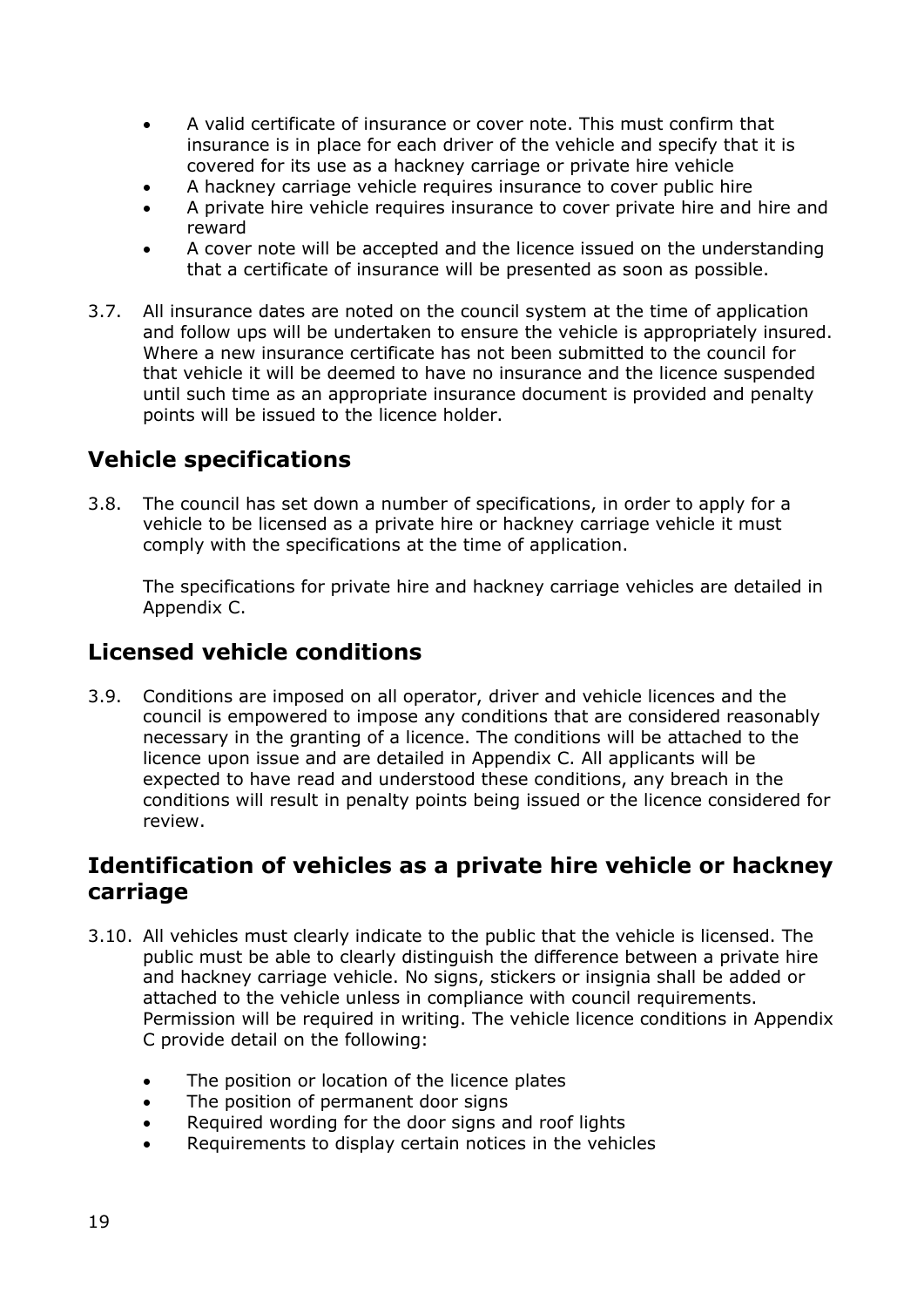- A valid certificate of insurance or cover note. This must confirm that insurance is in place for each driver of the vehicle and specify that it is covered for its use as a hackney carriage or private hire vehicle
- A hackney carriage vehicle requires insurance to cover public hire
- A private hire vehicle requires insurance to cover private hire and hire and reward
- A cover note will be accepted and the licence issued on the understanding that a certificate of insurance will be presented as soon as possible.

3.7. All insurance dates are noted on the council system at the time of application and follow ups will be undertaken to ensure the vehicle is appropriately insured. Where a new insurance certificate has not been submitted to the council for that vehicle it will be deemed to have no insurance and the licence suspended until such time as an appropriate insurance document is provided and penalty points will be issued to the licence holder.

## Vehicle specifications

3.8. The council has set down a number of specifications, in order to apply for a vehicle to be licensed as a private hire or hackney carriage vehicle it must comply with the specifications at the time of application.

The specifications for private hire and hackney carriage vehicles are detailed in Appendix C.

## Licensed vehicle conditions

3.9. Conditions are imposed on all operator, driver and vehicle licences and the council is empowered to impose any conditions that are considered reasonably necessary in the granting of a licence. The conditions will be attached to the licence upon issue and are detailed in Appendix C. All applicants will be expected to have read and understood these conditions, any breach in the conditions will result in penalty points being issued or the licence considered for review.

## Identification of vehicles as a private hire vehicle or hackney carriage

3.10. All vehicles must clearly indicate to the public that the vehicle is licensed. The public must be able to clearly distinguish the difference between a private hire and hackney carriage vehicle. No signs, stickers or insignia shall be added or attached to the vehicle unless in compliance with council requirements. Permission will be required in writing. The vehicle licence conditions in Appendix C provide detail on the following:

- The position or location of the licence plates
- The position of permanent door signs
- Required wording for the door signs and roof lights
- Requirements to display certain notices in the vehicles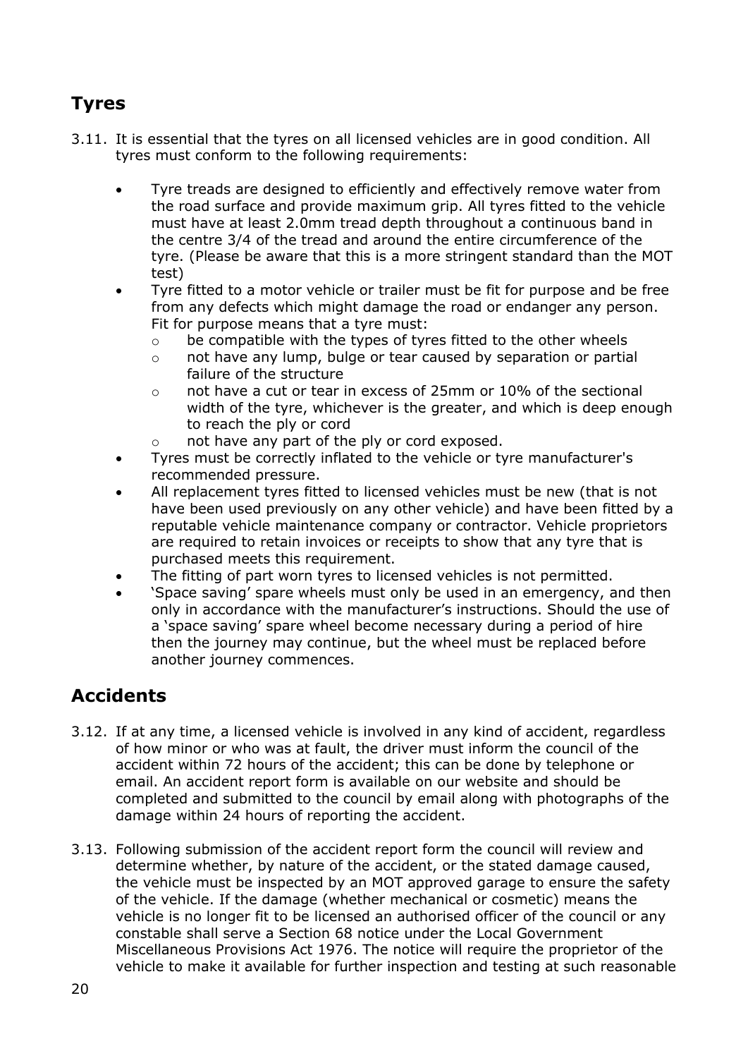## Tyres

3.11. It is essential that the tyres on all licensed vehicles are in good condition. All tyres must conform to the following requirements:

- Tyre treads are designed to efficiently and effectively remove water from the road surface and provide maximum grip. All tyres fitted to the vehicle must have at least 2.0mm tread depth throughout a continuous band in the centre 3/4 of the tread and around the entire circumference of the tyre. (Please be aware that this is a more stringent standard than the MOT test)
- Tyre fitted to a motor vehicle or trailer must be fit for purpose and be free from any defects which might damage the road or endanger any person. Fit for purpose means that a tyre must:
  - be compatible with the types of tyres fitted to the other wheels
  - not have any lump, bulge or tear caused by separation or partial failure of the structure
  - not have a cut or tear in excess of 25mm or 10% of the sectional width of the tyre, whichever is the greater, and which is deep enough to reach the ply or cord
  - not have any part of the ply or cord exposed.
- Tyres must be correctly inflated to the vehicle or tyre manufacturer's recommended pressure.
- All replacement tyres fitted to licensed vehicles must be new (that is not have been used previously on any other vehicle) and have been fitted by a reputable vehicle maintenance company or contractor. Vehicle proprietors are required to retain invoices or receipts to show that any tyre that is purchased meets this requirement.
- The fitting of part worn tyres to licensed vehicles is not permitted.
- 'Space saving' spare wheels must only be used in an emergency, and then only in accordance with the manufacturer's instructions. Should the use of a 'space saving' spare wheel become necessary during a period of hire then the journey may continue, but the wheel must be replaced before another journey commences.

## Accidents

3.12. If at any time, a licensed vehicle is involved in any kind of accident, regardless of how minor or who was at fault, the driver must inform the council of the accident within 72 hours of the accident; this can be done by telephone or email. An accident report form is available on our website and should be completed and submitted to the council by email along with photographs of the damage within 24 hours of reporting the accident.

3.13. Following submission of the accident report form the council will review and determine whether, by nature of the accident, or the stated damage caused, the vehicle must be inspected by an MOT approved garage to ensure the safety of the vehicle. If the damage (whether mechanical or cosmetic) means the vehicle is no longer fit to be licensed an authorised officer of the council or any constable shall serve a Section 68 notice under the Local Government Miscellaneous Provisions Act 1976. The notice will require the proprietor of the vehicle to make it available for further inspection and testing at such reasonable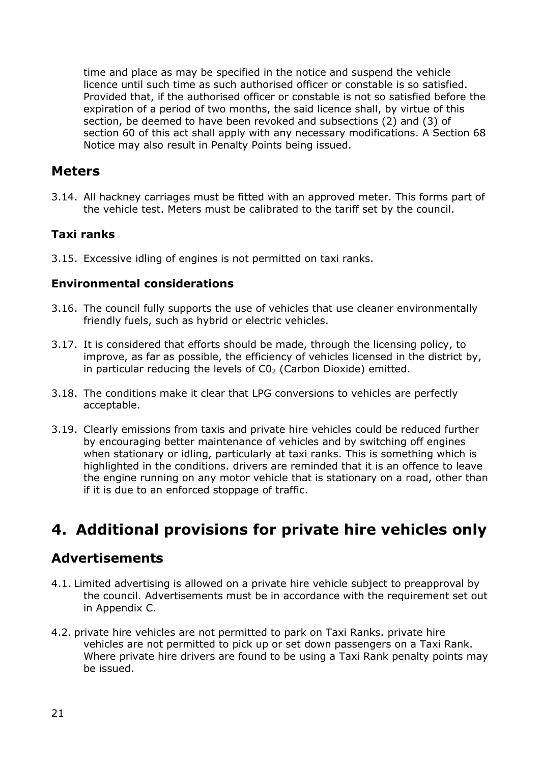time and place as may be specified in the notice and suspend the vehicle licence until such time as such authorised officer or constable is so satisfied. Provided that, if the authorised officer or constable is not so satisfied before the expiration of a period of two months, the said licence shall, by virtue of this section, be deemed to have been revoked and subsections (2) and (3) of section 60 of this act shall apply with any necessary modifications. A Section 68 Notice may also result in Penalty Points being issued.

## Meters

3.14. All hackney carriages must be fitted with an approved meter. This forms part of the vehicle test. Meters must be calibrated to the tariff set by the council.

### Taxi ranks

3.15. Excessive idling of engines is not permitted on taxi ranks.

### Environmental considerations

3.16. The council fully supports the use of vehicles that use cleaner environmentally friendly fuels, such as hybrid or electric vehicles.

3.17. It is considered that efforts should be made, through the licensing policy, to improve, as far as possible, the efficiency of vehicles licensed in the district by, in particular reducing the levels of $C0_2$ (Carbon Dioxide) emitted.

3.18. The conditions make it clear that LPG conversions to vehicles are perfectly acceptable.

3.19. Clearly emissions from taxis and private hire vehicles could be reduced further by encouraging better maintenance of vehicles and by switching off engines when stationary or idling, particularly at taxi ranks. This is something which is highlighted in the conditions. drivers are reminded that it is an offence to leave the engine running on any motor vehicle that is stationary on a road, other than if it is due to an enforced stoppage of traffic.

# 4. Additional provisions for private hire vehicles only

## Advertisements

4.1. Limited advertising is allowed on a private hire vehicle subject to preapproval by the council. Advertisements must be in accordance with the requirement set out in Appendix C.

4.2. private hire vehicles are not permitted to park on Taxi Ranks. private hire vehicles are not permitted to pick up or set down passengers on a Taxi Rank. Where private hire drivers are found to be using a Taxi Rank penalty points may be issued.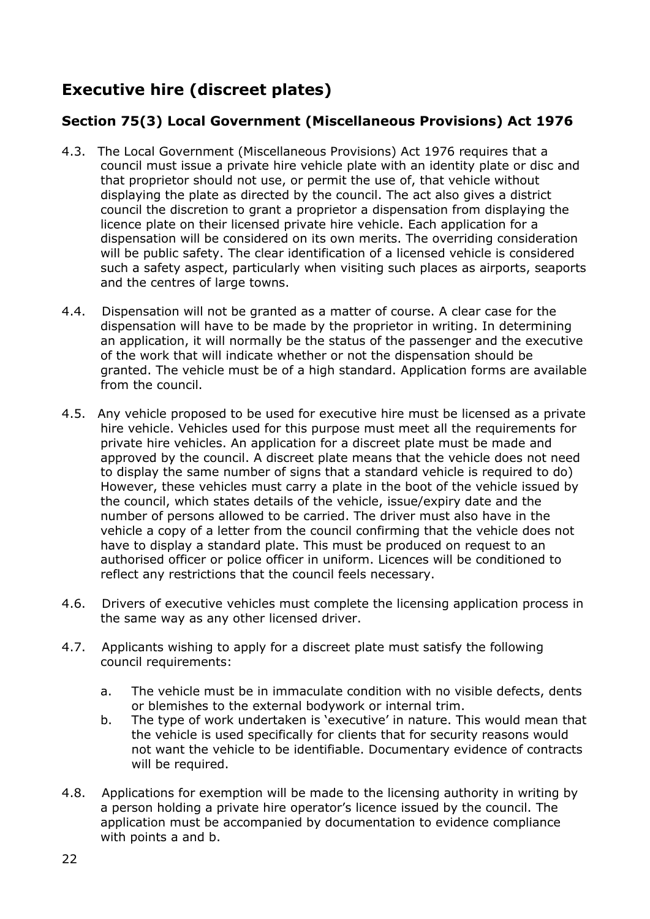## Executive hire (discreet plates)

### Section 75(3) Local Government (Miscellaneous Provisions) Act 1976

4.3. The Local Government (Miscellaneous Provisions) Act 1976 requires that a council must issue a private hire vehicle plate with an identity plate or disc and that proprietor should not use, or permit the use of, that vehicle without displaying the plate as directed by the council. The act also gives a district council the discretion to grant a proprietor a dispensation from displaying the licence plate on their licensed private hire vehicle. Each application for a dispensation will be considered on its own merits. The overriding consideration will be public safety. The clear identification of a licensed vehicle is considered such a safety aspect, particularly when visiting such places as airports, seaports and the centres of large towns.

4.4. Dispensation will not be granted as a matter of course. A clear case for the dispensation will have to be made by the proprietor in writing. In determining an application, it will normally be the status of the passenger and the executive of the work that will indicate whether or not the dispensation should be granted. The vehicle must be of a high standard. Application forms are available from the council.

4.5. Any vehicle proposed to be used for executive hire must be licensed as a private hire vehicle. Vehicles used for this purpose must meet all the requirements for private hire vehicles. An application for a discreet plate must be made and approved by the council. A discreet plate means that the vehicle does not need to display the same number of signs that a standard vehicle is required to do) However, these vehicles must carry a plate in the boot of the vehicle issued by the council, which states details of the vehicle, issue/expiry date and the number of persons allowed to be carried. The driver must also have in the vehicle a copy of a letter from the council confirming that the vehicle does not have to display a standard plate. This must be produced on request to an authorised officer or police officer in uniform. Licences will be conditioned to reflect any restrictions that the council feels necessary.

4.6. Drivers of executive vehicles must complete the licensing application process in the same way as any other licensed driver.

4.7. Applicants wishing to apply for a discreet plate must satisfy the following council requirements:

  a. The vehicle must be in immaculate condition with no visible defects, dents or blemishes to the external bodywork or internal trim.
  b. The type of work undertaken is 'executive' in nature. This would mean that the vehicle is used specifically for clients that for security reasons would not want the vehicle to be identifiable. Documentary evidence of contracts will be required.

4.8. Applications for exemption will be made to the licensing authority in writing by a person holding a private hire operator's licence issued by the council. The application must be accompanied by documentation to evidence compliance with points a and b.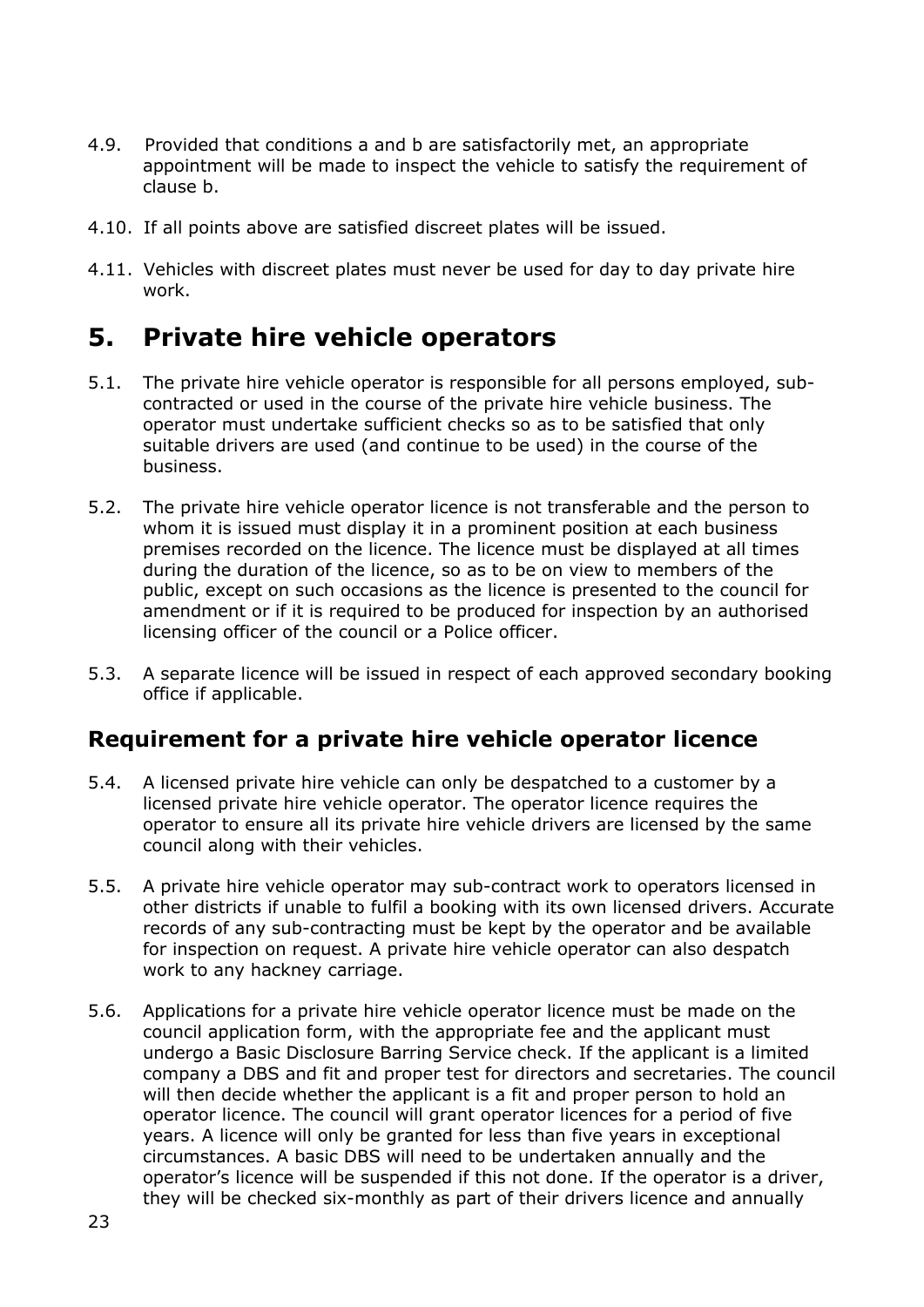4.9. Provided that conditions a and b are satisfactorily met, an appropriate appointment will be made to inspect the vehicle to satisfy the requirement of clause b.

4.10. If all points above are satisfied discreet plates will be issued.

4.11. Vehicles with discreet plates must never be used for day to day private hire work.

# 5. Private hire vehicle operators

5.1. The private hire vehicle operator is responsible for all persons employed, sub-contracted or used in the course of the private hire vehicle business. The operator must undertake sufficient checks so as to be satisfied that only suitable drivers are used (and continue to be used) in the course of the business.

5.2. The private hire vehicle operator licence is not transferable and the person to whom it is issued must display it in a prominent position at each business premises recorded on the licence. The licence must be displayed at all times during the duration of the licence, so as to be on view to members of the public, except on such occasions as the licence is presented to the council for amendment or if it is required to be produced for inspection by an authorised licensing officer of the council or a Police officer.

5.3. A separate licence will be issued in respect of each approved secondary booking office if applicable.

## Requirement for a private hire vehicle operator licence

5.4. A licensed private hire vehicle can only be despatched to a customer by a licensed private hire vehicle operator. The operator licence requires the operator to ensure all its private hire vehicle drivers are licensed by the same council along with their vehicles.

5.5. A private hire vehicle operator may sub-contract work to operators licensed in other districts if unable to fulfil a booking with its own licensed drivers. Accurate records of any sub-contracting must be kept by the operator and be available for inspection on request. A private hire vehicle operator can also despatch work to any hackney carriage.

5.6. Applications for a private hire vehicle operator licence must be made on the council application form, with the appropriate fee and the applicant must undergo a Basic Disclosure Barring Service check. If the applicant is a limited company a DBS and fit and proper test for directors and secretaries. The council will then decide whether the applicant is a fit and proper person to hold an operator licence. The council will grant operator licences for a period of five years. A licence will only be granted for less than five years in exceptional circumstances. A basic DBS will need to be undertaken annually and the operator's licence will be suspended if this not done. If the operator is a driver, they will be checked six-monthly as part of their drivers licence and annually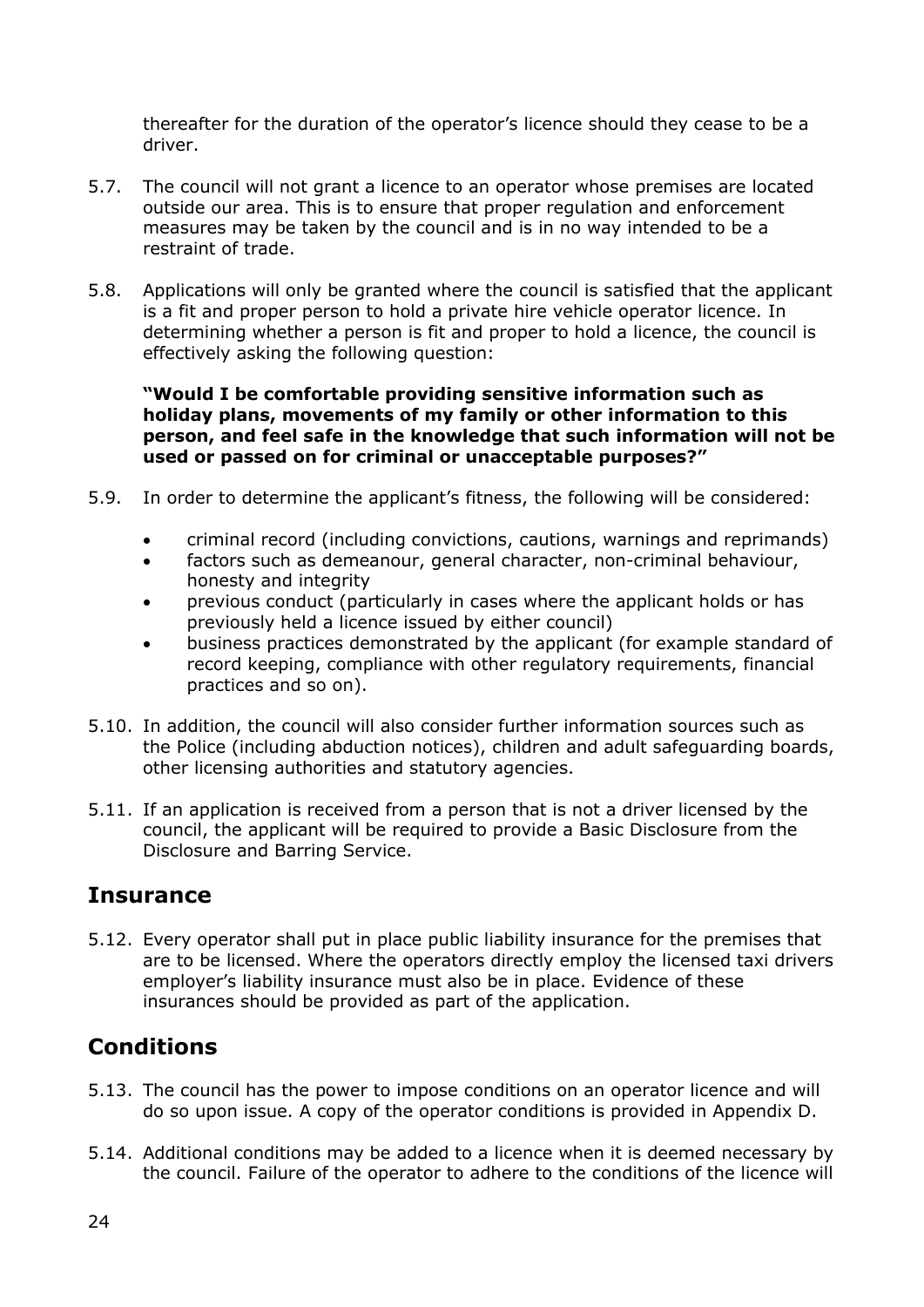thereafter for the duration of the operator's licence should they cease to be a driver.

5.7. The council will not grant a licence to an operator whose premises are located outside our area. This is to ensure that proper regulation and enforcement measures may be taken by the council and is in no way intended to be a restraint of trade.

5.8. Applications will only be granted where the council is satisfied that the applicant is a fit and proper person to hold a private hire vehicle operator licence. In determining whether a person is fit and proper to hold a licence, the council is effectively asking the following question:

**"Would I be comfortable providing sensitive information such as holiday plans, movements of my family or other information to this person, and feel safe in the knowledge that such information will not be used or passed on for criminal or unacceptable purposes?"**

5.9. In order to determine the applicant's fitness, the following will be considered:

- criminal record (including convictions, cautions, warnings and reprimands)
- factors such as demeanour, general character, non-criminal behaviour, honesty and integrity
- previous conduct (particularly in cases where the applicant holds or has previously held a licence issued by either council)
- business practices demonstrated by the applicant (for example standard of record keeping, compliance with other regulatory requirements, financial practices and so on).

5.10. In addition, the council will also consider further information sources such as the Police (including abduction notices), children and adult safeguarding boards, other licensing authorities and statutory agencies.

5.11. If an application is received from a person that is not a driver licensed by the council, the applicant will be required to provide a Basic Disclosure from the Disclosure and Barring Service.

## Insurance

5.12. Every operator shall put in place public liability insurance for the premises that are to be licensed. Where the operators directly employ the licensed taxi drivers employer's liability insurance must also be in place. Evidence of these insurances should be provided as part of the application.

## Conditions

5.13. The council has the power to impose conditions on an operator licence and will do so upon issue. A copy of the operator conditions is provided in Appendix D.

5.14. Additional conditions may be added to a licence when it is deemed necessary by the council. Failure of the operator to adhere to the conditions of the licence will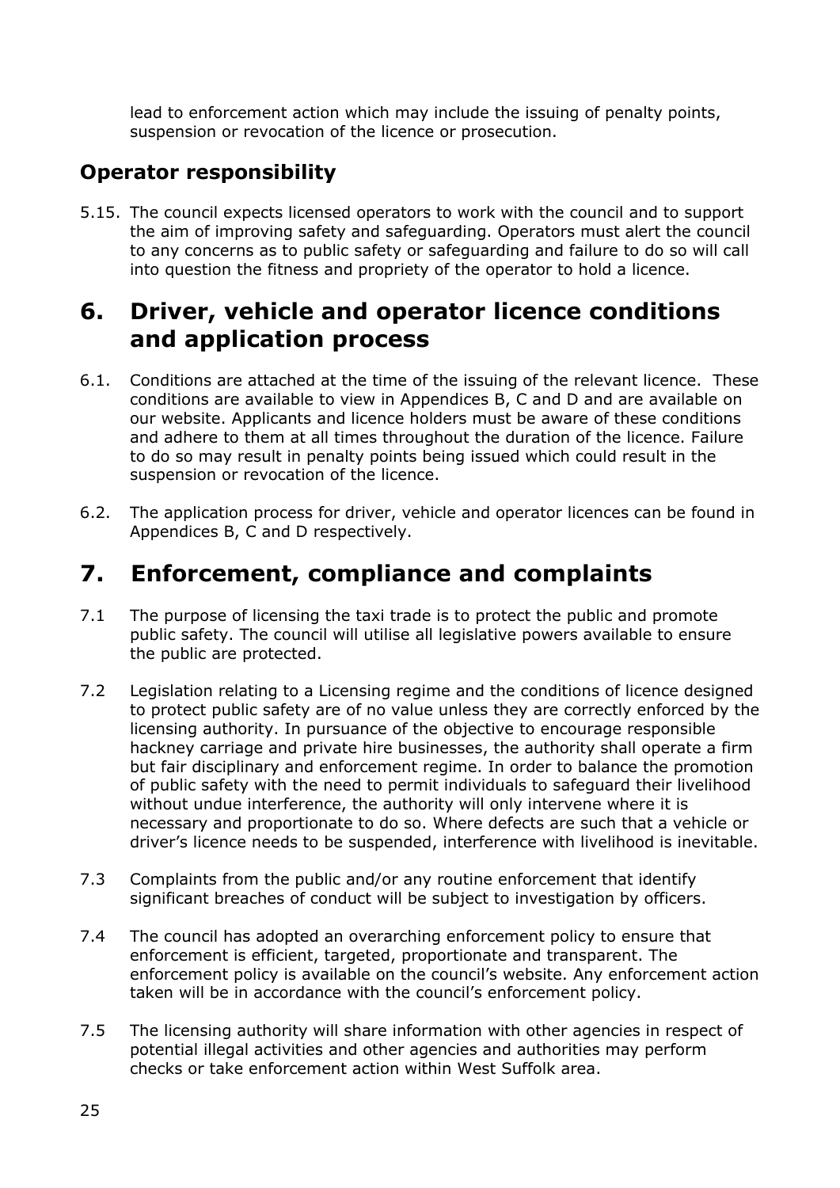lead to enforcement action which may include the issuing of penalty points, suspension or revocation of the licence or prosecution.

### Operator responsibility

5.15. The council expects licensed operators to work with the council and to support the aim of improving safety and safeguarding. Operators must alert the council to any concerns as to public safety or safeguarding and failure to do so will call into question the fitness and propriety of the operator to hold a licence.

## 6. Driver, vehicle and operator licence conditions and application process

6.1. Conditions are attached at the time of the issuing of the relevant licence. These conditions are available to view in Appendices B, C and D and are available on our website. Applicants and licence holders must be aware of these conditions and adhere to them at all times throughout the duration of the licence. Failure to do so may result in penalty points being issued which could result in the suspension or revocation of the licence.

6.2. The application process for driver, vehicle and operator licences can be found in Appendices B, C and D respectively.

## 7. Enforcement, compliance and complaints

7.1 The purpose of licensing the taxi trade is to protect the public and promote public safety. The council will utilise all legislative powers available to ensure the public are protected.

7.2 Legislation relating to a Licensing regime and the conditions of licence designed to protect public safety are of no value unless they are correctly enforced by the licensing authority. In pursuance of the objective to encourage responsible hackney carriage and private hire businesses, the authority shall operate a firm but fair disciplinary and enforcement regime. In order to balance the promotion of public safety with the need to permit individuals to safeguard their livelihood without undue interference, the authority will only intervene where it is necessary and proportionate to do so. Where defects are such that a vehicle or driver's licence needs to be suspended, interference with livelihood is inevitable.

7.3 Complaints from the public and/or any routine enforcement that identify significant breaches of conduct will be subject to investigation by officers.

7.4 The council has adopted an overarching enforcement policy to ensure that enforcement is efficient, targeted, proportionate and transparent. The enforcement policy is available on the council's website. Any enforcement action taken will be in accordance with the council's enforcement policy.

7.5 The licensing authority will share information with other agencies in respect of potential illegal activities and other agencies and authorities may perform checks or take enforcement action within West Suffolk area.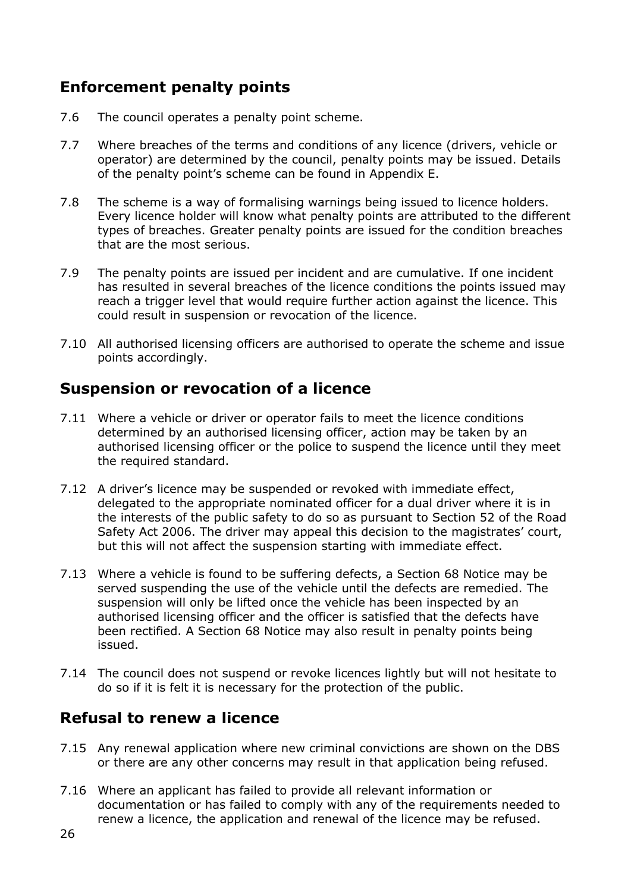## Enforcement penalty points

7.6 The council operates a penalty point scheme.

7.7 Where breaches of the terms and conditions of any licence (drivers, vehicle or operator) are determined by the council, penalty points may be issued. Details of the penalty point's scheme can be found in Appendix E.

7.8 The scheme is a way of formalising warnings being issued to licence holders. Every licence holder will know what penalty points are attributed to the different types of breaches. Greater penalty points are issued for the condition breaches that are the most serious.

7.9 The penalty points are issued per incident and are cumulative. If one incident has resulted in several breaches of the licence conditions the points issued may reach a trigger level that would require further action against the licence. This could result in suspension or revocation of the licence.

7.10 All authorised licensing officers are authorised to operate the scheme and issue points accordingly.

## Suspension or revocation of a licence

7.11 Where a vehicle or driver or operator fails to meet the licence conditions determined by an authorised licensing officer, action may be taken by an authorised licensing officer or the police to suspend the licence until they meet the required standard.

7.12 A driver's licence may be suspended or revoked with immediate effect, delegated to the appropriate nominated officer for a dual driver where it is in the interests of the public safety to do so as pursuant to Section 52 of the Road Safety Act 2006. The driver may appeal this decision to the magistrates' court, but this will not affect the suspension starting with immediate effect.

7.13 Where a vehicle is found to be suffering defects, a Section 68 Notice may be served suspending the use of the vehicle until the defects are remedied. The suspension will only be lifted once the vehicle has been inspected by an authorised licensing officer and the officer is satisfied that the defects have been rectified. A Section 68 Notice may also result in penalty points being issued.

7.14 The council does not suspend or revoke licences lightly but will not hesitate to do so if it is felt it is necessary for the protection of the public.

## Refusal to renew a licence

7.15 Any renewal application where new criminal convictions are shown on the DBS or there are any other concerns may result in that application being refused.

7.16 Where an applicant has failed to provide all relevant information or documentation or has failed to comply with any of the requirements needed to renew a licence, the application and renewal of the licence may be refused.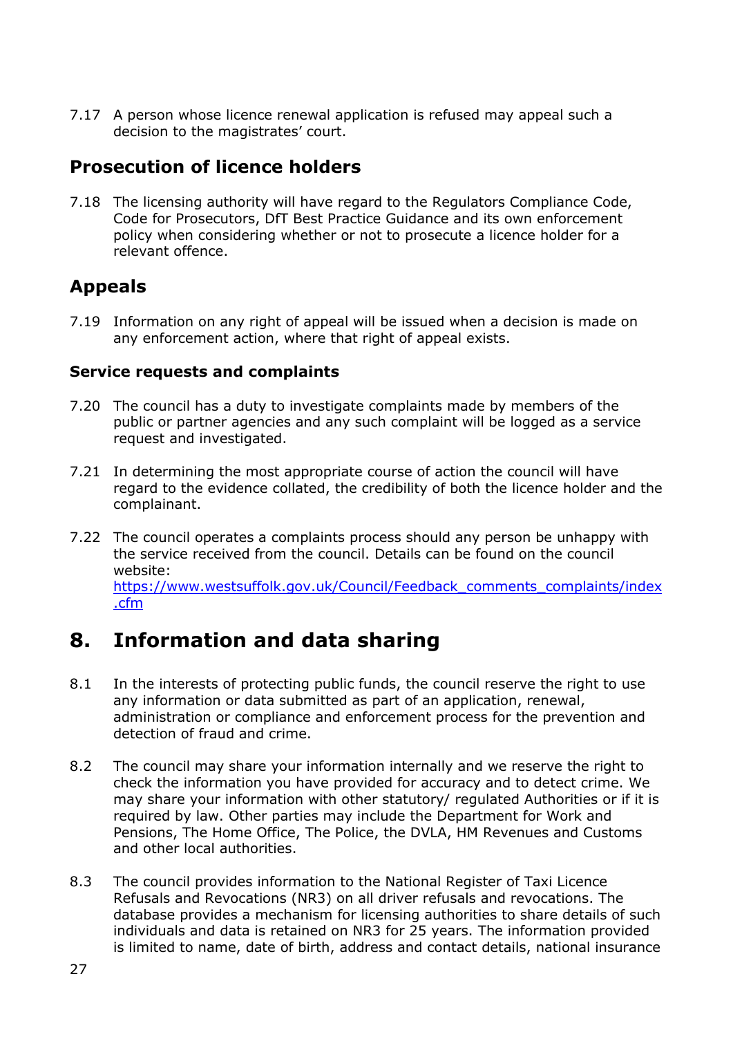7.17 A person whose licence renewal application is refused may appeal such a decision to the magistrates' court.

## Prosecution of licence holders

7.18 The licensing authority will have regard to the Regulators Compliance Code, Code for Prosecutors, DfT Best Practice Guidance and its own enforcement policy when considering whether or not to prosecute a licence holder for a relevant offence.

## Appeals

7.19 Information on any right of appeal will be issued when a decision is made on any enforcement action, where that right of appeal exists.

### Service requests and complaints

7.20 The council has a duty to investigate complaints made by members of the public or partner agencies and any such complaint will be logged as a service request and investigated.

7.21 In determining the most appropriate course of action the council will have regard to the evidence collated, the credibility of both the licence holder and the complainant.

7.22 The council operates a complaints process should any person be unhappy with the service received from the council. Details can be found on the council website: [https://www.westsuffolk.gov.uk/Council/Feedback_comments_complaints/index.cfm](https://www.westsuffolk.gov.uk/Council/Feedback_comments_complaints/index.cfm)

# 8. Information and data sharing

8.1 In the interests of protecting public funds, the council reserve the right to use any information or data submitted as part of an application, renewal, administration or compliance and enforcement process for the prevention and detection of fraud and crime.

8.2 The council may share your information internally and we reserve the right to check the information you have provided for accuracy and to detect crime. We may share your information with other statutory/ regulated Authorities or if it is required by law. Other parties may include the Department for Work and Pensions, The Home Office, The Police, the DVLA, HM Revenues and Customs and other local authorities.

8.3 The council provides information to the National Register of Taxi Licence Refusals and Revocations (NR3) on all driver refusals and revocations. The database provides a mechanism for licensing authorities to share details of such individuals and data is retained on NR3 for 25 years. The information provided is limited to name, date of birth, address and contact details, national insurance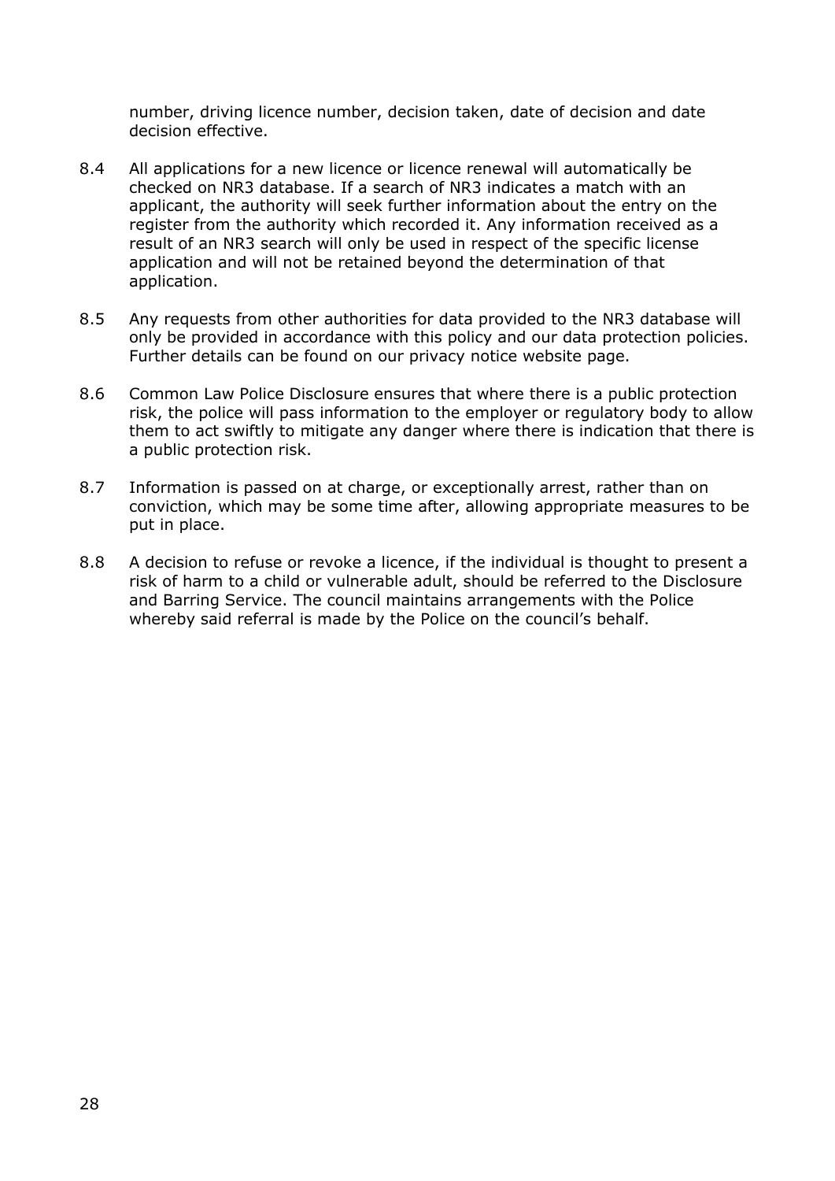number, driving licence number, decision taken, date of decision and date decision effective.

8.4 All applications for a new licence or licence renewal will automatically be checked on NR3 database. If a search of NR3 indicates a match with an applicant, the authority will seek further information about the entry on the register from the authority which recorded it. Any information received as a result of an NR3 search will only be used in respect of the specific license application and will not be retained beyond the determination of that application.

8.5 Any requests from other authorities for data provided to the NR3 database will only be provided in accordance with this policy and our data protection policies. Further details can be found on our privacy notice website page.

8.6 Common Law Police Disclosure ensures that where there is a public protection risk, the police will pass information to the employer or regulatory body to allow them to act swiftly to mitigate any danger where there is indication that there is a public protection risk.

8.7 Information is passed on at charge, or exceptionally arrest, rather than on conviction, which may be some time after, allowing appropriate measures to be put in place.

8.8 A decision to refuse or revoke a licence, if the individual is thought to present a risk of harm to a child or vulnerable adult, should be referred to the Disclosure and Barring Service. The council maintains arrangements with the Police whereby said referral is made by the Police on the council's behalf.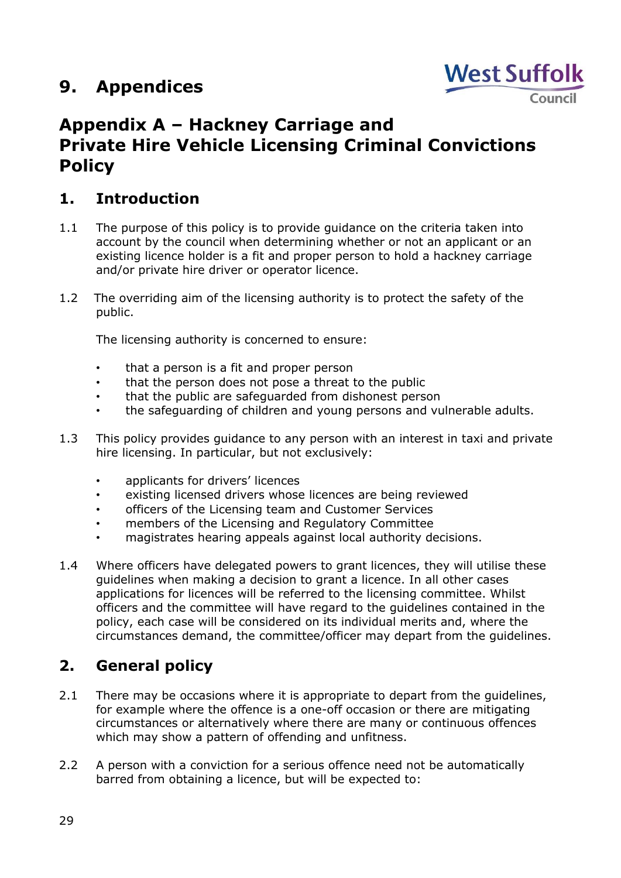# 9. Appendices

West Suffolk Council

## Appendix A – Hackney Carriage and Private Hire Vehicle Licensing Criminal Convictions Policy

### 1. Introduction

1.1 The purpose of this policy is to provide guidance on the criteria taken into account by the council when determining whether or not an applicant or an existing licence holder is a fit and proper person to hold a hackney carriage and/or private hire driver or operator licence.

1.2 The overriding aim of the licensing authority is to protect the safety of the public.

The licensing authority is concerned to ensure:

- that a person is a fit and proper person
- that the person does not pose a threat to the public
- that the public are safeguarded from dishonest person
- the safeguarding of children and young persons and vulnerable adults.

1.3 This policy provides guidance to any person with an interest in taxi and private hire licensing. In particular, but not exclusively:

- applicants for drivers' licences
- existing licensed drivers whose licences are being reviewed
- officers of the Licensing team and Customer Services
- members of the Licensing and Regulatory Committee
- magistrates hearing appeals against local authority decisions.

1.4 Where officers have delegated powers to grant licences, they will utilise these guidelines when making a decision to grant a licence. In all other cases applications for licences will be referred to the licensing committee. Whilst officers and the committee will have regard to the guidelines contained in the policy, each case will be considered on its individual merits and, where the circumstances demand, the committee/officer may depart from the guidelines.

### 2. General policy

2.1 There may be occasions where it is appropriate to depart from the guidelines, for example where the offence is a one-off occasion or there are mitigating circumstances or alternatively where there are many or continuous offences which may show a pattern of offending and unfitness.

2.2 A person with a conviction for a serious offence need not be automatically barred from obtaining a licence, but will be expected to: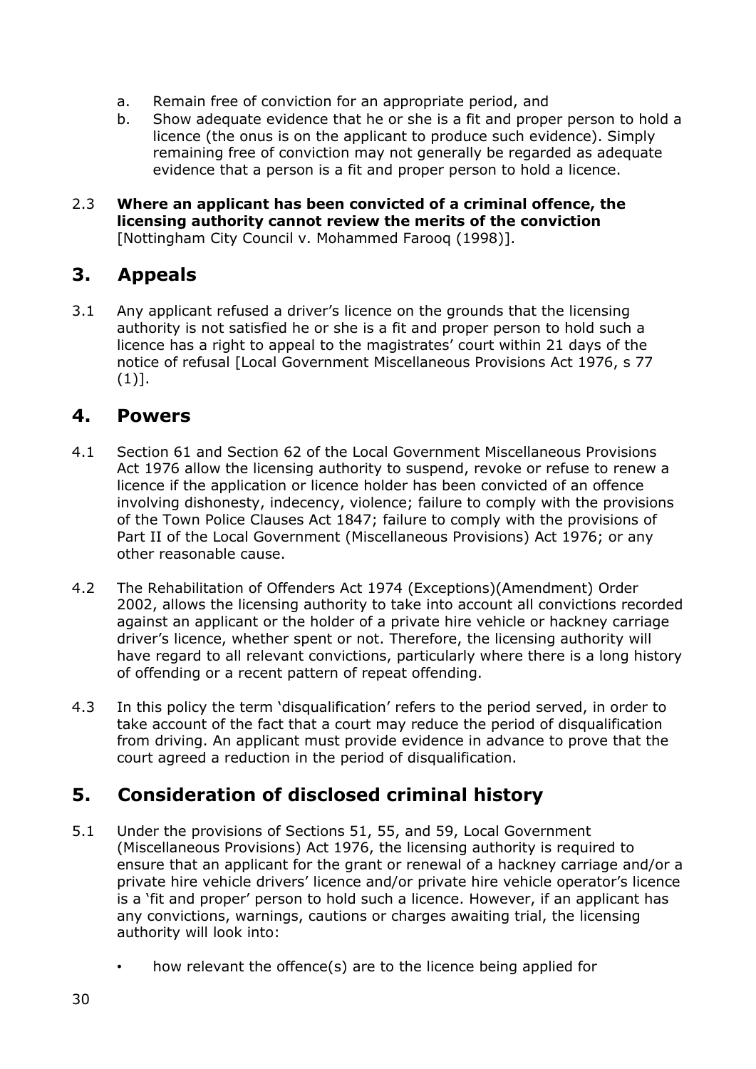a. Remain free of conviction for an appropriate period, and
b. Show adequate evidence that he or she is a fit and proper person to hold a licence (the onus is on the applicant to produce such evidence). Simply remaining free of conviction may not generally be regarded as adequate evidence that a person is a fit and proper person to hold a licence.

2.3 **Where an applicant has been convicted of a criminal offence, the licensing authority cannot review the merits of the conviction** [Nottingham City Council v. Mohammed Farooq (1998)].

## 3. Appeals

3.1 Any applicant refused a driver's licence on the grounds that the licensing authority is not satisfied he or she is a fit and proper person to hold such a licence has a right to appeal to the magistrates' court within 21 days of the notice of refusal [Local Government Miscellaneous Provisions Act 1976, s 77 (1)].

## 4. Powers

4.1 Section 61 and Section 62 of the Local Government Miscellaneous Provisions Act 1976 allow the licensing authority to suspend, revoke or refuse to renew a licence if the application or licence holder has been convicted of an offence involving dishonesty, indecency, violence; failure to comply with the provisions of the Town Police Clauses Act 1847; failure to comply with the provisions of Part II of the Local Government (Miscellaneous Provisions) Act 1976; or any other reasonable cause.

4.2 The Rehabilitation of Offenders Act 1974 (Exceptions)(Amendment) Order 2002, allows the licensing authority to take into account all convictions recorded against an applicant or the holder of a private hire vehicle or hackney carriage driver's licence, whether spent or not. Therefore, the licensing authority will have regard to all relevant convictions, particularly where there is a long history of offending or a recent pattern of repeat offending.

4.3 In this policy the term 'disqualification' refers to the period served, in order to take account of the fact that a court may reduce the period of disqualification from driving. An applicant must provide evidence in advance to prove that the court agreed a reduction in the period of disqualification.

## 5. Consideration of disclosed criminal history

5.1 Under the provisions of Sections 51, 55, and 59, Local Government (Miscellaneous Provisions) Act 1976, the licensing authority is required to ensure that an applicant for the grant or renewal of a hackney carriage and/or a private hire vehicle drivers' licence and/or private hire vehicle operator's licence is a 'fit and proper' person to hold such a licence. However, if an applicant has any convictions, warnings, cautions or charges awaiting trial, the licensing authority will look into:

- how relevant the offence(s) are to the licence being applied for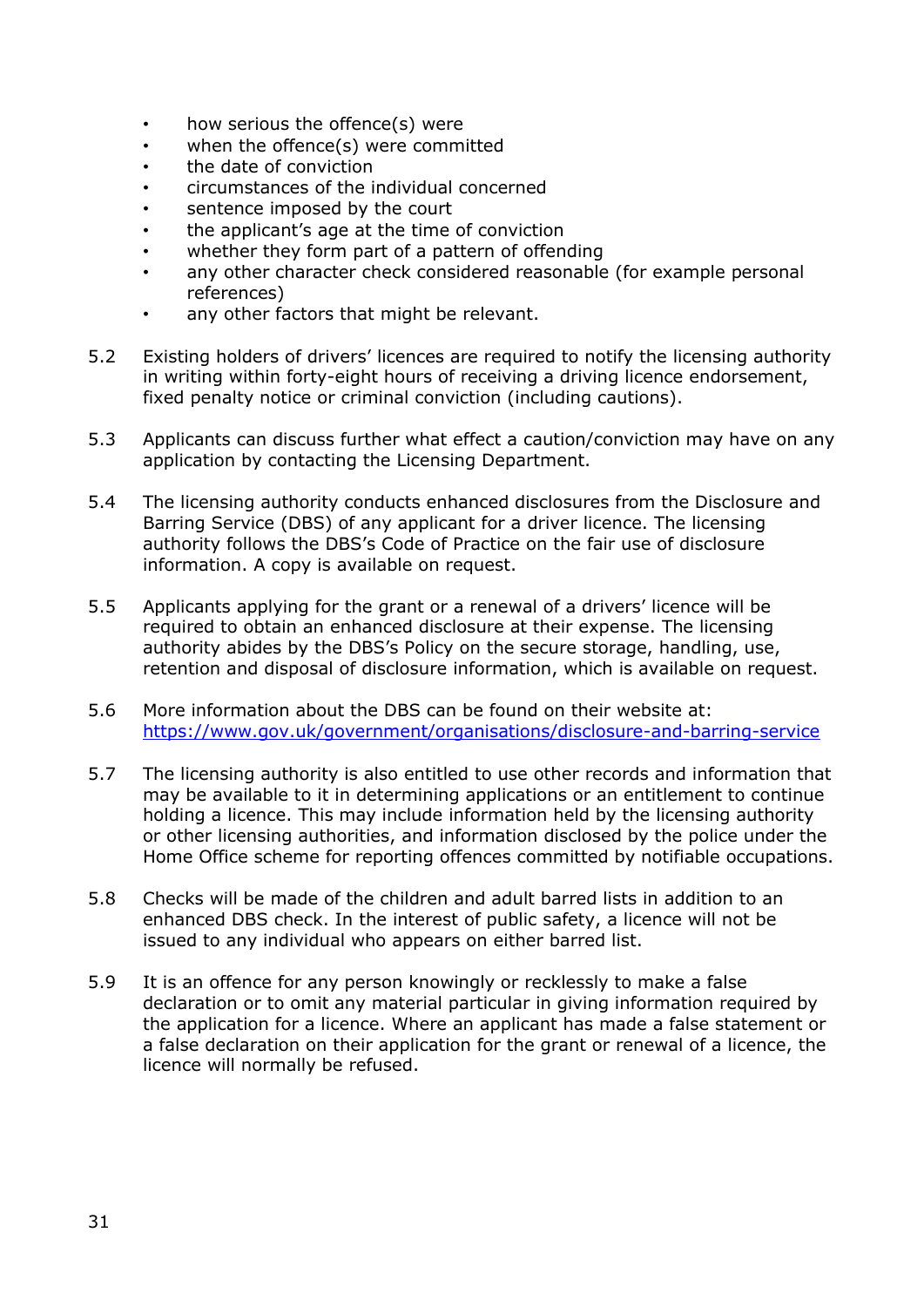- how serious the offence(s) were
- when the offence(s) were committed
- the date of conviction
- circumstances of the individual concerned
- sentence imposed by the court
- the applicant's age at the time of conviction
- whether they form part of a pattern of offending
- any other character check considered reasonable (for example personal references)
- any other factors that might be relevant.

5.2 Existing holders of drivers' licences are required to notify the licensing authority in writing within forty-eight hours of receiving a driving licence endorsement, fixed penalty notice or criminal conviction (including cautions).

5.3 Applicants can discuss further what effect a caution/conviction may have on any application by contacting the Licensing Department.

5.4 The licensing authority conducts enhanced disclosures from the Disclosure and Barring Service (DBS) of any applicant for a driver licence. The licensing authority follows the DBS's Code of Practice on the fair use of disclosure information. A copy is available on request.

5.5 Applicants applying for the grant or a renewal of a drivers' licence will be required to obtain an enhanced disclosure at their expense. The licensing authority abides by the DBS's Policy on the secure storage, handling, use, retention and disposal of disclosure information, which is available on request.

5.6 More information about the DBS can be found on their website at: [https://www.gov.uk/government/organisations/disclosure-and-barring-service](https://www.gov.uk/government/organisations/disclosure-and-barring-service)

5.7 The licensing authority is also entitled to use other records and information that may be available to it in determining applications or an entitlement to continue holding a licence. This may include information held by the licensing authority or other licensing authorities, and information disclosed by the police under the Home Office scheme for reporting offences committed by notifiable occupations.

5.8 Checks will be made of the children and adult barred lists in addition to an enhanced DBS check. In the interest of public safety, a licence will not be issued to any individual who appears on either barred list.

5.9 It is an offence for any person knowingly or recklessly to make a false declaration or to omit any material particular in giving information required by the application for a licence. Where an applicant has made a false statement or a false declaration on their application for the grant or renewal of a licence, the licence will normally be refused.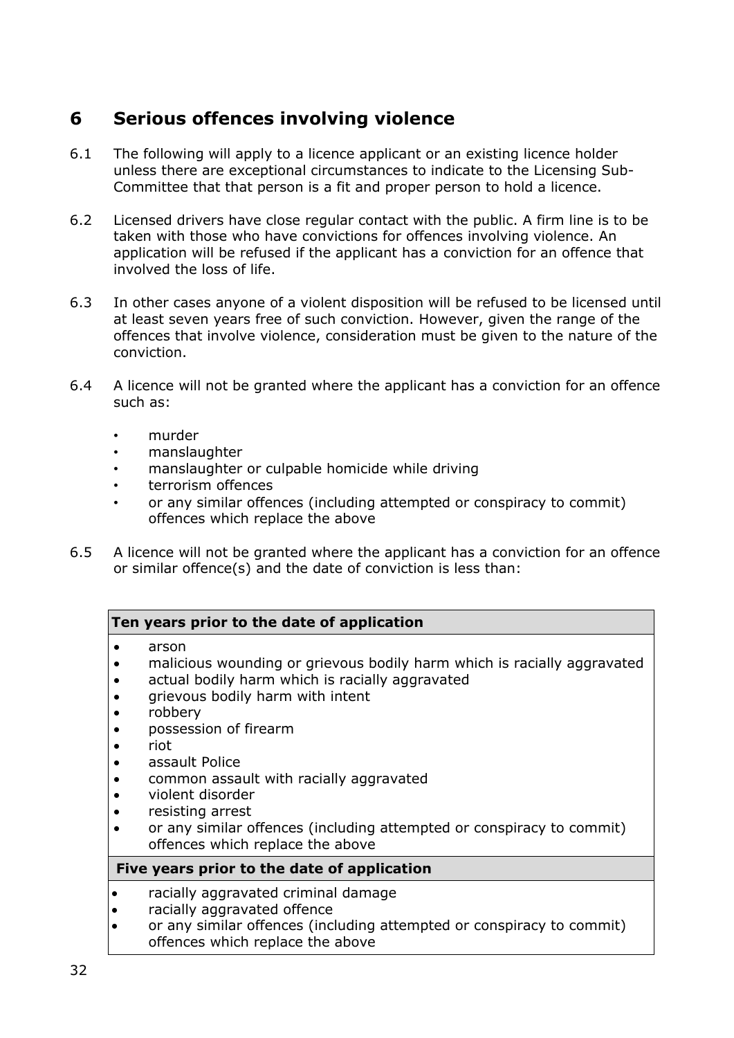## 6 Serious offences involving violence

6.1 The following will apply to a licence applicant or an existing licence holder unless there are exceptional circumstances to indicate to the Licensing Sub-Committee that that person is a fit and proper person to hold a licence.

6.2 Licensed drivers have close regular contact with the public. A firm line is to be taken with those who have convictions for offences involving violence. An application will be refused if the applicant has a conviction for an offence that involved the loss of life.

6.3 In other cases anyone of a violent disposition will be refused to be licensed until at least seven years free of such conviction. However, given the range of the offences that involve violence, consideration must be given to the nature of the conviction.

6.4 A licence will not be granted where the applicant has a conviction for an offence such as:

- murder
- manslaughter
- manslaughter or culpable homicide while driving
- terrorism offences
- or any similar offences (including attempted or conspiracy to commit) offences which replace the above

6.5 A licence will not be granted where the applicant has a conviction for an offence or similar offence(s) and the date of conviction is less than:

| **Ten years prior to the date of application** |
|---|
| • arson<br>• malicious wounding or grievous bodily harm which is racially aggravated<br>• actual bodily harm which is racially aggravated<br>• grievous bodily harm with intent<br>• robbery<br>• possession of firearm<br>• riot<br>• assault Police<br>• common assault with racially aggravated<br>• violent disorder<br>• resisting arrest<br>• or any similar offences (including attempted or conspiracy to commit) offences which replace the above |
| **Five years prior to the date of application** |
| • racially aggravated criminal damage<br>• racially aggravated offence<br>• or any similar offences (including attempted or conspiracy to commit) offences which replace the above |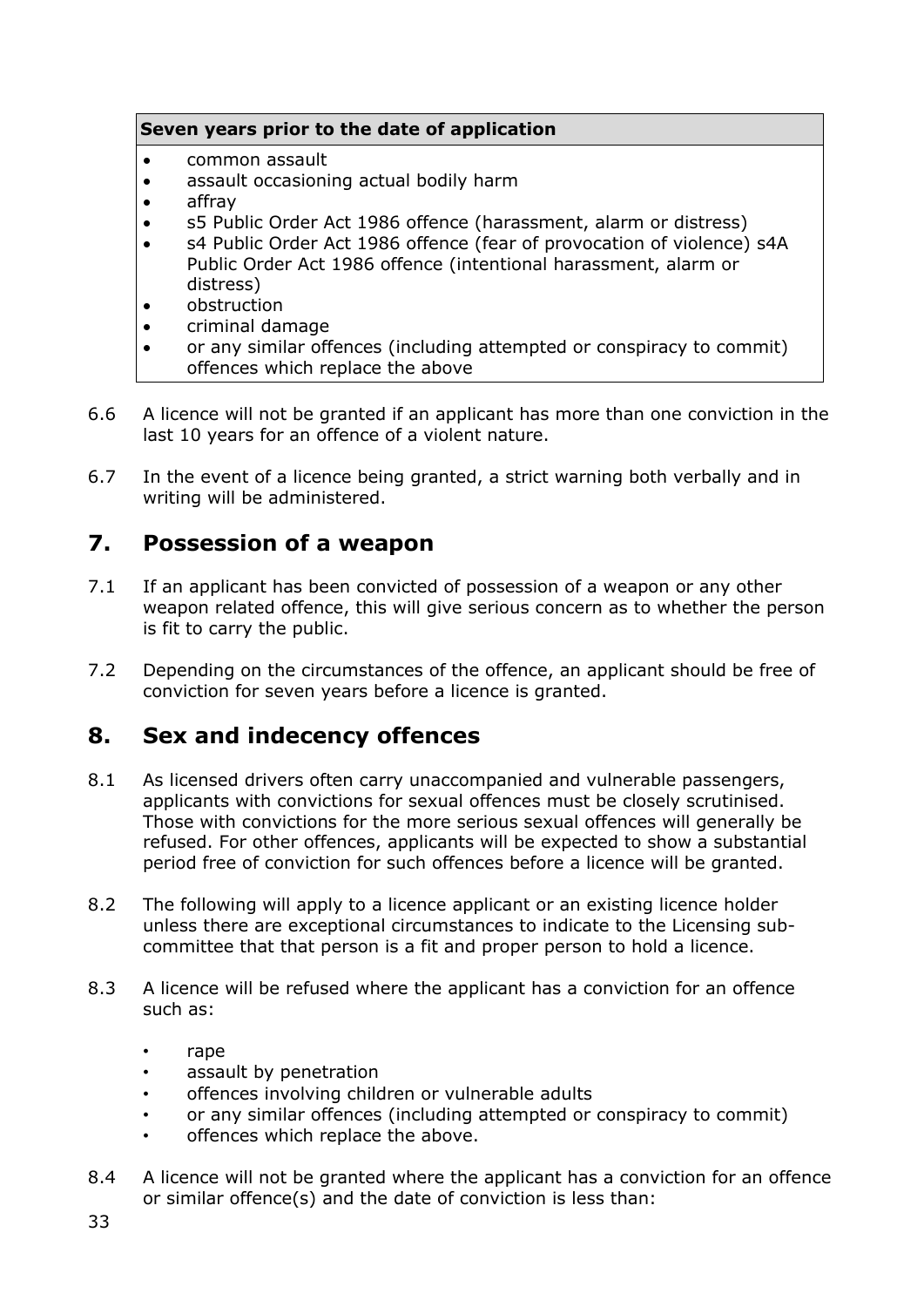| Seven years prior to the date of application |
| --- |
| • common assault<br>• assault occasioning actual bodily harm<br>• affray<br>• s5 Public Order Act 1986 offence (harassment, alarm or distress)<br>• s4 Public Order Act 1986 offence (fear of provocation of violence) s4A Public Order Act 1986 offence (intentional harassment, alarm or distress)<br>• obstruction<br>• criminal damage<br>• or any similar offences (including attempted or conspiracy to commit) offences which replace the above |

6.6 A licence will not be granted if an applicant has more than one conviction in the last 10 years for an offence of a violent nature.

6.7 In the event of a licence being granted, a strict warning both verbally and in writing will be administered.

## 7. Possession of a weapon

7.1 If an applicant has been convicted of possession of a weapon or any other weapon related offence, this will give serious concern as to whether the person is fit to carry the public.

7.2 Depending on the circumstances of the offence, an applicant should be free of conviction for seven years before a licence is granted.

## 8. Sex and indecency offences

8.1 As licensed drivers often carry unaccompanied and vulnerable passengers, applicants with convictions for sexual offences must be closely scrutinised. Those with convictions for the more serious sexual offences will generally be refused. For other offences, applicants will be expected to show a substantial period free of conviction for such offences before a licence will be granted.

8.2 The following will apply to a licence applicant or an existing licence holder unless there are exceptional circumstances to indicate to the Licensing sub-committee that that person is a fit and proper person to hold a licence.

8.3 A licence will be refused where the applicant has a conviction for an offence such as:

- rape
- assault by penetration
- offences involving children or vulnerable adults
- or any similar offences (including attempted or conspiracy to commit)
- offences which replace the above.

8.4 A licence will not be granted where the applicant has a conviction for an offence or similar offence(s) and the date of conviction is less than: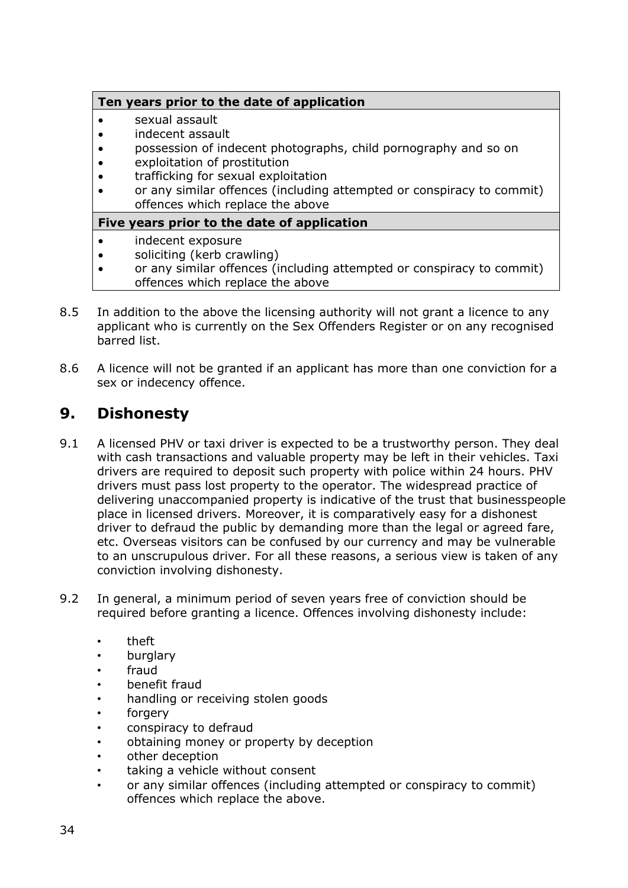| Ten years prior to the date of application |
| --- |
| • sexual assault<br>• indecent assault<br>• possession of indecent photographs, child pornography and so on<br>• exploitation of prostitution<br>• trafficking for sexual exploitation<br>• or any similar offences (including attempted or conspiracy to commit) offences which replace the above |
| **Five years prior to the date of application** |
| • indecent exposure<br>• soliciting (kerb crawling)<br>• or any similar offences (including attempted or conspiracy to commit) offences which replace the above |

8.5 In addition to the above the licensing authority will not grant a licence to any applicant who is currently on the Sex Offenders Register or on any recognised barred list.

8.6 A licence will not be granted if an applicant has more than one conviction for a sex or indecency offence.

## 9. Dishonesty

9.1 A licensed PHV or taxi driver is expected to be a trustworthy person. They deal with cash transactions and valuable property may be left in their vehicles. Taxi drivers are required to deposit such property with police within 24 hours. PHV drivers must pass lost property to the operator. The widespread practice of delivering unaccompanied property is indicative of the trust that businesspeople place in licensed drivers. Moreover, it is comparatively easy for a dishonest driver to defraud the public by demanding more than the legal or agreed fare, etc. Overseas visitors can be confused by our currency and may be vulnerable to an unscrupulous driver. For all these reasons, a serious view is taken of any conviction involving dishonesty.

9.2 In general, a minimum period of seven years free of conviction should be required before granting a licence. Offences involving dishonesty include:

- theft
- burglary
- fraud
- benefit fraud
- handling or receiving stolen goods
- forgery
- conspiracy to defraud
- obtaining money or property by deception
- other deception
- taking a vehicle without consent
- or any similar offences (including attempted or conspiracy to commit) offences which replace the above.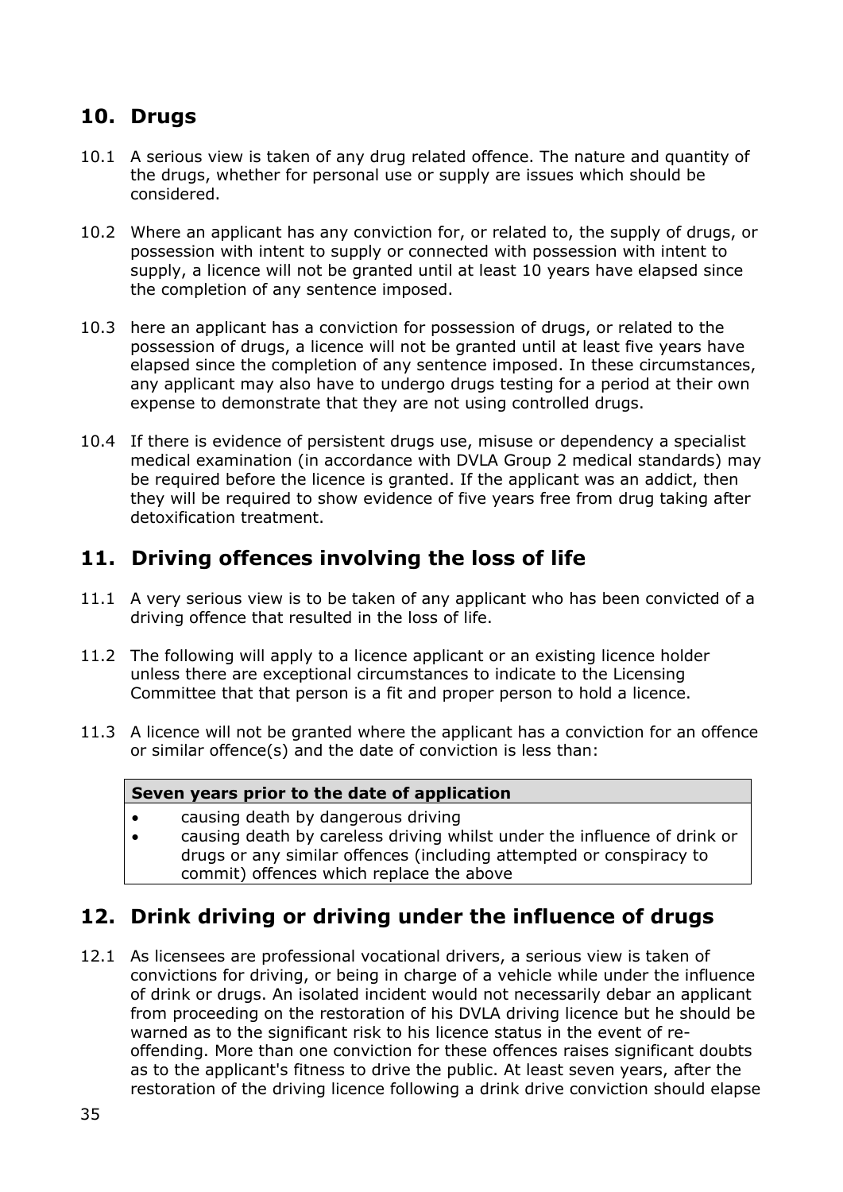## 10. Drugs

10.1 A serious view is taken of any drug related offence. The nature and quantity of the drugs, whether for personal use or supply are issues which should be considered.

10.2 Where an applicant has any conviction for, or related to, the supply of drugs, or possession with intent to supply or connected with possession with intent to supply, a licence will not be granted until at least 10 years have elapsed since the completion of any sentence imposed.

10.3 here an applicant has a conviction for possession of drugs, or related to the possession of drugs, a licence will not be granted until at least five years have elapsed since the completion of any sentence imposed. In these circumstances, any applicant may also have to undergo drugs testing for a period at their own expense to demonstrate that they are not using controlled drugs.

10.4 If there is evidence of persistent drugs use, misuse or dependency a specialist medical examination (in accordance with DVLA Group 2 medical standards) may be required before the licence is granted. If the applicant was an addict, then they will be required to show evidence of five years free from drug taking after detoxification treatment.

## 11. Driving offences involving the loss of life

11.1 A very serious view is to be taken of any applicant who has been convicted of a driving offence that resulted in the loss of life.

11.2 The following will apply to a licence applicant or an existing licence holder unless there are exceptional circumstances to indicate to the Licensing Committee that that person is a fit and proper person to hold a licence.

11.3 A licence will not be granted where the applicant has a conviction for an offence or similar offence(s) and the date of conviction is less than:

| Seven years prior to the date of application |
|---|
| • causing death by dangerous driving<br>• causing death by careless driving whilst under the influence of drink or drugs or any similar offences (including attempted or conspiracy to commit) offences which replace the above |

## 12. Drink driving or driving under the influence of drugs

12.1 As licensees are professional vocational drivers, a serious view is taken of convictions for driving, or being in charge of a vehicle while under the influence of drink or drugs. An isolated incident would not necessarily debar an applicant from proceeding on the restoration of his DVLA driving licence but he should be warned as to the significant risk to his licence status in the event of re-offending. More than one conviction for these offences raises significant doubts as to the applicant's fitness to drive the public. At least seven years, after the restoration of the driving licence following a drink drive conviction should elapse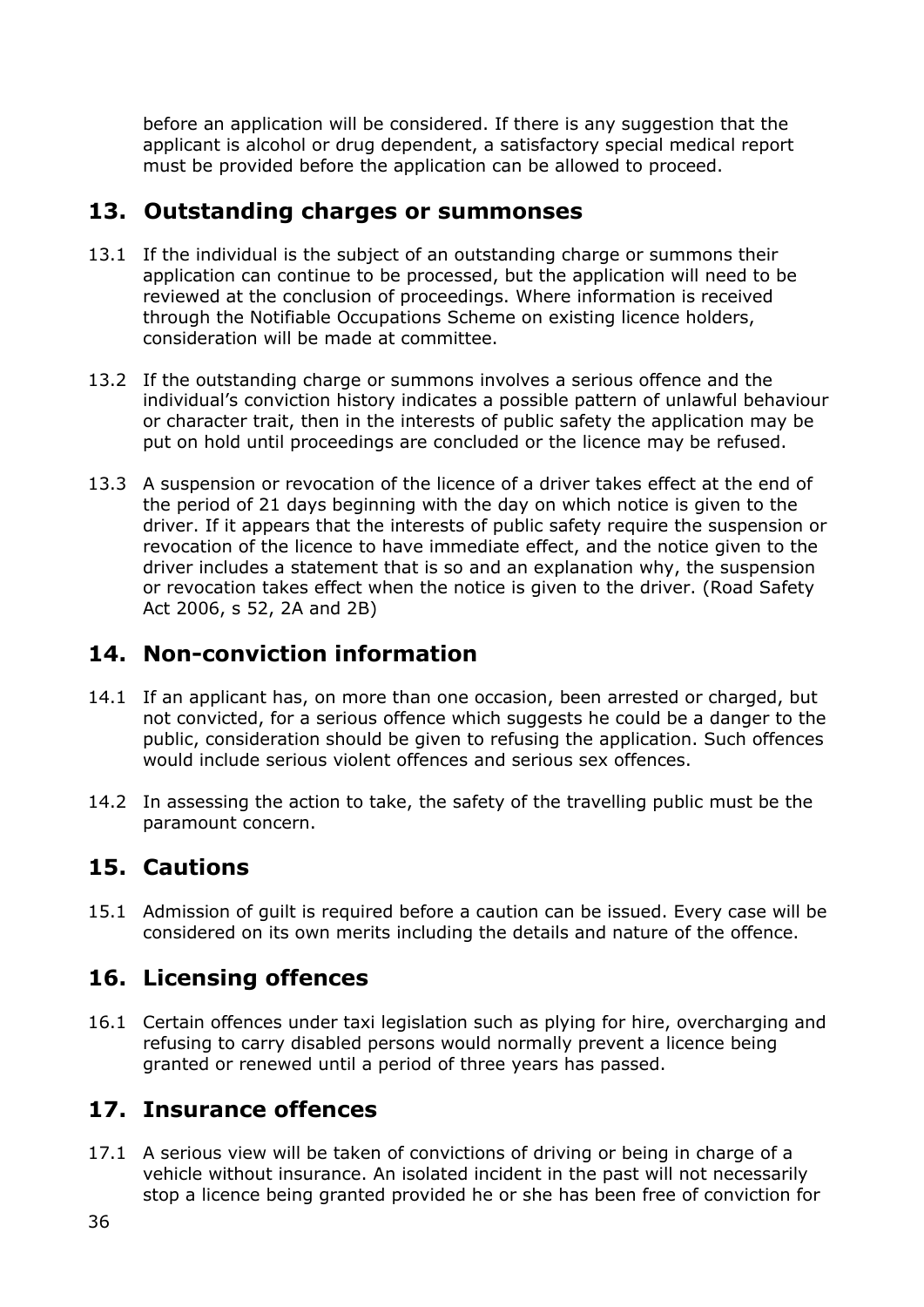before an application will be considered. If there is any suggestion that the applicant is alcohol or drug dependent, a satisfactory special medical report must be provided before the application can be allowed to proceed.

## 13. Outstanding charges or summonses

13.1 If the individual is the subject of an outstanding charge or summons their application can continue to be processed, but the application will need to be reviewed at the conclusion of proceedings. Where information is received through the Notifiable Occupations Scheme on existing licence holders, consideration will be made at committee.

13.2 If the outstanding charge or summons involves a serious offence and the individual's conviction history indicates a possible pattern of unlawful behaviour or character trait, then in the interests of public safety the application may be put on hold until proceedings are concluded or the licence may be refused.

13.3 A suspension or revocation of the licence of a driver takes effect at the end of the period of 21 days beginning with the day on which notice is given to the driver. If it appears that the interests of public safety require the suspension or revocation of the licence to have immediate effect, and the notice given to the driver includes a statement that is so and an explanation why, the suspension or revocation takes effect when the notice is given to the driver. (Road Safety Act 2006, s 52, 2A and 2B)

## 14. Non-conviction information

14.1 If an applicant has, on more than one occasion, been arrested or charged, but not convicted, for a serious offence which suggests he could be a danger to the public, consideration should be given to refusing the application. Such offences would include serious violent offences and serious sex offences.

14.2 In assessing the action to take, the safety of the travelling public must be the paramount concern.

## 15. Cautions

15.1 Admission of guilt is required before a caution can be issued. Every case will be considered on its own merits including the details and nature of the offence.

## 16. Licensing offences

16.1 Certain offences under taxi legislation such as plying for hire, overcharging and refusing to carry disabled persons would normally prevent a licence being granted or renewed until a period of three years has passed.

## 17. Insurance offences

17.1 A serious view will be taken of convictions of driving or being in charge of a vehicle without insurance. An isolated incident in the past will not necessarily stop a licence being granted provided he or she has been free of conviction for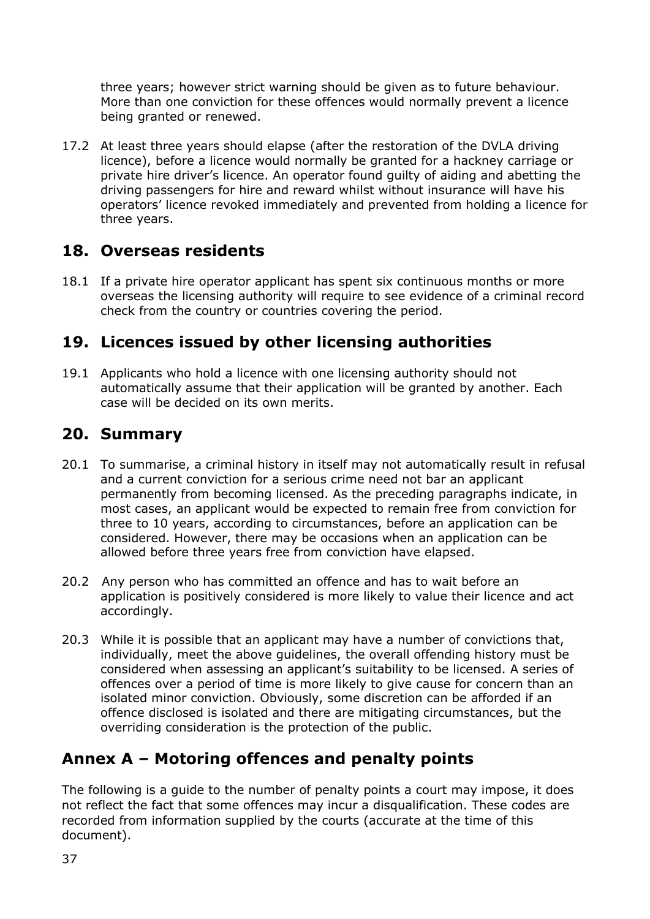three years; however strict warning should be given as to future behaviour. More than one conviction for these offences would normally prevent a licence being granted or renewed.

17.2 At least three years should elapse (after the restoration of the DVLA driving licence), before a licence would normally be granted for a hackney carriage or private hire driver's licence. An operator found guilty of aiding and abetting the driving passengers for hire and reward whilst without insurance will have his operators' licence revoked immediately and prevented from holding a licence for three years.

## 18. Overseas residents

18.1 If a private hire operator applicant has spent six continuous months or more overseas the licensing authority will require to see evidence of a criminal record check from the country or countries covering the period.

## 19. Licences issued by other licensing authorities

19.1 Applicants who hold a licence with one licensing authority should not automatically assume that their application will be granted by another. Each case will be decided on its own merits.

## 20. Summary

20.1 To summarise, a criminal history in itself may not automatically result in refusal and a current conviction for a serious crime need not bar an applicant permanently from becoming licensed. As the preceding paragraphs indicate, in most cases, an applicant would be expected to remain free from conviction for three to 10 years, according to circumstances, before an application can be considered. However, there may be occasions when an application can be allowed before three years free from conviction have elapsed.

20.2 Any person who has committed an offence and has to wait before an application is positively considered is more likely to value their licence and act accordingly.

20.3 While it is possible that an applicant may have a number of convictions that, individually, meet the above guidelines, the overall offending history must be considered when assessing an applicant's suitability to be licensed. A series of offences over a period of time is more likely to give cause for concern than an isolated minor conviction. Obviously, some discretion can be afforded if an offence disclosed is isolated and there are mitigating circumstances, but the overriding consideration is the protection of the public.

## Annex A – Motoring offences and penalty points

The following is a guide to the number of penalty points a court may impose, it does not reflect the fact that some offences may incur a disqualification. These codes are recorded from information supplied by the courts (accurate at the time of this document).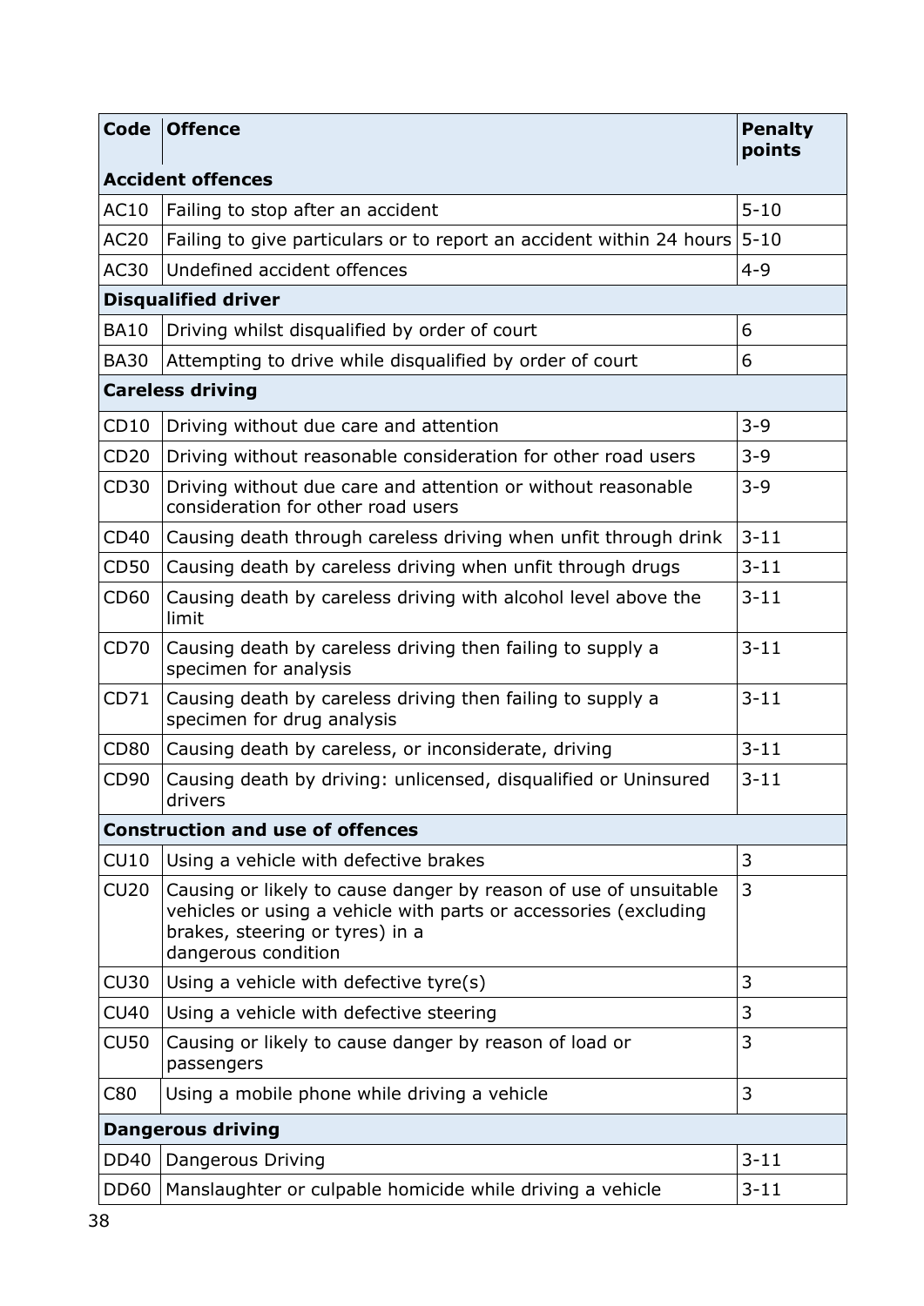| Code | Offence | Penalty points |
|---|---|---|
| **Accident offences** | | |
| AC10 | Failing to stop after an accident | 5-10 |
| AC20 | Failing to give particulars or to report an accident within 24 hours | 5-10 |
| AC30 | Undefined accident offences | 4-9 |
| **Disqualified driver** | | |
| BA10 | Driving whilst disqualified by order of court | 6 |
| BA30 | Attempting to drive while disqualified by order of court | 6 |
| **Careless driving** | | |
| CD10 | Driving without due care and attention | 3-9 |
| CD20 | Driving without reasonable consideration for other road users | 3-9 |
| CD30 | Driving without due care and attention or without reasonable consideration for other road users | 3-9 |
| CD40 | Causing death through careless driving when unfit through drink | 3-11 |
| CD50 | Causing death by careless driving when unfit through drugs | 3-11 |
| CD60 | Causing death by careless driving with alcohol level above the limit | 3-11 |
| CD70 | Causing death by careless driving then failing to supply a specimen for analysis | 3-11 |
| CD71 | Causing death by careless driving then failing to supply a specimen for drug analysis | 3-11 |
| CD80 | Causing death by careless, or inconsiderate, driving | 3-11 |
| CD90 | Causing death by driving: unlicensed, disqualified or Uninsured drivers | 3-11 |
| **Construction and use of offences** | | |
| CU10 | Using a vehicle with defective brakes | 3 |
| CU20 | Causing or likely to cause danger by reason of use of unsuitable vehicles or using a vehicle with parts or accessories (excluding brakes, steering or tyres) in a dangerous condition | 3 |
| CU30 | Using a vehicle with defective tyre(s) | 3 |
| CU40 | Using a vehicle with defective steering | 3 |
| CU50 | Causing or likely to cause danger by reason of load or passengers | 3 |
| C80 | Using a mobile phone while driving a vehicle | 3 |
| **Dangerous driving** | | |
| DD40 | Dangerous Driving | 3-11 |
| DD60 | Manslaughter or culpable homicide while driving a vehicle | 3-11 |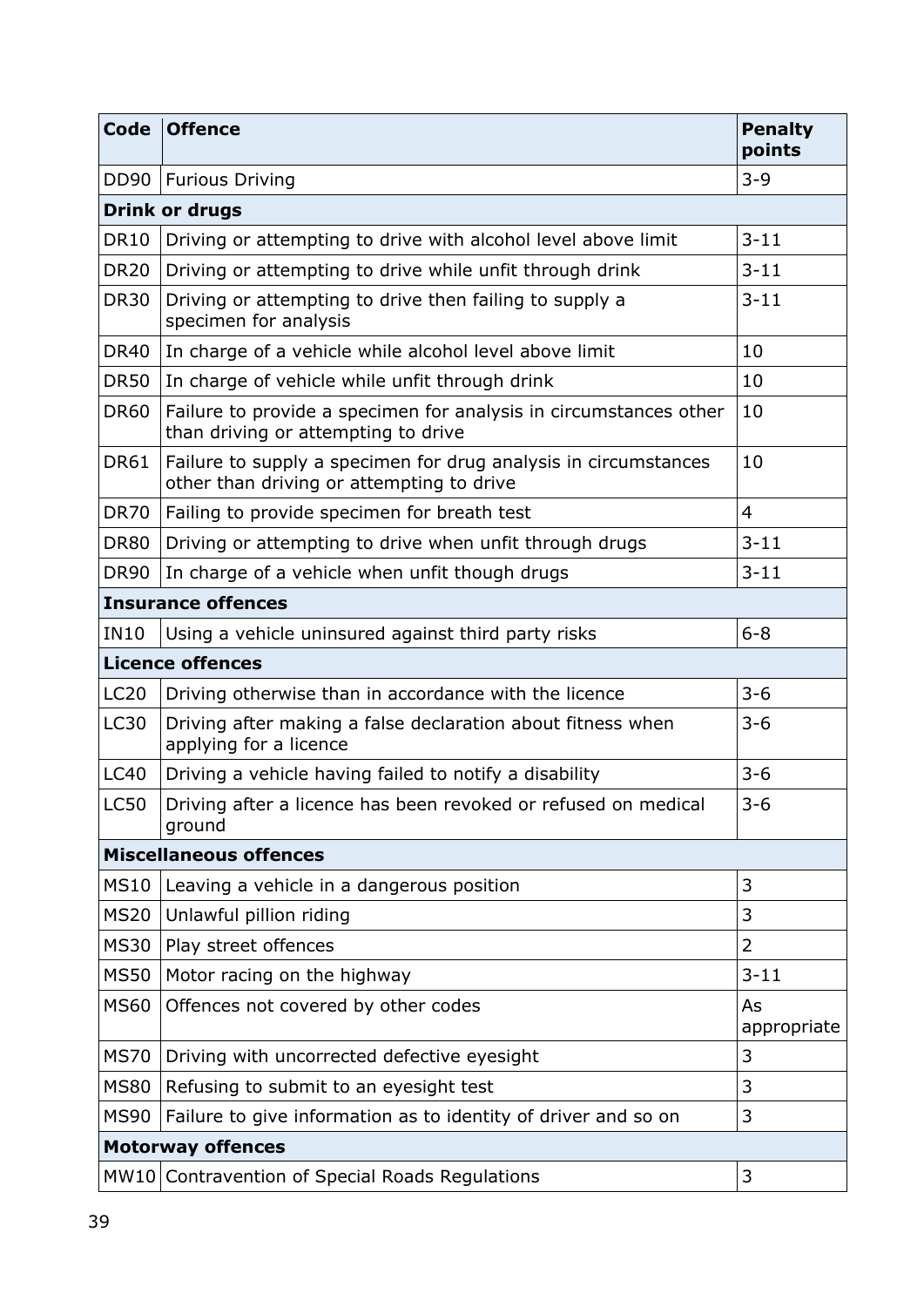| Code | Offence | Penalty points |
| --- | --- | --- |
| DD90 | Furious Driving | 3-9 |
| **Drink or drugs** | | |
| DR10 | Driving or attempting to drive with alcohol level above limit | 3-11 |
| DR20 | Driving or attempting to drive while unfit through drink | 3-11 |
| DR30 | Driving or attempting to drive then failing to supply a specimen for analysis | 3-11 |
| DR40 | In charge of a vehicle while alcohol level above limit | 10 |
| DR50 | In charge of vehicle while unfit through drink | 10 |
| DR60 | Failure to provide a specimen for analysis in circumstances other than driving or attempting to drive | 10 |
| DR61 | Failure to supply a specimen for drug analysis in circumstances other than driving or attempting to drive | 10 |
| DR70 | Failing to provide specimen for breath test | 4 |
| DR80 | Driving or attempting to drive when unfit through drugs | 3-11 |
| DR90 | In charge of a vehicle when unfit though drugs | 3-11 |
| **Insurance offences** | | |
| IN10 | Using a vehicle uninsured against third party risks | 6-8 |
| **Licence offences** | | |
| LC20 | Driving otherwise than in accordance with the licence | 3-6 |
| LC30 | Driving after making a false declaration about fitness when applying for a licence | 3-6 |
| LC40 | Driving a vehicle having failed to notify a disability | 3-6 |
| LC50 | Driving after a licence has been revoked or refused on medical ground | 3-6 |
| **Miscellaneous offences** | | |
| MS10 | Leaving a vehicle in a dangerous position | 3 |
| MS20 | Unlawful pillion riding | 3 |
| MS30 | Play street offences | 2 |
| MS50 | Motor racing on the highway | 3-11 |
| MS60 | Offences not covered by other codes | As appropriate |
| MS70 | Driving with uncorrected defective eyesight | 3 |
| MS80 | Refusing to submit to an eyesight test | 3 |
| MS90 | Failure to give information as to identity of driver and so on | 3 |
| **Motorway offences** | | |
| MW10 | Contravention of Special Roads Regulations | 3 |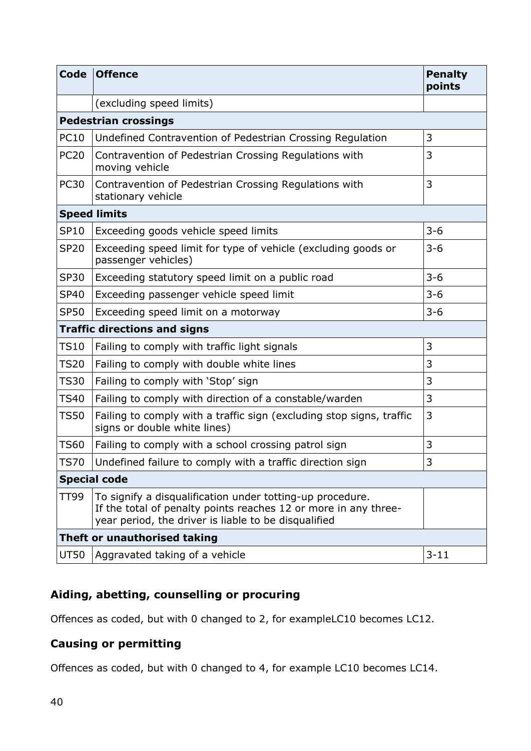| Code | Offence | Penalty points |
|---|---|---|
| | (excluding speed limits) | |
| **Pedestrian crossings** | | |
| PC10 | Undefined Contravention of Pedestrian Crossing Regulation | 3 |
| PC20 | Contravention of Pedestrian Crossing Regulations with moving vehicle | 3 |
| PC30 | Contravention of Pedestrian Crossing Regulations with stationary vehicle | 3 |
| **Speed limits** | | |
| SP10 | Exceeding goods vehicle speed limits | 3-6 |
| SP20 | Exceeding speed limit for type of vehicle (excluding goods or passenger vehicles) | 3-6 |
| SP30 | Exceeding statutory speed limit on a public road | 3-6 |
| SP40 | Exceeding passenger vehicle speed limit | 3-6 |
| SP50 | Exceeding speed limit on a motorway | 3-6 |
| **Traffic directions and signs** | | |
| TS10 | Failing to comply with traffic light signals | 3 |
| TS20 | Failing to comply with double white lines | 3 |
| TS30 | Failing to comply with 'Stop' sign | 3 |
| TS40 | Failing to comply with direction of a constable/warden | 3 |
| TS50 | Failing to comply with a traffic sign (excluding stop signs, traffic signs or double white lines) | 3 |
| TS60 | Failing to comply with a school crossing patrol sign | 3 |
| TS70 | Undefined failure to comply with a traffic direction sign | 3 |
| **Special code** | | |
| TT99 | To signify a disqualification under totting-up procedure. If the total of penalty points reaches 12 or more in any three-year period, the driver is liable to be disqualified | |
| **Theft or unauthorised taking** | | |
| UT50 | Aggravated taking of a vehicle | 3-11 |

### Aiding, abetting, counselling or procuring

Offences as coded, but with 0 changed to 2, for exampleLC10 becomes LC12.

### Causing or permitting

Offences as coded, but with 0 changed to 4, for example LC10 becomes LC14.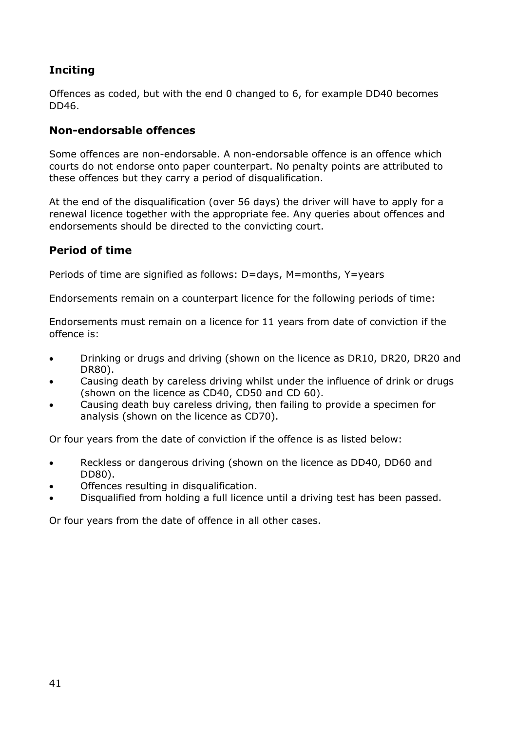### Inciting

Offences as coded, but with the end 0 changed to 6, for example DD40 becomes DD46.

### Non-endorsable offences

Some offences are non-endorsable. A non-endorsable offence is an offence which courts do not endorse onto paper counterpart. No penalty points are attributed to these offences but they carry a period of disqualification.

At the end of the disqualification (over 56 days) the driver will have to apply for a renewal licence together with the appropriate fee. Any queries about offences and endorsements should be directed to the convicting court.

### Period of time

Periods of time are signified as follows: D=days, M=months, Y=years

Endorsements remain on a counterpart licence for the following periods of time:

Endorsements must remain on a licence for 11 years from date of conviction if the offence is:

- Drinking or drugs and driving (shown on the licence as DR10, DR20, DR20 and DR80).
- Causing death by careless driving whilst under the influence of drink or drugs (shown on the licence as CD40, CD50 and CD 60).
- Causing death buy careless driving, then failing to provide a specimen for analysis (shown on the licence as CD70).

Or four years from the date of conviction if the offence is as listed below:

- Reckless or dangerous driving (shown on the licence as DD40, DD60 and DD80).
- Offences resulting in disqualification.
- Disqualified from holding a full licence until a driving test has been passed.

Or four years from the date of offence in all other cases.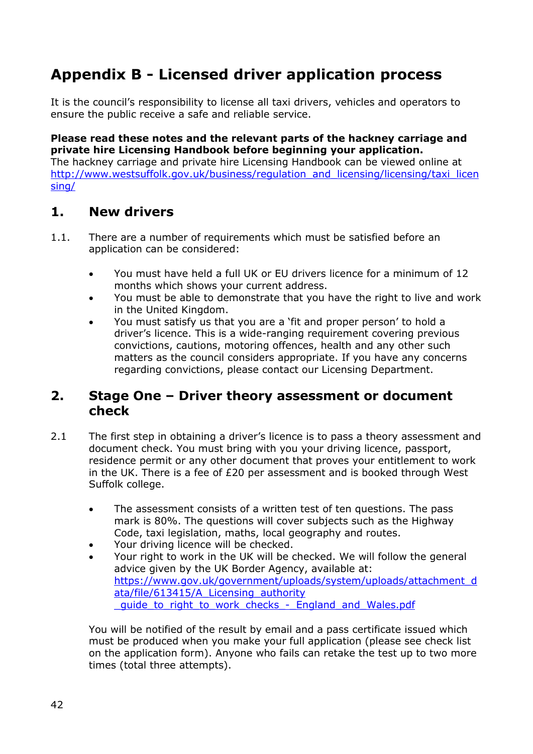# Appendix B - Licensed driver application process

It is the council's responsibility to license all taxi drivers, vehicles and operators to ensure the public receive a safe and reliable service.

**Please read these notes and the relevant parts of the hackney carriage and private hire Licensing Handbook before beginning your application.**
The hackney carriage and private hire Licensing Handbook can be viewed online at [http://www.westsuffolk.gov.uk/business/regulation_and_licensing/licensing/taxi_licensing/](http://www.westsuffolk.gov.uk/business/regulation_and_licensing/licensing/taxi_licensing/)

## 1. New drivers

1.1. There are a number of requirements which must be satisfied before an application can be considered:

- You must have held a full UK or EU drivers licence for a minimum of 12 months which shows your current address.
- You must be able to demonstrate that you have the right to live and work in the United Kingdom.
- You must satisfy us that you are a 'fit and proper person' to hold a driver's licence. This is a wide-ranging requirement covering previous convictions, cautions, motoring offences, health and any other such matters as the council considers appropriate. If you have any concerns regarding convictions, please contact our Licensing Department.

## 2. Stage One – Driver theory assessment or document check

2.1 The first step in obtaining a driver's licence is to pass a theory assessment and document check. You must bring with you your driving licence, passport, residence permit or any other document that proves your entitlement to work in the UK. There is a fee of £20 per assessment and is booked through West Suffolk college.

- The assessment consists of a written test of ten questions. The pass mark is 80%. The questions will cover subjects such as the Highway Code, taxi legislation, maths, local geography and routes.
- Your driving licence will be checked.
- Your right to work in the UK will be checked. We will follow the general advice given by the UK Border Agency, available at: [https://www.gov.uk/government/uploads/system/uploads/attachment_data/file/613415/A_Licensing_authority_guide_to_right_to_work_checks_-_England_and_Wales.pdf](https://www.gov.uk/government/uploads/system/uploads/attachment_data/file/613415/A_Licensing_authority_guide_to_right_to_work_checks_-_England_and_Wales.pdf)

You will be notified of the result by email and a pass certificate issued which must be produced when you make your full application (please see check list on the application form). Anyone who fails can retake the test up to two more times (total three attempts).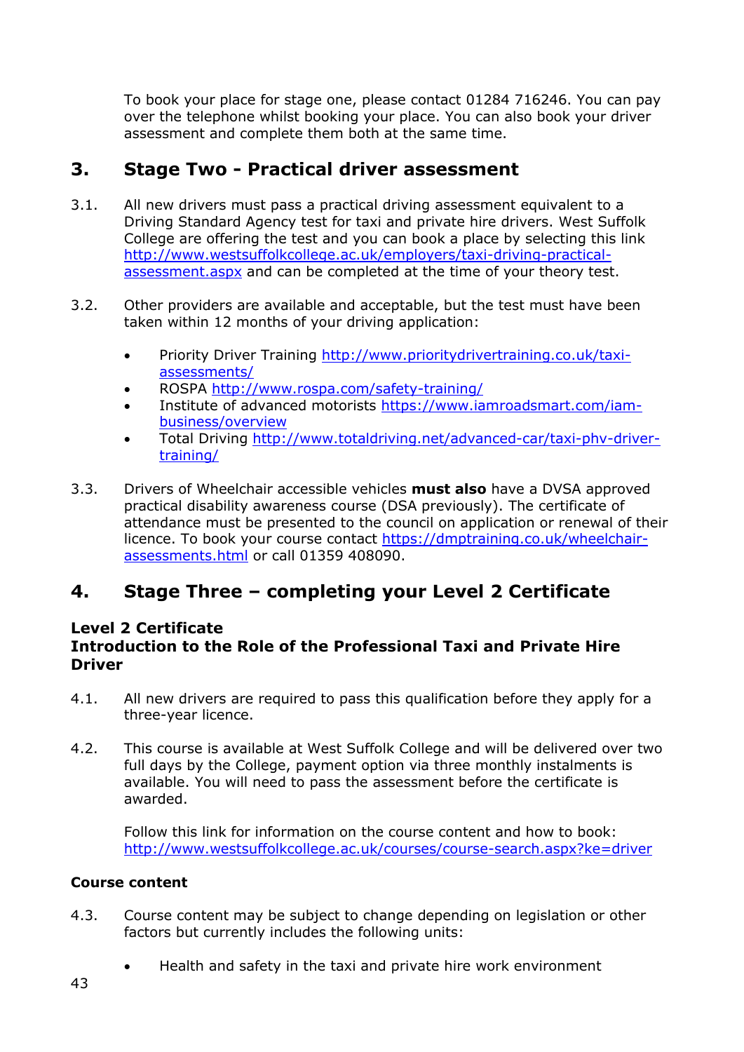To book your place for stage one, please contact 01284 716246. You can pay over the telephone whilst booking your place. You can also book your driver assessment and complete them both at the same time.

## 3. Stage Two - Practical driver assessment

3.1. All new drivers must pass a practical driving assessment equivalent to a Driving Standard Agency test for taxi and private hire drivers. West Suffolk College are offering the test and you can book a place by selecting this link [http://www.westsuffolkcollege.ac.uk/employers/taxi-driving-practical-assessment.aspx](http://www.westsuffolkcollege.ac.uk/employers/taxi-driving-practical-assessment.aspx) and can be completed at the time of your theory test.

3.2. Other providers are available and acceptable, but the test must have been taken within 12 months of your driving application:

- Priority Driver Training [http://www.prioritydrivertraining.co.uk/taxi-assessments/](http://www.prioritydrivertraining.co.uk/taxi-assessments/)
- ROSPA [http://www.rospa.com/safety-training/](http://www.rospa.com/safety-training/)
- Institute of advanced motorists [https://www.iamroadsmart.com/iam-business/overview](https://www.iamroadsmart.com/iam-business/overview)
- Total Driving [http://www.totaldriving.net/advanced-car/taxi-phv-driver-training/](http://www.totaldriving.net/advanced-car/taxi-phv-driver-training/)

3.3. Drivers of Wheelchair accessible vehicles **must also** have a DVSA approved practical disability awareness course (DSA previously). The certificate of attendance must be presented to the council on application or renewal of their licence. To book your course contact [https://dmptraining.co.uk/wheelchair-assessments.html](https://dmptraining.co.uk/wheelchair-assessments.html) or call 01359 408090.

## 4. Stage Three – completing your Level 2 Certificate

### Level 2 Certificate
### Introduction to the Role of the Professional Taxi and Private Hire Driver

4.1. All new drivers are required to pass this qualification before they apply for a three-year licence.

4.2. This course is available at West Suffolk College and will be delivered over two full days by the College, payment option via three monthly instalments is available. You will need to pass the assessment before the certificate is awarded.

Follow this link for information on the course content and how to book: [http://www.westsuffolkcollege.ac.uk/courses/course-search.aspx?ke=driver](http://www.westsuffolkcollege.ac.uk/courses/course-search.aspx?ke=driver)

**Course content**

4.3. Course content may be subject to change depending on legislation or other factors but currently includes the following units:

- Health and safety in the taxi and private hire work environment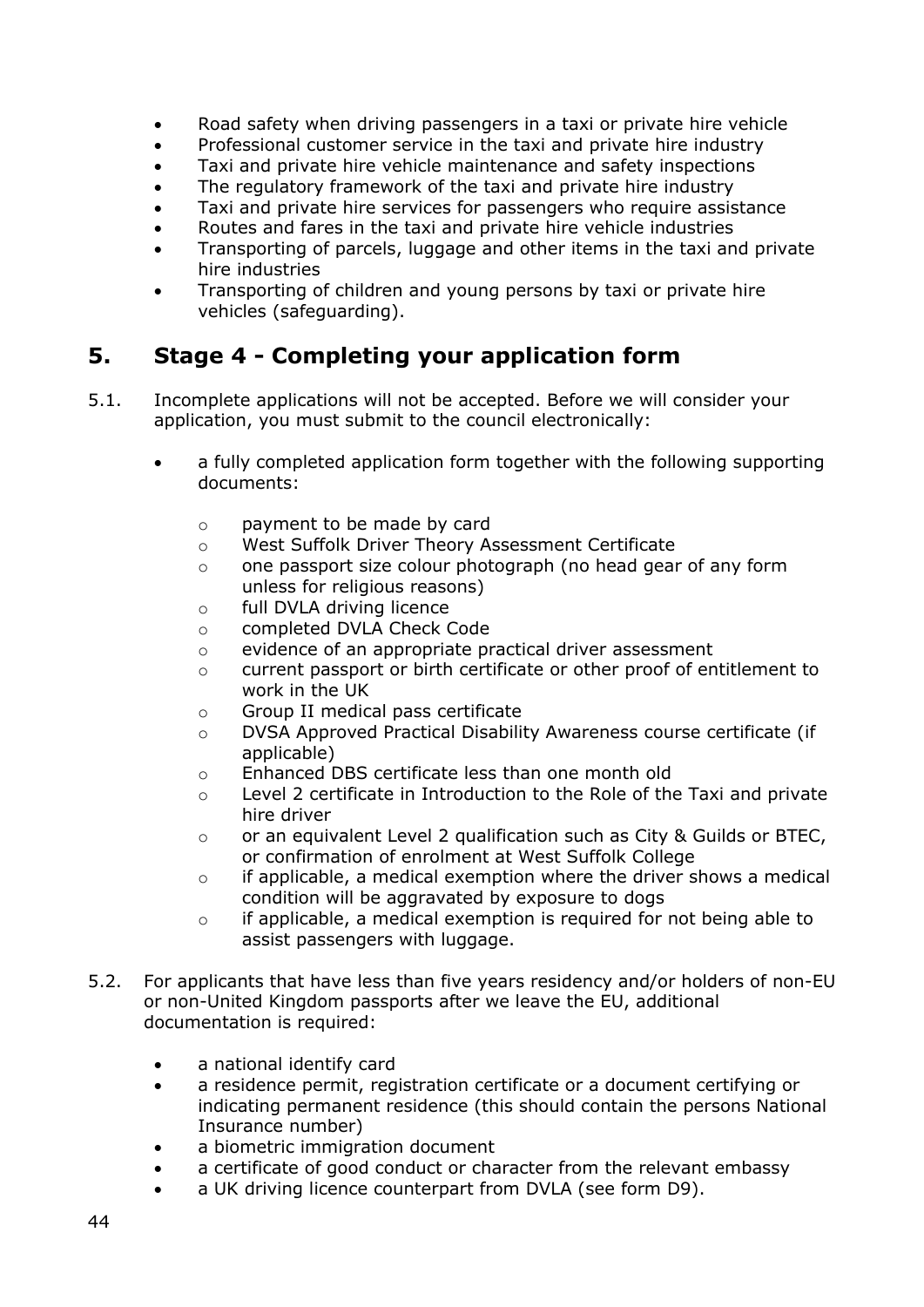- Road safety when driving passengers in a taxi or private hire vehicle
- Professional customer service in the taxi and private hire industry
- Taxi and private hire vehicle maintenance and safety inspections
- The regulatory framework of the taxi and private hire industry
- Taxi and private hire services for passengers who require assistance
- Routes and fares in the taxi and private hire vehicle industries
- Transporting of parcels, luggage and other items in the taxi and private hire industries
- Transporting of children and young persons by taxi or private hire vehicles (safeguarding).

## 5. Stage 4 - Completing your application form

5.1. Incomplete applications will not be accepted. Before we will consider your application, you must submit to the council electronically:

- a fully completed application form together with the following supporting documents:
  - payment to be made by card
  - West Suffolk Driver Theory Assessment Certificate
  - one passport size colour photograph (no head gear of any form unless for religious reasons)
  - full DVLA driving licence
  - completed DVLA Check Code
  - evidence of an appropriate practical driver assessment
  - current passport or birth certificate or other proof of entitlement to work in the UK
  - Group II medical pass certificate
  - DVSA Approved Practical Disability Awareness course certificate (if applicable)
  - Enhanced DBS certificate less than one month old
  - Level 2 certificate in Introduction to the Role of the Taxi and private hire driver
  - or an equivalent Level 2 qualification such as City & Guilds or BTEC, or confirmation of enrolment at West Suffolk College
  - if applicable, a medical exemption where the driver shows a medical condition will be aggravated by exposure to dogs
  - if applicable, a medical exemption is required for not being able to assist passengers with luggage.

5.2. For applicants that have less than five years residency and/or holders of non-EU or non-United Kingdom passports after we leave the EU, additional documentation is required:

- a national identify card
- a residence permit, registration certificate or a document certifying or indicating permanent residence (this should contain the persons National Insurance number)
- a biometric immigration document
- a certificate of good conduct or character from the relevant embassy
- a UK driving licence counterpart from DVLA (see form D9).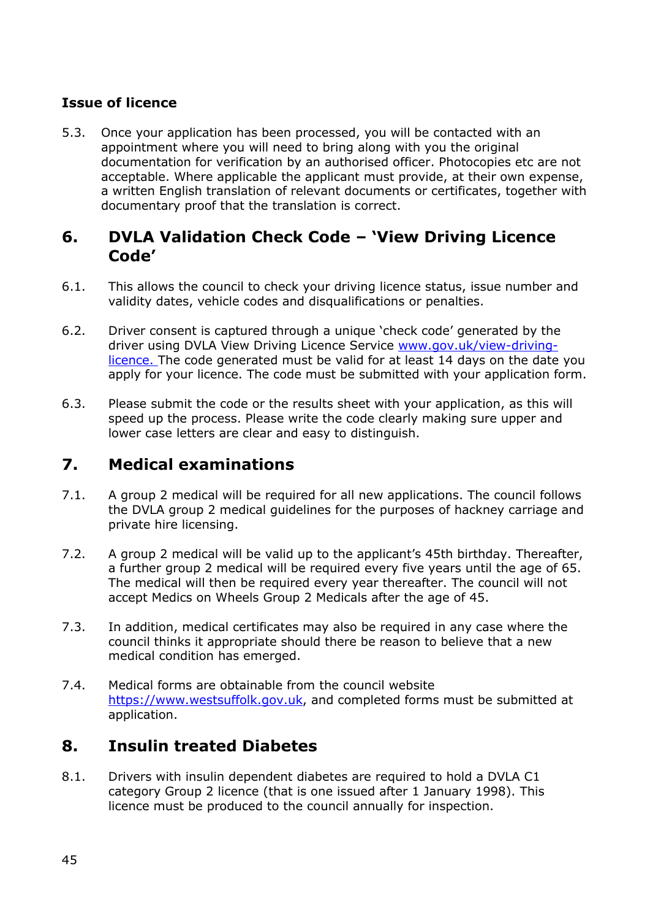**Issue of licence**

5.3. Once your application has been processed, you will be contacted with an appointment where you will need to bring along with you the original documentation for verification by an authorised officer. Photocopies etc are not acceptable. Where applicable the applicant must provide, at their own expense, a written English translation of relevant documents or certificates, together with documentary proof that the translation is correct.

## 6. DVLA Validation Check Code – 'View Driving Licence Code'

6.1. This allows the council to check your driving licence status, issue number and validity dates, vehicle codes and disqualifications or penalties.

6.2. Driver consent is captured through a unique 'check code' generated by the driver using DVLA View Driving Licence Service [www.gov.uk/view-driving-licence.](www.gov.uk/view-driving-licence) The code generated must be valid for at least 14 days on the date you apply for your licence. The code must be submitted with your application form.

6.3. Please submit the code or the results sheet with your application, as this will speed up the process. Please write the code clearly making sure upper and lower case letters are clear and easy to distinguish.

## 7. Medical examinations

7.1. A group 2 medical will be required for all new applications. The council follows the DVLA group 2 medical guidelines for the purposes of hackney carriage and private hire licensing.

7.2. A group 2 medical will be valid up to the applicant's 45th birthday. Thereafter, a further group 2 medical will be required every five years until the age of 65. The medical will then be required every year thereafter. The council will not accept Medics on Wheels Group 2 Medicals after the age of 45.

7.3. In addition, medical certificates may also be required in any case where the council thinks it appropriate should there be reason to believe that a new medical condition has emerged.

7.4. Medical forms are obtainable from the council website [https://www.westsuffolk.gov.uk](https://www.westsuffolk.gov.uk), and completed forms must be submitted at application.

## 8. Insulin treated Diabetes

8.1. Drivers with insulin dependent diabetes are required to hold a DVLA C1 category Group 2 licence (that is one issued after 1 January 1998). This licence must be produced to the council annually for inspection.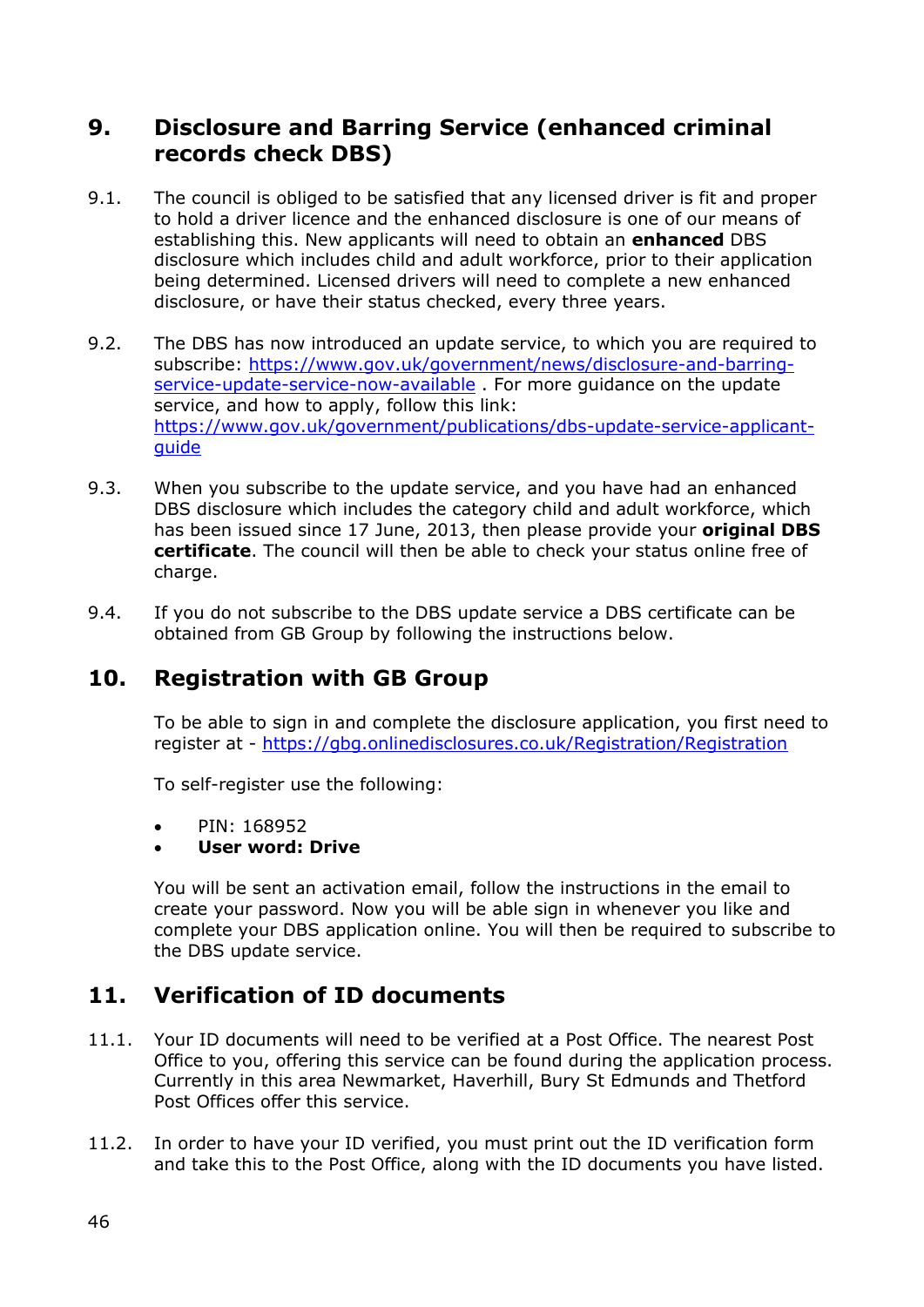## 9. Disclosure and Barring Service (enhanced criminal records check DBS)

9.1. The council is obliged to be satisfied that any licensed driver is fit and proper to hold a driver licence and the enhanced disclosure is one of our means of establishing this. New applicants will need to obtain an **enhanced** DBS disclosure which includes child and adult workforce, prior to their application being determined. Licensed drivers will need to complete a new enhanced disclosure, or have their status checked, every three years.

9.2. The DBS has now introduced an update service, to which you are required to subscribe: [https://www.gov.uk/government/news/disclosure-and-barring-service-update-service-now-available](https://www.gov.uk/government/news/disclosure-and-barring-service-update-service-now-available) . For more guidance on the update service, and how to apply, follow this link: [https://www.gov.uk/government/publications/dbs-update-service-applicant-guide](https://www.gov.uk/government/publications/dbs-update-service-applicant-guide)

9.3. When you subscribe to the update service, and you have had an enhanced DBS disclosure which includes the category child and adult workforce, which has been issued since 17 June, 2013, then please provide your **original DBS certificate**. The council will then be able to check your status online free of charge.

9.4. If you do not subscribe to the DBS update service a DBS certificate can be obtained from GB Group by following the instructions below.

## 10. Registration with GB Group

To be able to sign in and complete the disclosure application, you first need to register at - [https://gbg.onlinedisclosures.co.uk/Registration/Registration](https://gbg.onlinedisclosures.co.uk/Registration/Registration)

To self-register use the following:

- PIN: 168952
- **User word: Drive**

You will be sent an activation email, follow the instructions in the email to create your password. Now you will be able sign in whenever you like and complete your DBS application online. You will then be required to subscribe to the DBS update service.

## 11. Verification of ID documents

11.1. Your ID documents will need to be verified at a Post Office. The nearest Post Office to you, offering this service can be found during the application process. Currently in this area Newmarket, Haverhill, Bury St Edmunds and Thetford Post Offices offer this service.

11.2. In order to have your ID verified, you must print out the ID verification form and take this to the Post Office, along with the ID documents you have listed.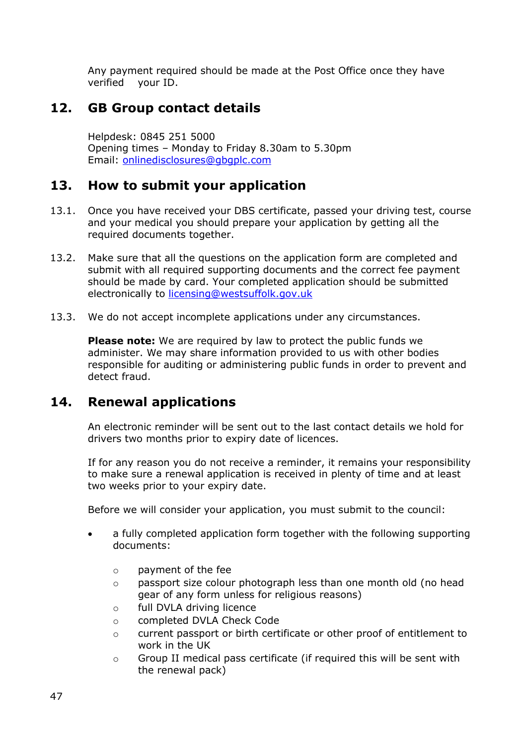Any payment required should be made at the Post Office once they have verified your ID.

## 12. GB Group contact details

Helpdesk: 0845 251 5000
Opening times – Monday to Friday 8.30am to 5.30pm
Email: onlinedisclosures@gbgplc.com

## 13. How to submit your application

13.1. Once you have received your DBS certificate, passed your driving test, course and your medical you should prepare your application by getting all the required documents together.

13.2. Make sure that all the questions on the application form are completed and submit with all required supporting documents and the correct fee payment should be made by card. Your completed application should be submitted electronically to licensing@westsuffolk.gov.uk

13.3. We do not accept incomplete applications under any circumstances.

**Please note:** We are required by law to protect the public funds we administer. We may share information provided to us with other bodies responsible for auditing or administering public funds in order to prevent and detect fraud.

## 14. Renewal applications

An electronic reminder will be sent out to the last contact details we hold for drivers two months prior to expiry date of licences.

If for any reason you do not receive a reminder, it remains your responsibility to make sure a renewal application is received in plenty of time and at least two weeks prior to your expiry date.

Before we will consider your application, you must submit to the council:

- a fully completed application form together with the following supporting documents:
  - payment of the fee
  - passport size colour photograph less than one month old (no head gear of any form unless for religious reasons)
  - full DVLA driving licence
  - completed DVLA Check Code
  - current passport or birth certificate or other proof of entitlement to work in the UK
  - Group II medical pass certificate (if required this will be sent with the renewal pack)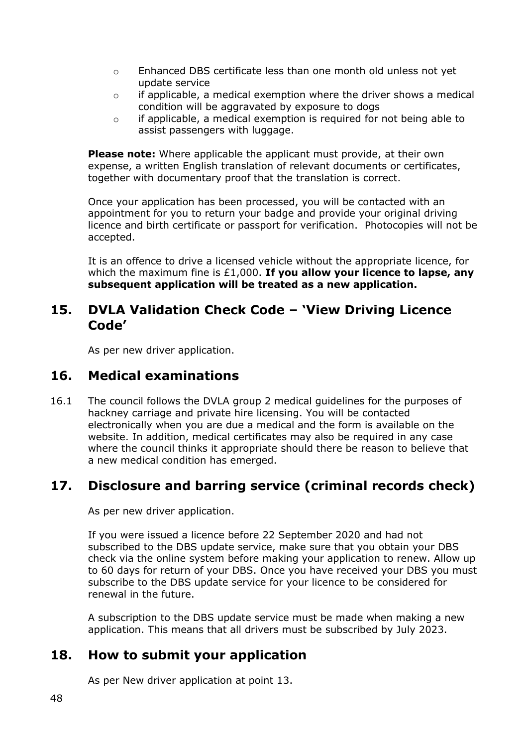- Enhanced DBS certificate less than one month old unless not yet update service
- if applicable, a medical exemption where the driver shows a medical condition will be aggravated by exposure to dogs
- if applicable, a medical exemption is required for not being able to assist passengers with luggage.

**Please note:** Where applicable the applicant must provide, at their own expense, a written English translation of relevant documents or certificates, together with documentary proof that the translation is correct.

Once your application has been processed, you will be contacted with an appointment for you to return your badge and provide your original driving licence and birth certificate or passport for verification. Photocopies will not be accepted.

It is an offence to drive a licensed vehicle without the appropriate licence, for which the maximum fine is £1,000. **If you allow your licence to lapse, any subsequent application will be treated as a new application.**

## 15. DVLA Validation Check Code – 'View Driving Licence Code'

As per new driver application.

## 16. Medical examinations

16.1 The council follows the DVLA group 2 medical guidelines for the purposes of hackney carriage and private hire licensing. You will be contacted electronically when you are due a medical and the form is available on the website. In addition, medical certificates may also be required in any case where the council thinks it appropriate should there be reason to believe that a new medical condition has emerged.

## 17. Disclosure and barring service (criminal records check)

As per new driver application.

If you were issued a licence before 22 September 2020 and had not subscribed to the DBS update service, make sure that you obtain your DBS check via the online system before making your application to renew. Allow up to 60 days for return of your DBS. Once you have received your DBS you must subscribe to the DBS update service for your licence to be considered for renewal in the future.

A subscription to the DBS update service must be made when making a new application. This means that all drivers must be subscribed by July 2023.

## 18. How to submit your application

As per New driver application at point 13.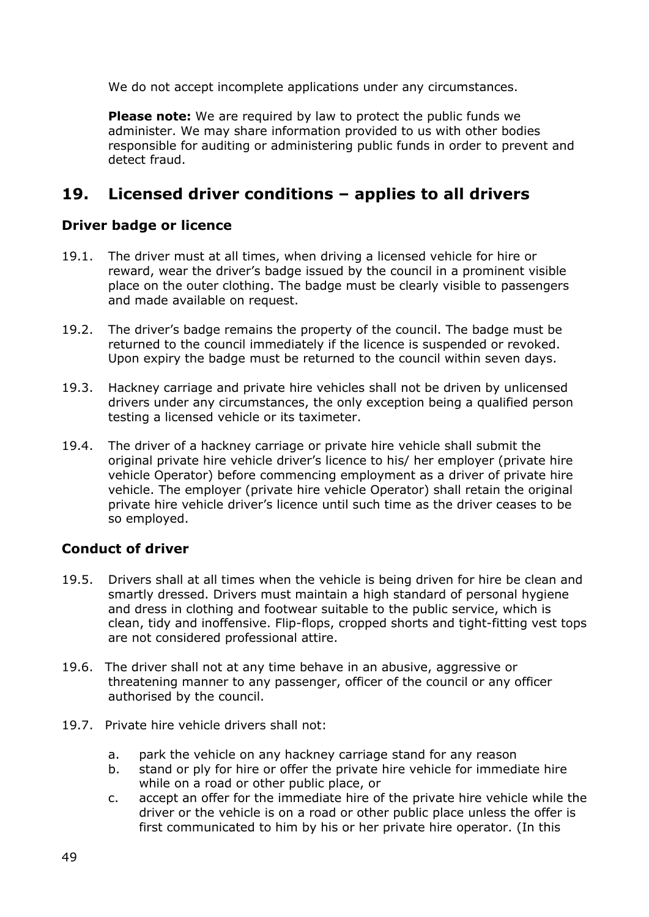We do not accept incomplete applications under any circumstances.

**Please note:** We are required by law to protect the public funds we administer. We may share information provided to us with other bodies responsible for auditing or administering public funds in order to prevent and detect fraud.

## 19. Licensed driver conditions – applies to all drivers

### Driver badge or licence

19.1. The driver must at all times, when driving a licensed vehicle for hire or reward, wear the driver's badge issued by the council in a prominent visible place on the outer clothing. The badge must be clearly visible to passengers and made available on request.

19.2. The driver's badge remains the property of the council. The badge must be returned to the council immediately if the licence is suspended or revoked. Upon expiry the badge must be returned to the council within seven days.

19.3. Hackney carriage and private hire vehicles shall not be driven by unlicensed drivers under any circumstances, the only exception being a qualified person testing a licensed vehicle or its taximeter.

19.4. The driver of a hackney carriage or private hire vehicle shall submit the original private hire vehicle driver's licence to his/ her employer (private hire vehicle Operator) before commencing employment as a driver of private hire vehicle. The employer (private hire vehicle Operator) shall retain the original private hire vehicle driver's licence until such time as the driver ceases to be so employed.

### Conduct of driver

19.5. Drivers shall at all times when the vehicle is being driven for hire be clean and smartly dressed. Drivers must maintain a high standard of personal hygiene and dress in clothing and footwear suitable to the public service, which is clean, tidy and inoffensive. Flip-flops, cropped shorts and tight-fitting vest tops are not considered professional attire.

19.6. The driver shall not at any time behave in an abusive, aggressive or threatening manner to any passenger, officer of the council or any officer authorised by the council.

19.7. Private hire vehicle drivers shall not:

a. park the vehicle on any hackney carriage stand for any reason
b. stand or ply for hire or offer the private hire vehicle for immediate hire while on a road or other public place, or
c. accept an offer for the immediate hire of the private hire vehicle while the driver or the vehicle is on a road or other public place unless the offer is first communicated to him by his or her private hire operator. (In this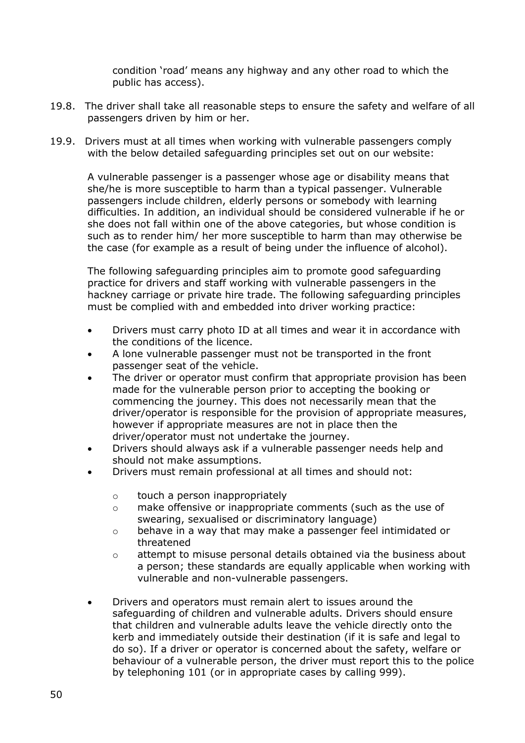condition 'road' means any highway and any other road to which the public has access).

19.8. The driver shall take all reasonable steps to ensure the safety and welfare of all passengers driven by him or her.

19.9. Drivers must at all times when working with vulnerable passengers comply with the below detailed safeguarding principles set out on our website:

A vulnerable passenger is a passenger whose age or disability means that she/he is more susceptible to harm than a typical passenger. Vulnerable passengers include children, elderly persons or somebody with learning difficulties. In addition, an individual should be considered vulnerable if he or she does not fall within one of the above categories, but whose condition is such as to render him/ her more susceptible to harm than may otherwise be the case (for example as a result of being under the influence of alcohol).

The following safeguarding principles aim to promote good safeguarding practice for drivers and staff working with vulnerable passengers in the hackney carriage or private hire trade. The following safeguarding principles must be complied with and embedded into driver working practice:

- Drivers must carry photo ID at all times and wear it in accordance with the conditions of the licence.
- A lone vulnerable passenger must not be transported in the front passenger seat of the vehicle.
- The driver or operator must confirm that appropriate provision has been made for the vulnerable person prior to accepting the booking or commencing the journey. This does not necessarily mean that the driver/operator is responsible for the provision of appropriate measures, however if appropriate measures are not in place then the driver/operator must not undertake the journey.
- Drivers should always ask if a vulnerable passenger needs help and should not make assumptions.
- Drivers must remain professional at all times and should not:
    - touch a person inappropriately
    - make offensive or inappropriate comments (such as the use of swearing, sexualised or discriminatory language)
    - behave in a way that may make a passenger feel intimidated or threatened
    - attempt to misuse personal details obtained via the business about a person; these standards are equally applicable when working with vulnerable and non-vulnerable passengers.
- Drivers and operators must remain alert to issues around the safeguarding of children and vulnerable adults. Drivers should ensure that children and vulnerable adults leave the vehicle directly onto the kerb and immediately outside their destination (if it is safe and legal to do so). If a driver or operator is concerned about the safety, welfare or behaviour of a vulnerable person, the driver must report this to the police by telephoning 101 (or in appropriate cases by calling 999).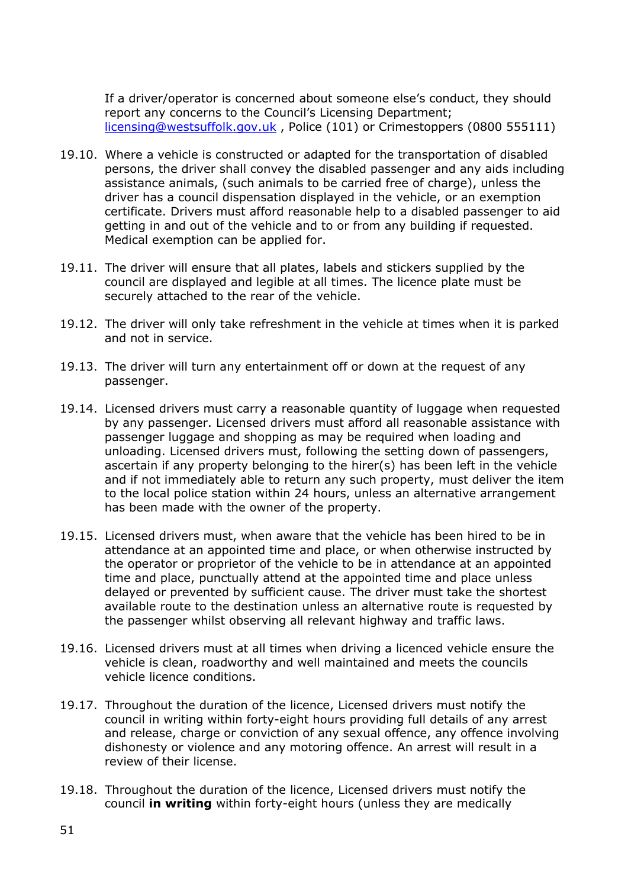If a driver/operator is concerned about someone else's conduct, they should report any concerns to the Council's Licensing Department; [licensing@westsuffolk.gov.uk](mailto:licensing@westsuffolk.gov.uk) , Police (101) or Crimestoppers (0800 555111)

19.10. Where a vehicle is constructed or adapted for the transportation of disabled persons, the driver shall convey the disabled passenger and any aids including assistance animals, (such animals to be carried free of charge), unless the driver has a council dispensation displayed in the vehicle, or an exemption certificate. Drivers must afford reasonable help to a disabled passenger to aid getting in and out of the vehicle and to or from any building if requested. Medical exemption can be applied for.

19.11. The driver will ensure that all plates, labels and stickers supplied by the council are displayed and legible at all times. The licence plate must be securely attached to the rear of the vehicle.

19.12. The driver will only take refreshment in the vehicle at times when it is parked and not in service.

19.13. The driver will turn any entertainment off or down at the request of any passenger.

19.14. Licensed drivers must carry a reasonable quantity of luggage when requested by any passenger. Licensed drivers must afford all reasonable assistance with passenger luggage and shopping as may be required when loading and unloading. Licensed drivers must, following the setting down of passengers, ascertain if any property belonging to the hirer(s) has been left in the vehicle and if not immediately able to return any such property, must deliver the item to the local police station within 24 hours, unless an alternative arrangement has been made with the owner of the property.

19.15. Licensed drivers must, when aware that the vehicle has been hired to be in attendance at an appointed time and place, or when otherwise instructed by the operator or proprietor of the vehicle to be in attendance at an appointed time and place, punctually attend at the appointed time and place unless delayed or prevented by sufficient cause. The driver must take the shortest available route to the destination unless an alternative route is requested by the passenger whilst observing all relevant highway and traffic laws.

19.16. Licensed drivers must at all times when driving a licenced vehicle ensure the vehicle is clean, roadworthy and well maintained and meets the councils vehicle licence conditions.

19.17. Throughout the duration of the licence, Licensed drivers must notify the council in writing within forty-eight hours providing full details of any arrest and release, charge or conviction of any sexual offence, any offence involving dishonesty or violence and any motoring offence. An arrest will result in a review of their license.

19.18. Throughout the duration of the licence, Licensed drivers must notify the council **in writing** within forty-eight hours (unless they are medically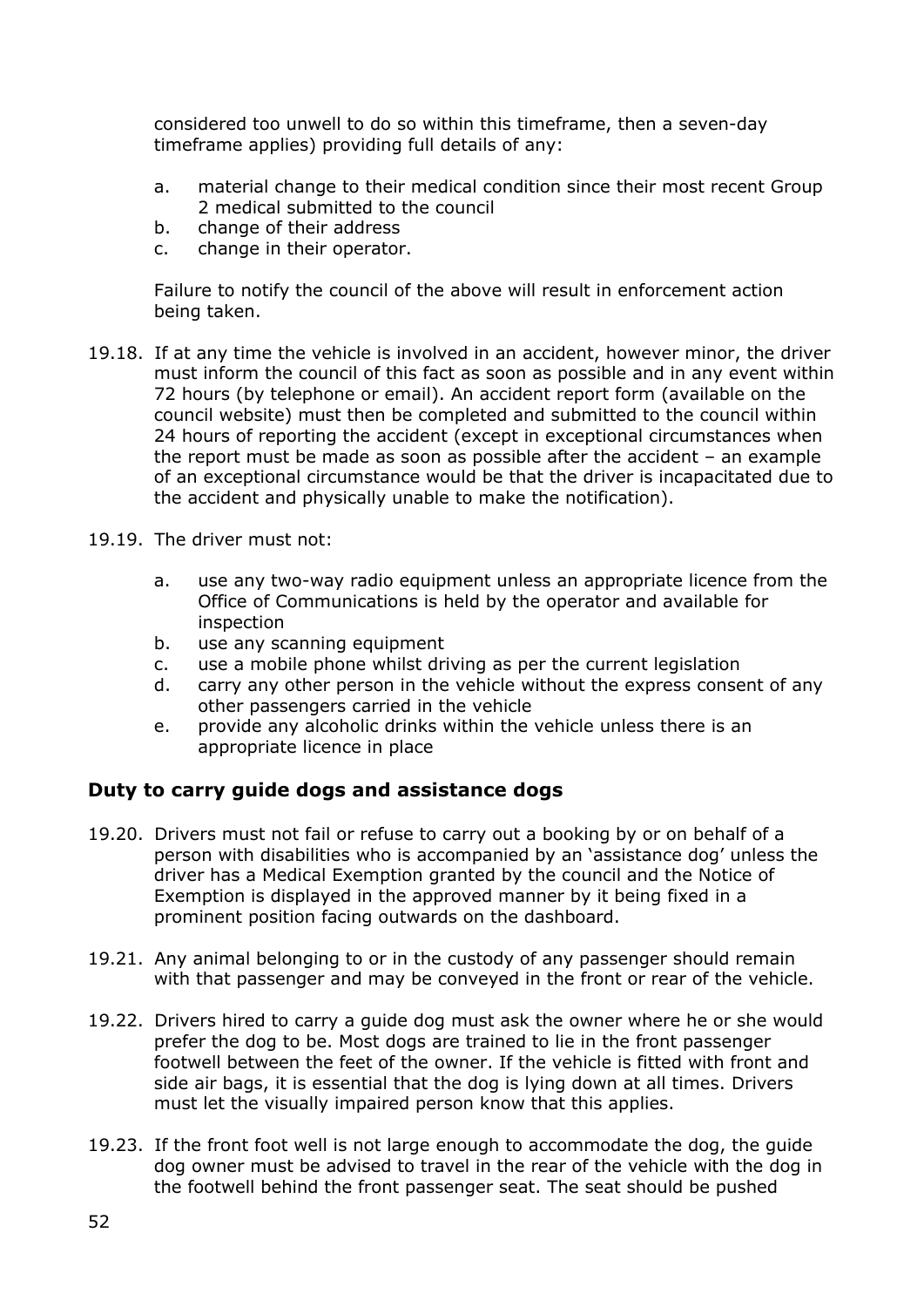considered too unwell to do so within this timeframe, then a seven-day timeframe applies) providing full details of any:

a. material change to their medical condition since their most recent Group 2 medical submitted to the council
b. change of their address
c. change in their operator.

Failure to notify the council of the above will result in enforcement action being taken.

19.18. If at any time the vehicle is involved in an accident, however minor, the driver must inform the council of this fact as soon as possible and in any event within 72 hours (by telephone or email). An accident report form (available on the council website) must then be completed and submitted to the council within 24 hours of reporting the accident (except in exceptional circumstances when the report must be made as soon as possible after the accident – an example of an exceptional circumstance would be that the driver is incapacitated due to the accident and physically unable to make the notification).

19.19. The driver must not:

a. use any two-way radio equipment unless an appropriate licence from the Office of Communications is held by the operator and available for inspection
b. use any scanning equipment
c. use a mobile phone whilst driving as per the current legislation
d. carry any other person in the vehicle without the express consent of any other passengers carried in the vehicle
e. provide any alcoholic drinks within the vehicle unless there is an appropriate licence in place

## Duty to carry guide dogs and assistance dogs

19.20. Drivers must not fail or refuse to carry out a booking by or on behalf of a person with disabilities who is accompanied by an 'assistance dog' unless the driver has a Medical Exemption granted by the council and the Notice of Exemption is displayed in the approved manner by it being fixed in a prominent position facing outwards on the dashboard.

19.21. Any animal belonging to or in the custody of any passenger should remain with that passenger and may be conveyed in the front or rear of the vehicle.

19.22. Drivers hired to carry a guide dog must ask the owner where he or she would prefer the dog to be. Most dogs are trained to lie in the front passenger footwell between the feet of the owner. If the vehicle is fitted with front and side air bags, it is essential that the dog is lying down at all times. Drivers must let the visually impaired person know that this applies.

19.23. If the front foot well is not large enough to accommodate the dog, the guide dog owner must be advised to travel in the rear of the vehicle with the dog in the footwell behind the front passenger seat. The seat should be pushed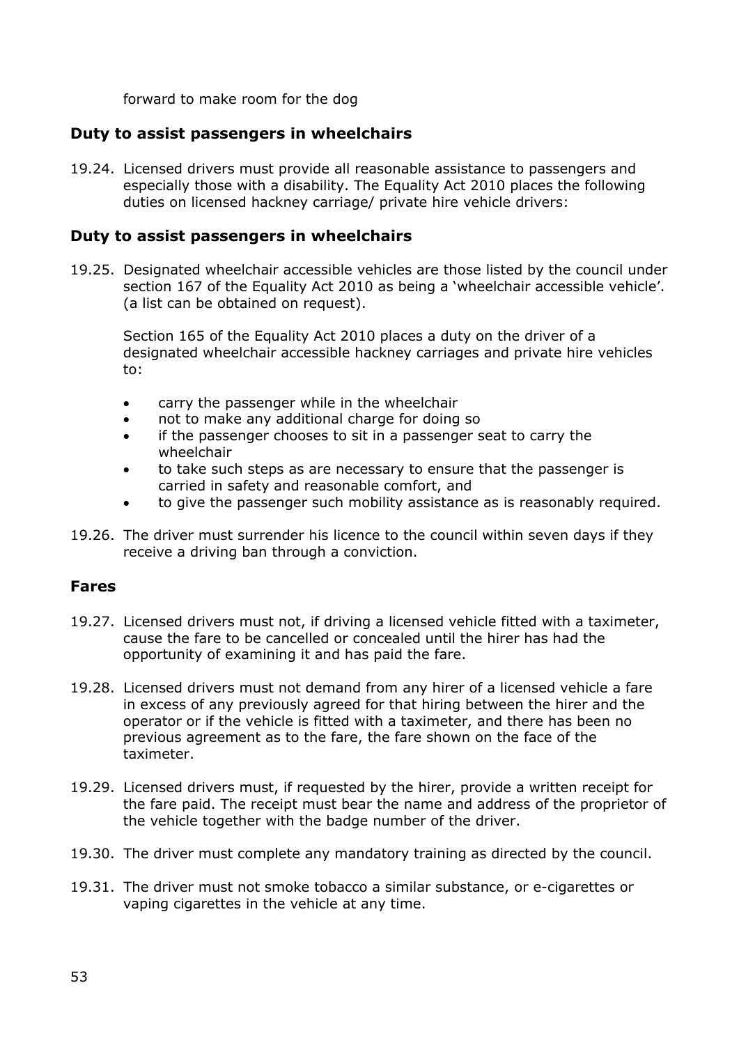forward to make room for the dog

### Duty to assist passengers in wheelchairs

19.24. Licensed drivers must provide all reasonable assistance to passengers and especially those with a disability. The Equality Act 2010 places the following duties on licensed hackney carriage/ private hire vehicle drivers:

### Duty to assist passengers in wheelchairs

19.25. Designated wheelchair accessible vehicles are those listed by the council under section 167 of the Equality Act 2010 as being a 'wheelchair accessible vehicle'. (a list can be obtained on request).

Section 165 of the Equality Act 2010 places a duty on the driver of a designated wheelchair accessible hackney carriages and private hire vehicles to:

- carry the passenger while in the wheelchair
- not to make any additional charge for doing so
- if the passenger chooses to sit in a passenger seat to carry the wheelchair
- to take such steps as are necessary to ensure that the passenger is carried in safety and reasonable comfort, and
- to give the passenger such mobility assistance as is reasonably required.

19.26. The driver must surrender his licence to the council within seven days if they receive a driving ban through a conviction.

### Fares

19.27. Licensed drivers must not, if driving a licensed vehicle fitted with a taximeter, cause the fare to be cancelled or concealed until the hirer has had the opportunity of examining it and has paid the fare.

19.28. Licensed drivers must not demand from any hirer of a licensed vehicle a fare in excess of any previously agreed for that hiring between the hirer and the operator or if the vehicle is fitted with a taximeter, and there has been no previous agreement as to the fare, the fare shown on the face of the taximeter.

19.29. Licensed drivers must, if requested by the hirer, provide a written receipt for the fare paid. The receipt must bear the name and address of the proprietor of the vehicle together with the badge number of the driver.

19.30. The driver must complete any mandatory training as directed by the council.

19.31. The driver must not smoke tobacco a similar substance, or e-cigarettes or vaping cigarettes in the vehicle at any time.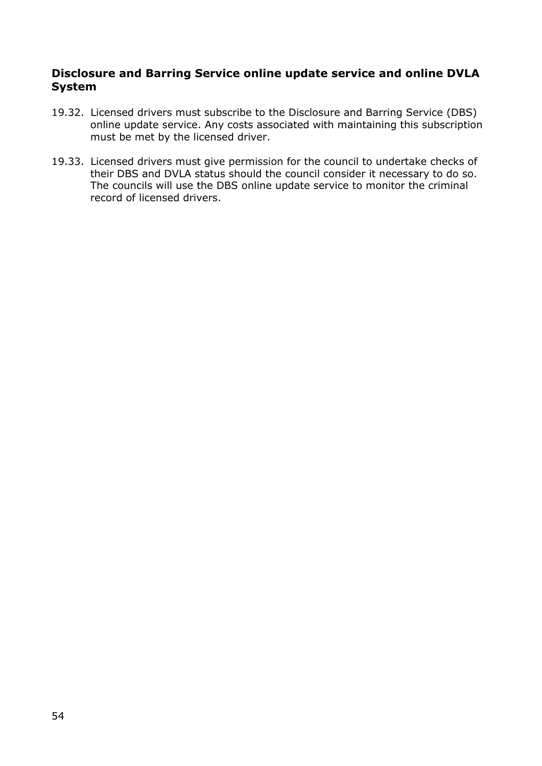### Disclosure and Barring Service online update service and online DVLA System

19.32. Licensed drivers must subscribe to the Disclosure and Barring Service (DBS) online update service. Any costs associated with maintaining this subscription must be met by the licensed driver.

19.33. Licensed drivers must give permission for the council to undertake checks of their DBS and DVLA status should the council consider it necessary to do so. The councils will use the DBS online update service to monitor the criminal record of licensed drivers.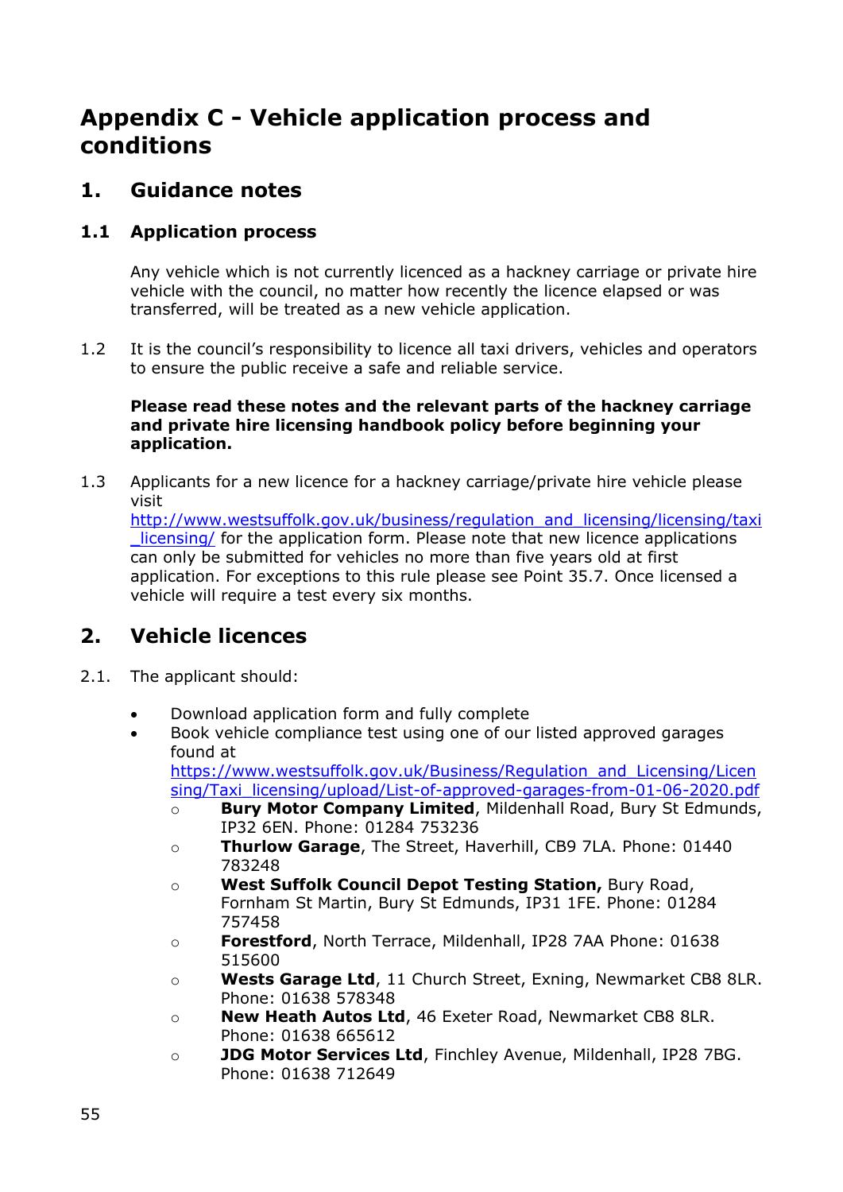# Appendix C - Vehicle application process and conditions

## 1. Guidance notes

### 1.1 Application process

Any vehicle which is not currently licenced as a hackney carriage or private hire vehicle with the council, no matter how recently the licence elapsed or was transferred, will be treated as a new vehicle application.

1.2 It is the council's responsibility to licence all taxi drivers, vehicles and operators to ensure the public receive a safe and reliable service.

**Please read these notes and the relevant parts of the hackney carriage and private hire licensing handbook policy before beginning your application.**

1.3 Applicants for a new licence for a hackney carriage/private hire vehicle please visit http://www.westsuffolk.gov.uk/business/regulation_and_licensing/licensing/taxi_licensing/ for the application form. Please note that new licence applications can only be submitted for vehicles no more than five years old at first application. For exceptions to this rule please see Point 35.7. Once licensed a vehicle will require a test every six months.

## 2. Vehicle licences

2.1. The applicant should:

- Download application form and fully complete
- Book vehicle compliance test using one of our listed approved garages found at https://www.westsuffolk.gov.uk/Business/Regulation_and_Licensing/Licensing/Taxi_licensing/upload/List-of-approved-garages-from-01-06-2020.pdf
  - **Bury Motor Company Limited**, Mildenhall Road, Bury St Edmunds, IP32 6EN. Phone: 01284 753236
  - **Thurlow Garage**, The Street, Haverhill, CB9 7LA. Phone: 01440 783248
  - **West Suffolk Council Depot Testing Station,** Bury Road, Fornham St Martin, Bury St Edmunds, IP31 1FE. Phone: 01284 757458
  - **Forestford**, North Terrace, Mildenhall, IP28 7AA Phone: 01638 515600
  - **Wests Garage Ltd**, 11 Church Street, Exning, Newmarket CB8 8LR. Phone: 01638 578348
  - **New Heath Autos Ltd**, 46 Exeter Road, Newmarket CB8 8LR. Phone: 01638 665612
  - **JDG Motor Services Ltd**, Finchley Avenue, Mildenhall, IP28 7BG. Phone: 01638 712649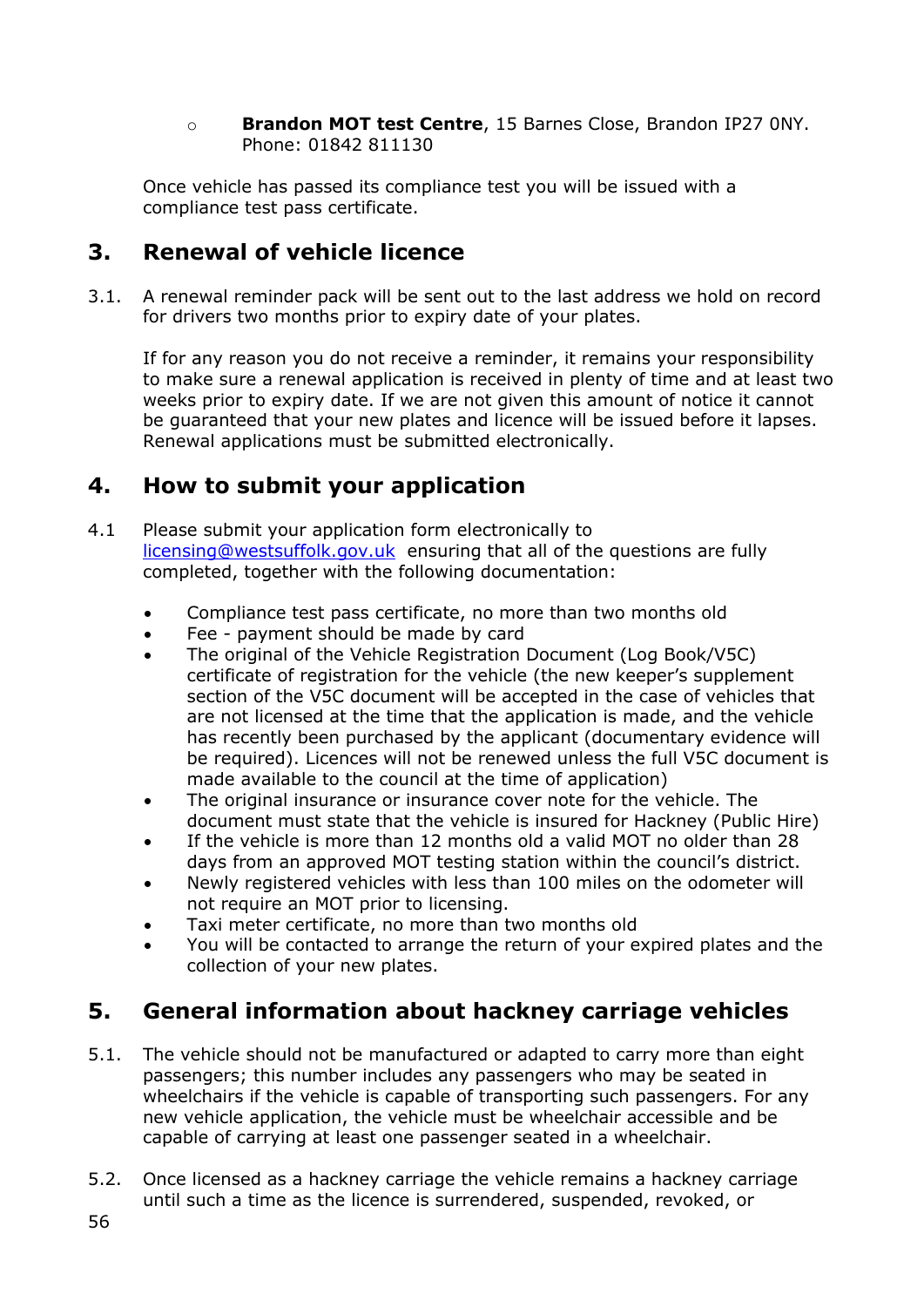- **Brandon MOT test Centre**, 15 Barnes Close, Brandon IP27 0NY. Phone: 01842 811130

Once vehicle has passed its compliance test you will be issued with a compliance test pass certificate.

## 3. Renewal of vehicle licence

3.1. A renewal reminder pack will be sent out to the last address we hold on record for drivers two months prior to expiry date of your plates.

If for any reason you do not receive a reminder, it remains your responsibility to make sure a renewal application is received in plenty of time and at least two weeks prior to expiry date. If we are not given this amount of notice it cannot be guaranteed that your new plates and licence will be issued before it lapses. Renewal applications must be submitted electronically.

## 4. How to submit your application

4.1 Please submit your application form electronically to licensing@westsuffolk.gov.uk ensuring that all of the questions are fully completed, together with the following documentation:

- Compliance test pass certificate, no more than two months old
- Fee - payment should be made by card
- The original of the Vehicle Registration Document (Log Book/V5C) certificate of registration for the vehicle (the new keeper's supplement section of the V5C document will be accepted in the case of vehicles that are not licensed at the time that the application is made, and the vehicle has recently been purchased by the applicant (documentary evidence will be required). Licences will not be renewed unless the full V5C document is made available to the council at the time of application)
- The original insurance or insurance cover note for the vehicle. The document must state that the vehicle is insured for Hackney (Public Hire)
- If the vehicle is more than 12 months old a valid MOT no older than 28 days from an approved MOT testing station within the council's district.
- Newly registered vehicles with less than 100 miles on the odometer will not require an MOT prior to licensing.
- Taxi meter certificate, no more than two months old
- You will be contacted to arrange the return of your expired plates and the collection of your new plates.

## 5. General information about hackney carriage vehicles

5.1. The vehicle should not be manufactured or adapted to carry more than eight passengers; this number includes any passengers who may be seated in wheelchairs if the vehicle is capable of transporting such passengers. For any new vehicle application, the vehicle must be wheelchair accessible and be capable of carrying at least one passenger seated in a wheelchair.

5.2. Once licensed as a hackney carriage the vehicle remains a hackney carriage until such a time as the licence is surrendered, suspended, revoked, or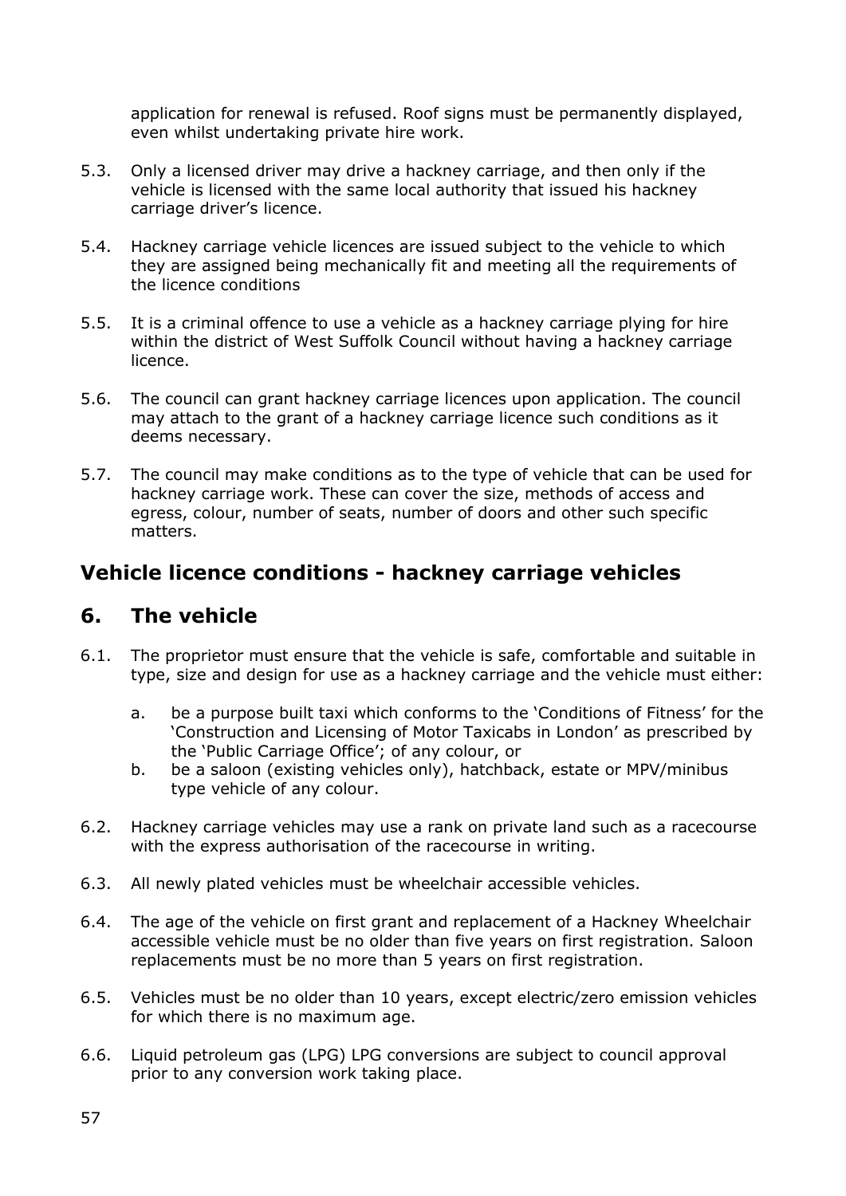application for renewal is refused. Roof signs must be permanently displayed, even whilst undertaking private hire work.

5.3. Only a licensed driver may drive a hackney carriage, and then only if the vehicle is licensed with the same local authority that issued his hackney carriage driver's licence.

5.4. Hackney carriage vehicle licences are issued subject to the vehicle to which they are assigned being mechanically fit and meeting all the requirements of the licence conditions

5.5. It is a criminal offence to use a vehicle as a hackney carriage plying for hire within the district of West Suffolk Council without having a hackney carriage licence.

5.6. The council can grant hackney carriage licences upon application. The council may attach to the grant of a hackney carriage licence such conditions as it deems necessary.

5.7. The council may make conditions as to the type of vehicle that can be used for hackney carriage work. These can cover the size, methods of access and egress, colour, number of seats, number of doors and other such specific matters.

## Vehicle licence conditions - hackney carriage vehicles

## 6. The vehicle

6.1. The proprietor must ensure that the vehicle is safe, comfortable and suitable in type, size and design for use as a hackney carriage and the vehicle must either:

   a. be a purpose built taxi which conforms to the 'Conditions of Fitness' for the 'Construction and Licensing of Motor Taxicabs in London' as prescribed by the 'Public Carriage Office'; of any colour, or
   b. be a saloon (existing vehicles only), hatchback, estate or MPV/minibus type vehicle of any colour.

6.2. Hackney carriage vehicles may use a rank on private land such as a racecourse with the express authorisation of the racecourse in writing.

6.3. All newly plated vehicles must be wheelchair accessible vehicles.

6.4. The age of the vehicle on first grant and replacement of a Hackney Wheelchair accessible vehicle must be no older than five years on first registration. Saloon replacements must be no more than 5 years on first registration.

6.5. Vehicles must be no older than 10 years, except electric/zero emission vehicles for which there is no maximum age.

6.6. Liquid petroleum gas (LPG) LPG conversions are subject to council approval prior to any conversion work taking place.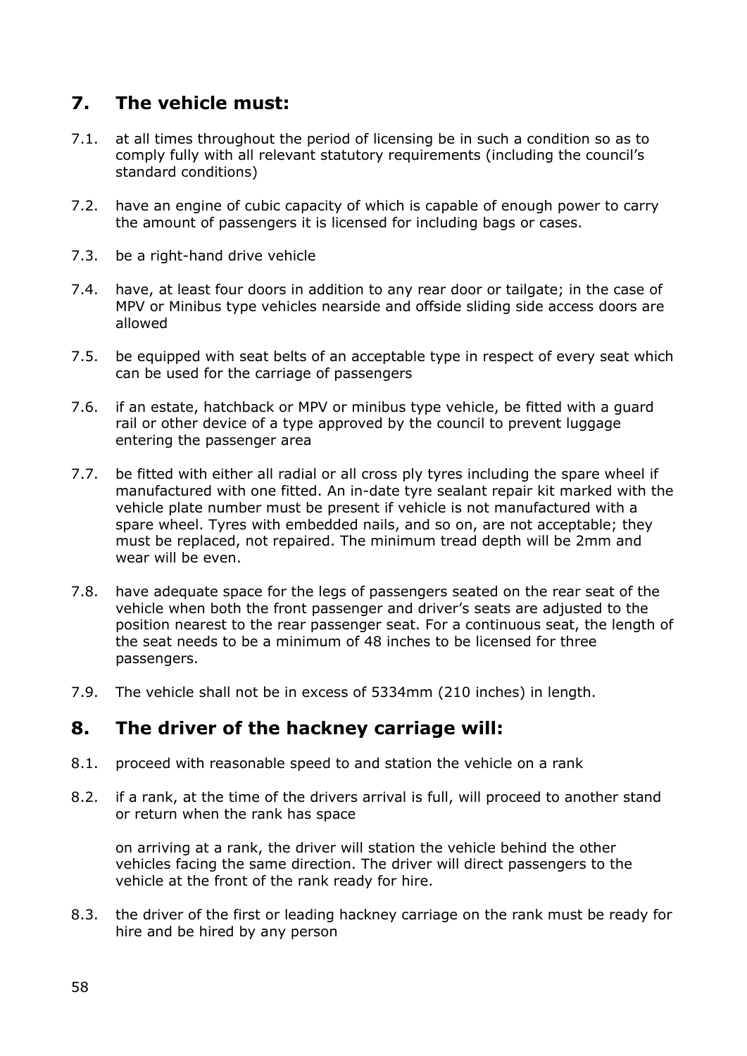## 7. The vehicle must:

7.1. at all times throughout the period of licensing be in such a condition so as to comply fully with all relevant statutory requirements (including the council's standard conditions)

7.2. have an engine of cubic capacity of which is capable of enough power to carry the amount of passengers it is licensed for including bags or cases.

7.3. be a right-hand drive vehicle

7.4. have, at least four doors in addition to any rear door or tailgate; in the case of MPV or Minibus type vehicles nearside and offside sliding side access doors are allowed

7.5. be equipped with seat belts of an acceptable type in respect of every seat which can be used for the carriage of passengers

7.6. if an estate, hatchback or MPV or minibus type vehicle, be fitted with a guard rail or other device of a type approved by the council to prevent luggage entering the passenger area

7.7. be fitted with either all radial or all cross ply tyres including the spare wheel if manufactured with one fitted. An in-date tyre sealant repair kit marked with the vehicle plate number must be present if vehicle is not manufactured with a spare wheel. Tyres with embedded nails, and so on, are not acceptable; they must be replaced, not repaired. The minimum tread depth will be 2mm and wear will be even.

7.8. have adequate space for the legs of passengers seated on the rear seat of the vehicle when both the front passenger and driver's seats are adjusted to the position nearest to the rear passenger seat. For a continuous seat, the length of the seat needs to be a minimum of 48 inches to be licensed for three passengers.

7.9. The vehicle shall not be in excess of 5334mm (210 inches) in length.

## 8. The driver of the hackney carriage will:

8.1. proceed with reasonable speed to and station the vehicle on a rank

8.2. if a rank, at the time of the drivers arrival is full, will proceed to another stand or return when the rank has space

on arriving at a rank, the driver will station the vehicle behind the other vehicles facing the same direction. The driver will direct passengers to the vehicle at the front of the rank ready for hire.

8.3. the driver of the first or leading hackney carriage on the rank must be ready for hire and be hired by any person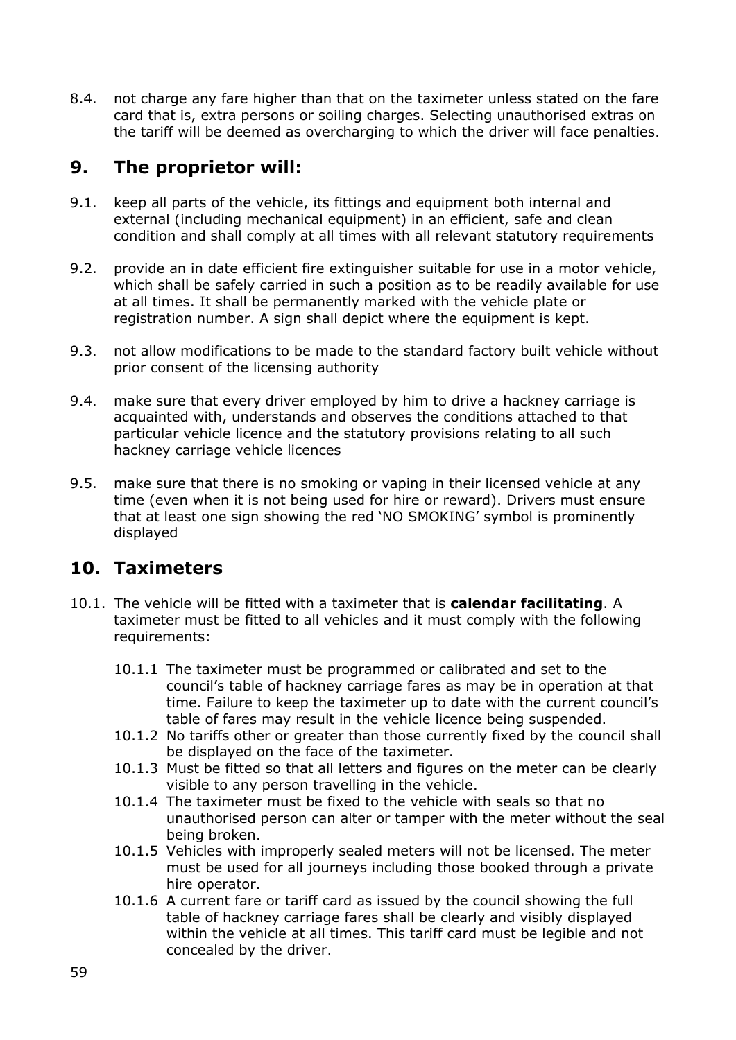8.4. not charge any fare higher than that on the taximeter unless stated on the fare card that is, extra persons or soiling charges. Selecting unauthorised extras on the tariff will be deemed as overcharging to which the driver will face penalties.

## 9. The proprietor will:

9.1. keep all parts of the vehicle, its fittings and equipment both internal and external (including mechanical equipment) in an efficient, safe and clean condition and shall comply at all times with all relevant statutory requirements

9.2. provide an in date efficient fire extinguisher suitable for use in a motor vehicle, which shall be safely carried in such a position as to be readily available for use at all times. It shall be permanently marked with the vehicle plate or registration number. A sign shall depict where the equipment is kept.

9.3. not allow modifications to be made to the standard factory built vehicle without prior consent of the licensing authority

9.4. make sure that every driver employed by him to drive a hackney carriage is acquainted with, understands and observes the conditions attached to that particular vehicle licence and the statutory provisions relating to all such hackney carriage vehicle licences

9.5. make sure that there is no smoking or vaping in their licensed vehicle at any time (even when it is not being used for hire or reward). Drivers must ensure that at least one sign showing the red 'NO SMOKING' symbol is prominently displayed

## 10. Taximeters

10.1. The vehicle will be fitted with a taximeter that is **calendar facilitating**. A taximeter must be fitted to all vehicles and it must comply with the following requirements:

10.1.1 The taximeter must be programmed or calibrated and set to the council's table of hackney carriage fares as may be in operation at that time. Failure to keep the taximeter up to date with the current council's table of fares may result in the vehicle licence being suspended.

10.1.2 No tariffs other or greater than those currently fixed by the council shall be displayed on the face of the taximeter.

10.1.3 Must be fitted so that all letters and figures on the meter can be clearly visible to any person travelling in the vehicle.

10.1.4 The taximeter must be fixed to the vehicle with seals so that no unauthorised person can alter or tamper with the meter without the seal being broken.

10.1.5 Vehicles with improperly sealed meters will not be licensed. The meter must be used for all journeys including those booked through a private hire operator.

10.1.6 A current fare or tariff card as issued by the council showing the full table of hackney carriage fares shall be clearly and visibly displayed within the vehicle at all times. This tariff card must be legible and not concealed by the driver.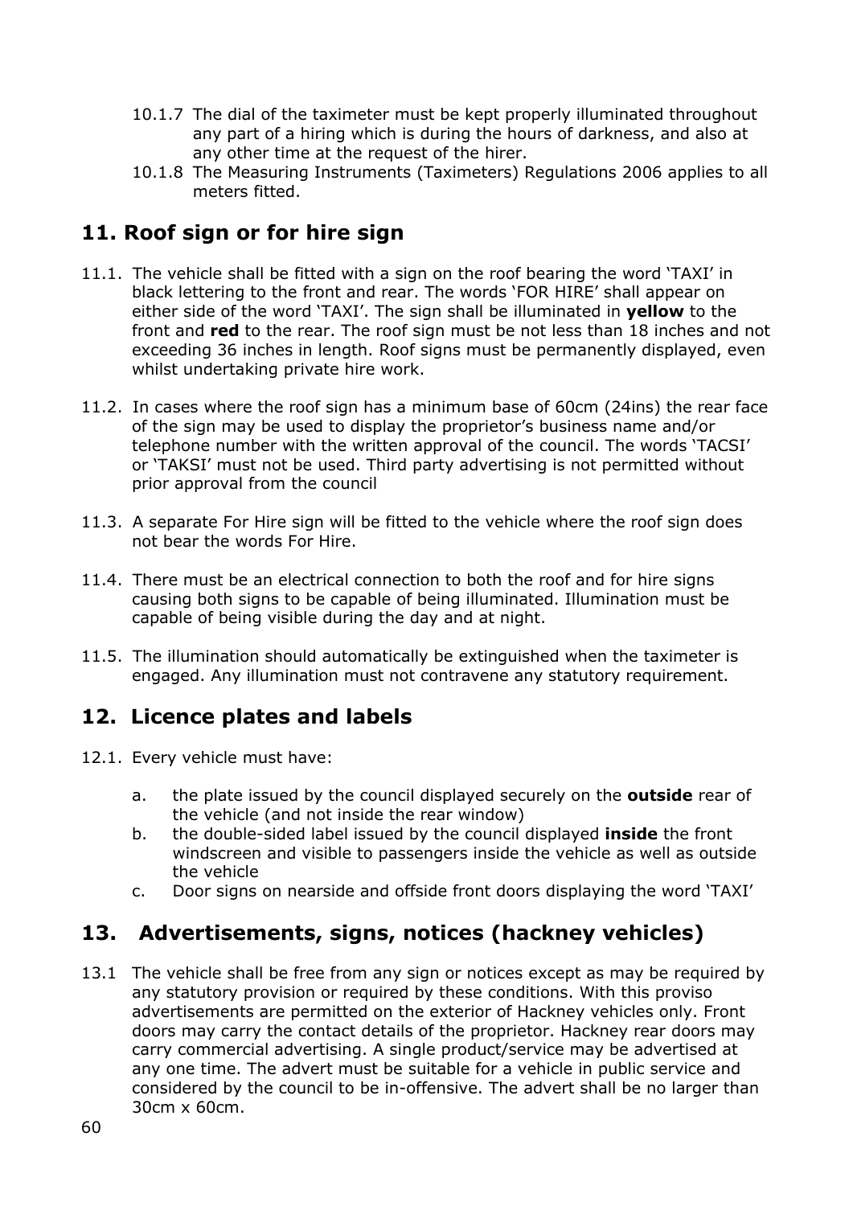10.1.7 The dial of the taximeter must be kept properly illuminated throughout any part of a hiring which is during the hours of darkness, and also at any other time at the request of the hirer.

10.1.8 The Measuring Instruments (Taximeters) Regulations 2006 applies to all meters fitted.

## 11. Roof sign or for hire sign

11.1. The vehicle shall be fitted with a sign on the roof bearing the word 'TAXI' in black lettering to the front and rear. The words 'FOR HIRE' shall appear on either side of the word 'TAXI'. The sign shall be illuminated in **yellow** to the front and **red** to the rear. The roof sign must be not less than 18 inches and not exceeding 36 inches in length. Roof signs must be permanently displayed, even whilst undertaking private hire work.

11.2. In cases where the roof sign has a minimum base of 60cm (24ins) the rear face of the sign may be used to display the proprietor's business name and/or telephone number with the written approval of the council. The words 'TACSI' or 'TAKSI' must not be used. Third party advertising is not permitted without prior approval from the council

11.3. A separate For Hire sign will be fitted to the vehicle where the roof sign does not bear the words For Hire.

11.4. There must be an electrical connection to both the roof and for hire signs causing both signs to be capable of being illuminated. Illumination must be capable of being visible during the day and at night.

11.5. The illumination should automatically be extinguished when the taximeter is engaged. Any illumination must not contravene any statutory requirement.

## 12. Licence plates and labels

12.1. Every vehicle must have:

a. the plate issued by the council displayed securely on the **outside** rear of the vehicle (and not inside the rear window)
b. the double-sided label issued by the council displayed **inside** the front windscreen and visible to passengers inside the vehicle as well as outside the vehicle
c. Door signs on nearside and offside front doors displaying the word 'TAXI'

## 13. Advertisements, signs, notices (hackney vehicles)

13.1 The vehicle shall be free from any sign or notices except as may be required by any statutory provision or required by these conditions. With this proviso advertisements are permitted on the exterior of Hackney vehicles only. Front doors may carry the contact details of the proprietor. Hackney rear doors may carry commercial advertising. A single product/service may be advertised at any one time. The advert must be suitable for a vehicle in public service and considered by the council to be in-offensive. The advert shall be no larger than 30cm x 60cm.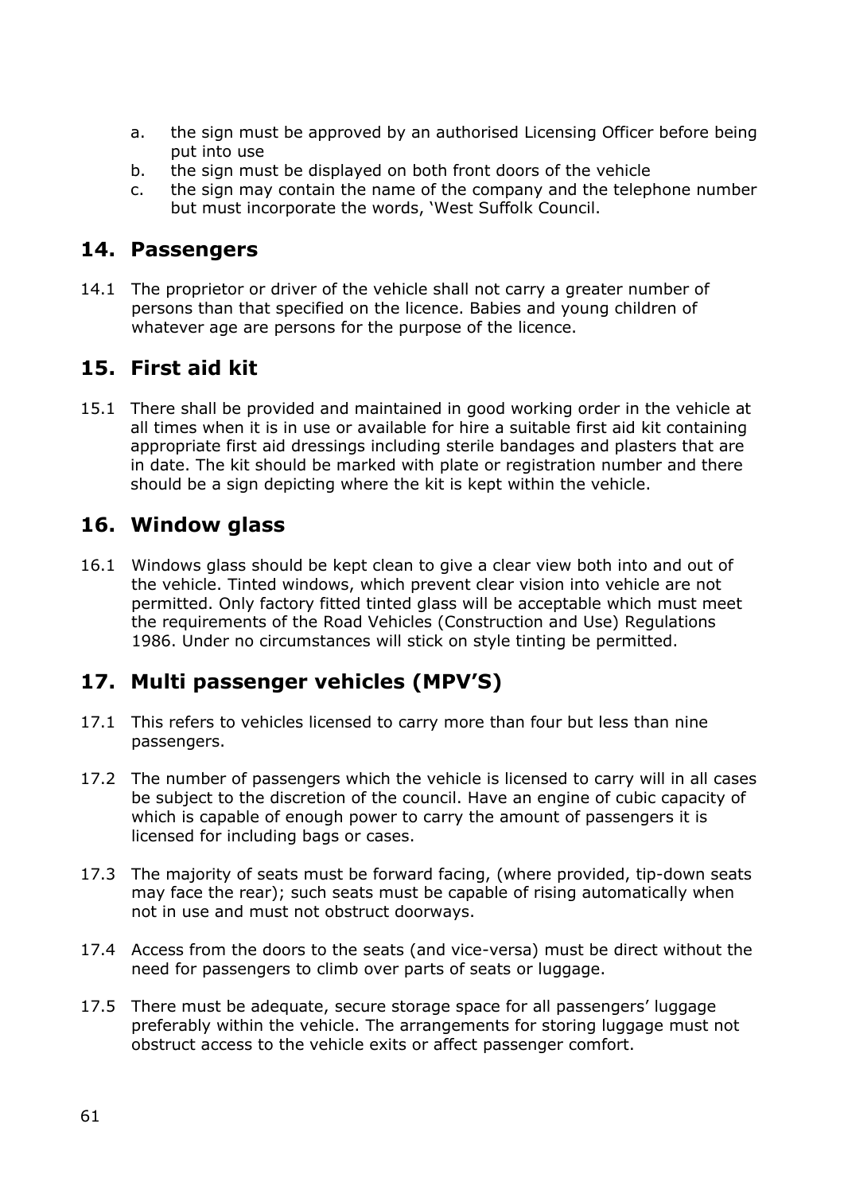a. the sign must be approved by an authorised Licensing Officer before being put into use
b. the sign must be displayed on both front doors of the vehicle
c. the sign may contain the name of the company and the telephone number but must incorporate the words, 'West Suffolk Council.

## 14. Passengers

14.1 The proprietor or driver of the vehicle shall not carry a greater number of persons than that specified on the licence. Babies and young children of whatever age are persons for the purpose of the licence.

## 15. First aid kit

15.1 There shall be provided and maintained in good working order in the vehicle at all times when it is in use or available for hire a suitable first aid kit containing appropriate first aid dressings including sterile bandages and plasters that are in date. The kit should be marked with plate or registration number and there should be a sign depicting where the kit is kept within the vehicle.

## 16. Window glass

16.1 Windows glass should be kept clean to give a clear view both into and out of the vehicle. Tinted windows, which prevent clear vision into vehicle are not permitted. Only factory fitted tinted glass will be acceptable which must meet the requirements of the Road Vehicles (Construction and Use) Regulations 1986. Under no circumstances will stick on style tinting be permitted.

## 17. Multi passenger vehicles (MPV'S)

17.1 This refers to vehicles licensed to carry more than four but less than nine passengers.

17.2 The number of passengers which the vehicle is licensed to carry will in all cases be subject to the discretion of the council. Have an engine of cubic capacity of which is capable of enough power to carry the amount of passengers it is licensed for including bags or cases.

17.3 The majority of seats must be forward facing, (where provided, tip-down seats may face the rear); such seats must be capable of rising automatically when not in use and must not obstruct doorways.

17.4 Access from the doors to the seats (and vice-versa) must be direct without the need for passengers to climb over parts of seats or luggage.

17.5 There must be adequate, secure storage space for all passengers' luggage preferably within the vehicle. The arrangements for storing luggage must not obstruct access to the vehicle exits or affect passenger comfort.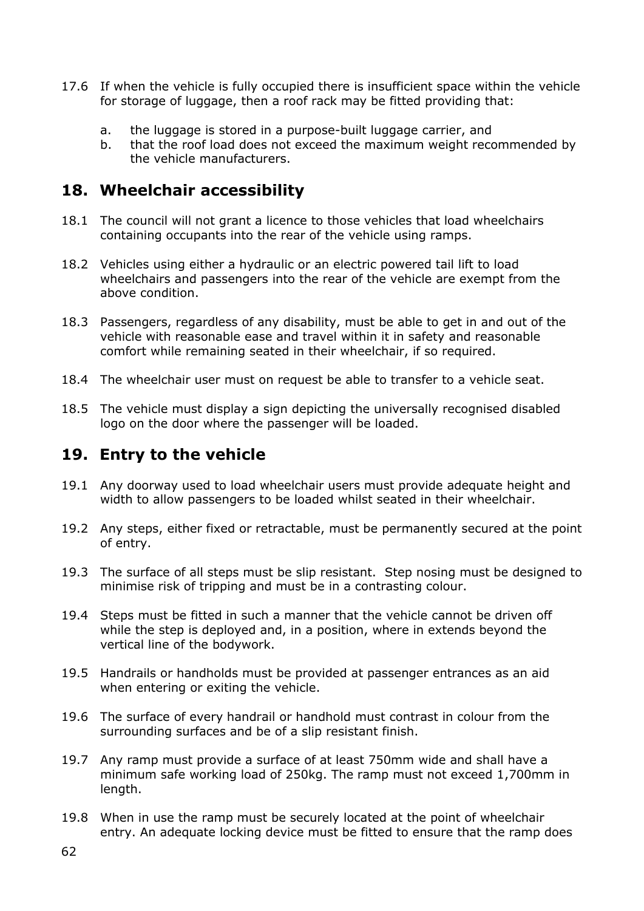17.6 If when the vehicle is fully occupied there is insufficient space within the vehicle for storage of luggage, then a roof rack may be fitted providing that:

a. the luggage is stored in a purpose-built luggage carrier, and
b. that the roof load does not exceed the maximum weight recommended by the vehicle manufacturers.

## 18. Wheelchair accessibility

18.1 The council will not grant a licence to those vehicles that load wheelchairs containing occupants into the rear of the vehicle using ramps.

18.2 Vehicles using either a hydraulic or an electric powered tail lift to load wheelchairs and passengers into the rear of the vehicle are exempt from the above condition.

18.3 Passengers, regardless of any disability, must be able to get in and out of the vehicle with reasonable ease and travel within it in safety and reasonable comfort while remaining seated in their wheelchair, if so required.

18.4 The wheelchair user must on request be able to transfer to a vehicle seat.

18.5 The vehicle must display a sign depicting the universally recognised disabled logo on the door where the passenger will be loaded.

## 19. Entry to the vehicle

19.1 Any doorway used to load wheelchair users must provide adequate height and width to allow passengers to be loaded whilst seated in their wheelchair.

19.2 Any steps, either fixed or retractable, must be permanently secured at the point of entry.

19.3 The surface of all steps must be slip resistant. Step nosing must be designed to minimise risk of tripping and must be in a contrasting colour.

19.4 Steps must be fitted in such a manner that the vehicle cannot be driven off while the step is deployed and, in a position, where in extends beyond the vertical line of the bodywork.

19.5 Handrails or handholds must be provided at passenger entrances as an aid when entering or exiting the vehicle.

19.6 The surface of every handrail or handhold must contrast in colour from the surrounding surfaces and be of a slip resistant finish.

19.7 Any ramp must provide a surface of at least 750mm wide and shall have a minimum safe working load of 250kg. The ramp must not exceed 1,700mm in length.

19.8 When in use the ramp must be securely located at the point of wheelchair entry. An adequate locking device must be fitted to ensure that the ramp does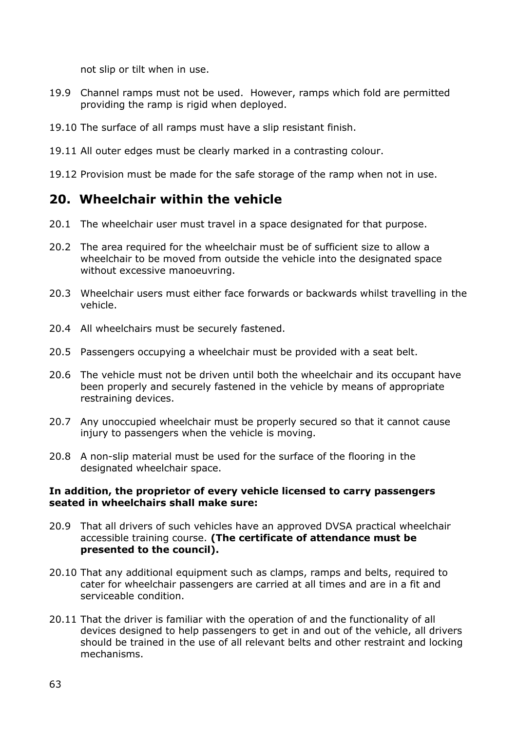not slip or tilt when in use.

19.9 Channel ramps must not be used. However, ramps which fold are permitted providing the ramp is rigid when deployed.

19.10 The surface of all ramps must have a slip resistant finish.

19.11 All outer edges must be clearly marked in a contrasting colour.

19.12 Provision must be made for the safe storage of the ramp when not in use.

## 20. Wheelchair within the vehicle

20.1 The wheelchair user must travel in a space designated for that purpose.

20.2 The area required for the wheelchair must be of sufficient size to allow a wheelchair to be moved from outside the vehicle into the designated space without excessive manoeuvring.

20.3 Wheelchair users must either face forwards or backwards whilst travelling in the vehicle.

20.4 All wheelchairs must be securely fastened.

20.5 Passengers occupying a wheelchair must be provided with a seat belt.

20.6 The vehicle must not be driven until both the wheelchair and its occupant have been properly and securely fastened in the vehicle by means of appropriate restraining devices.

20.7 Any unoccupied wheelchair must be properly secured so that it cannot cause injury to passengers when the vehicle is moving.

20.8 A non-slip material must be used for the surface of the flooring in the designated wheelchair space.

**In addition, the proprietor of every vehicle licensed to carry passengers seated in wheelchairs shall make sure:**

20.9 That all drivers of such vehicles have an approved DVSA practical wheelchair accessible training course. **(The certificate of attendance must be presented to the council).**

20.10 That any additional equipment such as clamps, ramps and belts, required to cater for wheelchair passengers are carried at all times and are in a fit and serviceable condition.

20.11 That the driver is familiar with the operation of and the functionality of all devices designed to help passengers to get in and out of the vehicle, all drivers should be trained in the use of all relevant belts and other restraint and locking mechanisms.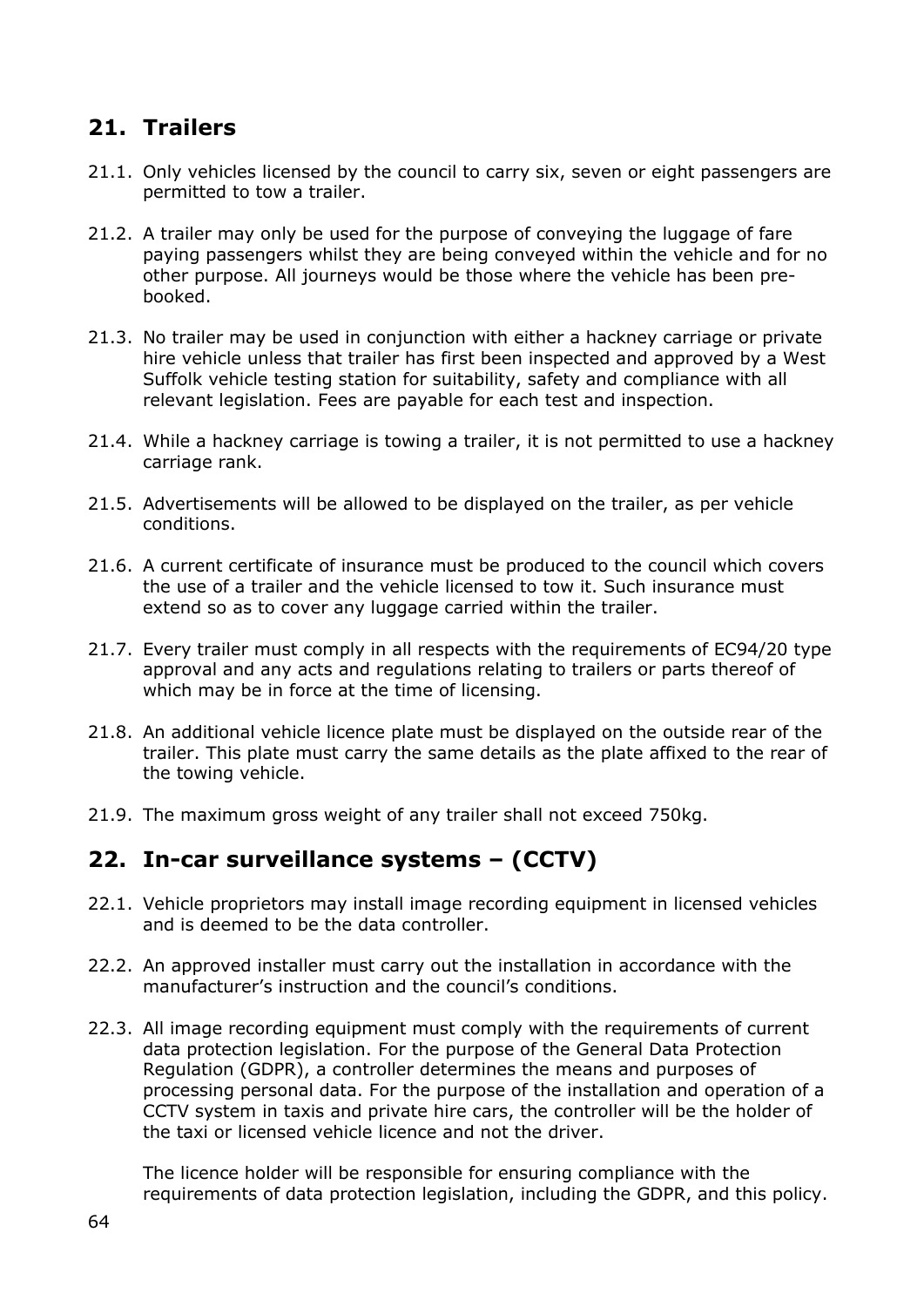## 21. Trailers

21.1. Only vehicles licensed by the council to carry six, seven or eight passengers are permitted to tow a trailer.

21.2. A trailer may only be used for the purpose of conveying the luggage of fare paying passengers whilst they are being conveyed within the vehicle and for no other purpose. All journeys would be those where the vehicle has been pre-booked.

21.3. No trailer may be used in conjunction with either a hackney carriage or private hire vehicle unless that trailer has first been inspected and approved by a West Suffolk vehicle testing station for suitability, safety and compliance with all relevant legislation. Fees are payable for each test and inspection.

21.4. While a hackney carriage is towing a trailer, it is not permitted to use a hackney carriage rank.

21.5. Advertisements will be allowed to be displayed on the trailer, as per vehicle conditions.

21.6. A current certificate of insurance must be produced to the council which covers the use of a trailer and the vehicle licensed to tow it. Such insurance must extend so as to cover any luggage carried within the trailer.

21.7. Every trailer must comply in all respects with the requirements of EC94/20 type approval and any acts and regulations relating to trailers or parts thereof of which may be in force at the time of licensing.

21.8. An additional vehicle licence plate must be displayed on the outside rear of the trailer. This plate must carry the same details as the plate affixed to the rear of the towing vehicle.

21.9. The maximum gross weight of any trailer shall not exceed 750kg.

## 22. In-car surveillance systems – (CCTV)

22.1. Vehicle proprietors may install image recording equipment in licensed vehicles and is deemed to be the data controller.

22.2. An approved installer must carry out the installation in accordance with the manufacturer's instruction and the council's conditions.

22.3. All image recording equipment must comply with the requirements of current data protection legislation. For the purpose of the General Data Protection Regulation (GDPR), a controller determines the means and purposes of processing personal data. For the purpose of the installation and operation of a CCTV system in taxis and private hire cars, the controller will be the holder of the taxi or licensed vehicle licence and not the driver.

The licence holder will be responsible for ensuring compliance with the requirements of data protection legislation, including the GDPR, and this policy.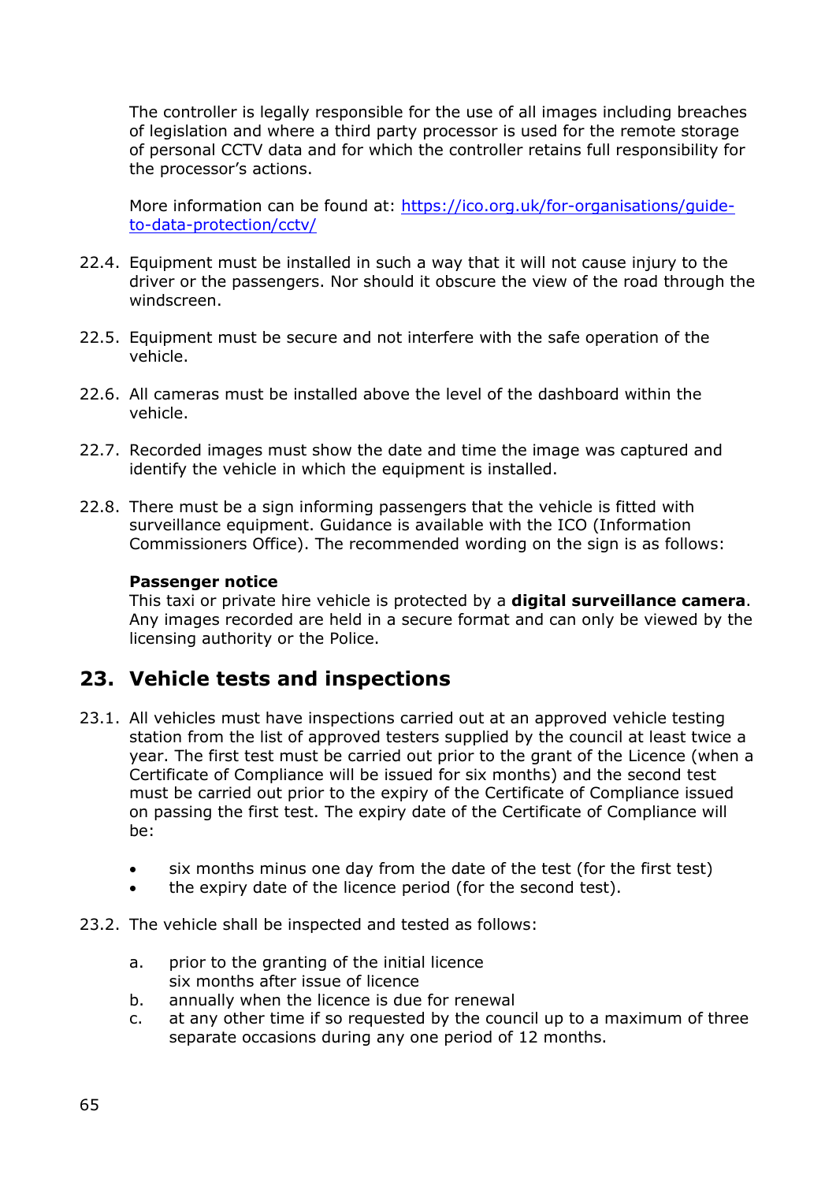The controller is legally responsible for the use of all images including breaches of legislation and where a third party processor is used for the remote storage of personal CCTV data and for which the controller retains full responsibility for the processor's actions.

More information can be found at: [https://ico.org.uk/for-organisations/guide-to-data-protection/cctv/](https://ico.org.uk/for-organisations/guide-to-data-protection/cctv/)

22.4. Equipment must be installed in such a way that it will not cause injury to the driver or the passengers. Nor should it obscure the view of the road through the windscreen.

22.5. Equipment must be secure and not interfere with the safe operation of the vehicle.

22.6. All cameras must be installed above the level of the dashboard within the vehicle.

22.7. Recorded images must show the date and time the image was captured and identify the vehicle in which the equipment is installed.

22.8. There must be a sign informing passengers that the vehicle is fitted with surveillance equipment. Guidance is available with the ICO (Information Commissioners Office). The recommended wording on the sign is as follows:

**Passenger notice**
This taxi or private hire vehicle is protected by a **digital surveillance camera**. Any images recorded are held in a secure format and can only be viewed by the licensing authority or the Police.

## 23. Vehicle tests and inspections

23.1. All vehicles must have inspections carried out at an approved vehicle testing station from the list of approved testers supplied by the council at least twice a year. The first test must be carried out prior to the grant of the Licence (when a Certificate of Compliance will be issued for six months) and the second test must be carried out prior to the expiry of the Certificate of Compliance issued on passing the first test. The expiry date of the Certificate of Compliance will be:

- six months minus one day from the date of the test (for the first test)
- the expiry date of the licence period (for the second test).

23.2. The vehicle shall be inspected and tested as follows:

a. prior to the granting of the initial licence
   six months after issue of licence
b. annually when the licence is due for renewal
c. at any other time if so requested by the council up to a maximum of three separate occasions during any one period of 12 months.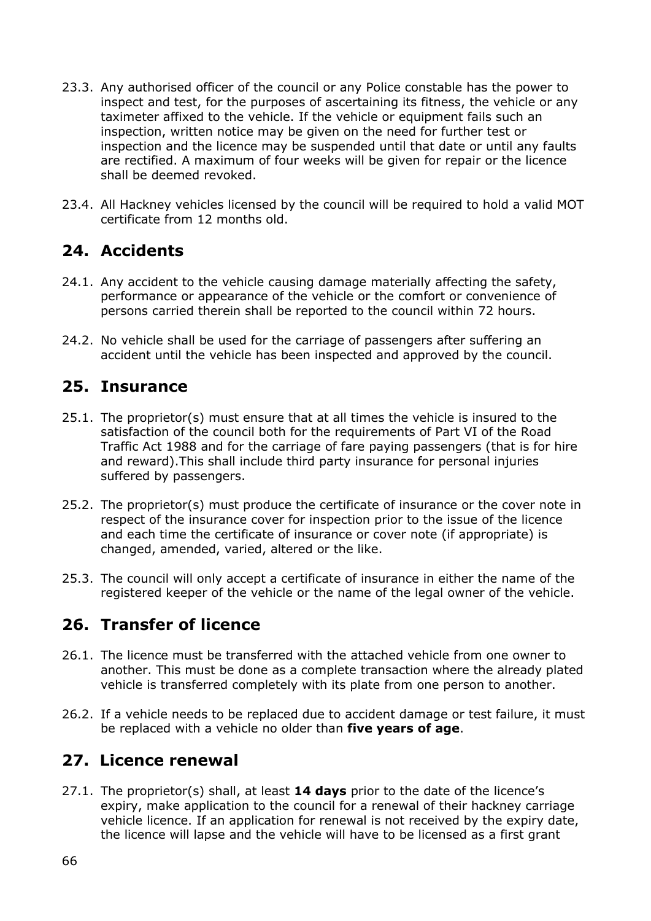23.3. Any authorised officer of the council or any Police constable has the power to inspect and test, for the purposes of ascertaining its fitness, the vehicle or any taximeter affixed to the vehicle. If the vehicle or equipment fails such an inspection, written notice may be given on the need for further test or inspection and the licence may be suspended until that date or until any faults are rectified. A maximum of four weeks will be given for repair or the licence shall be deemed revoked.

23.4. All Hackney vehicles licensed by the council will be required to hold a valid MOT certificate from 12 months old.

## 24. Accidents

24.1. Any accident to the vehicle causing damage materially affecting the safety, performance or appearance of the vehicle or the comfort or convenience of persons carried therein shall be reported to the council within 72 hours.

24.2. No vehicle shall be used for the carriage of passengers after suffering an accident until the vehicle has been inspected and approved by the council.

## 25. Insurance

25.1. The proprietor(s) must ensure that at all times the vehicle is insured to the satisfaction of the council both for the requirements of Part VI of the Road Traffic Act 1988 and for the carriage of fare paying passengers (that is for hire and reward).This shall include third party insurance for personal injuries suffered by passengers.

25.2. The proprietor(s) must produce the certificate of insurance or the cover note in respect of the insurance cover for inspection prior to the issue of the licence and each time the certificate of insurance or cover note (if appropriate) is changed, amended, varied, altered or the like.

25.3. The council will only accept a certificate of insurance in either the name of the registered keeper of the vehicle or the name of the legal owner of the vehicle.

## 26. Transfer of licence

26.1. The licence must be transferred with the attached vehicle from one owner to another. This must be done as a complete transaction where the already plated vehicle is transferred completely with its plate from one person to another.

26.2. If a vehicle needs to be replaced due to accident damage or test failure, it must be replaced with a vehicle no older than **five years of age**.

## 27. Licence renewal

27.1. The proprietor(s) shall, at least **14 days** prior to the date of the licence's expiry, make application to the council for a renewal of their hackney carriage vehicle licence. If an application for renewal is not received by the expiry date, the licence will lapse and the vehicle will have to be licensed as a first grant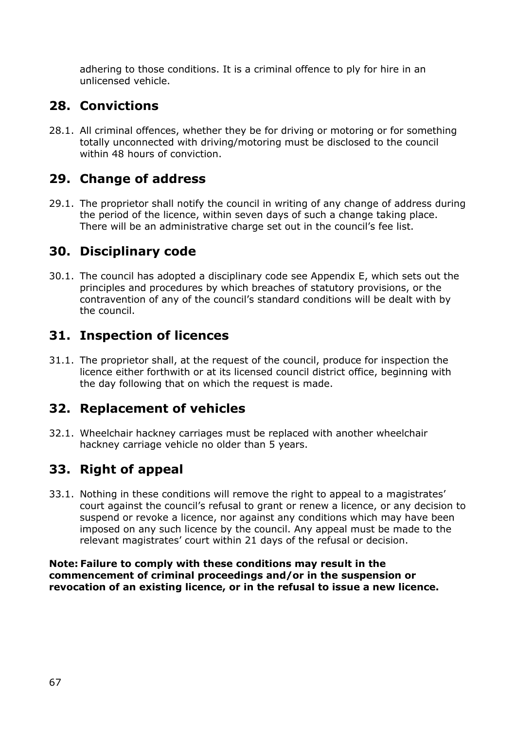adhering to those conditions. It is a criminal offence to ply for hire in an unlicensed vehicle.

## 28. Convictions

28.1. All criminal offences, whether they be for driving or motoring or for something totally unconnected with driving/motoring must be disclosed to the council within 48 hours of conviction.

## 29. Change of address

29.1. The proprietor shall notify the council in writing of any change of address during the period of the licence, within seven days of such a change taking place. There will be an administrative charge set out in the council's fee list.

## 30. Disciplinary code

30.1. The council has adopted a disciplinary code see Appendix E, which sets out the principles and procedures by which breaches of statutory provisions, or the contravention of any of the council's standard conditions will be dealt with by the council.

## 31. Inspection of licences

31.1. The proprietor shall, at the request of the council, produce for inspection the licence either forthwith or at its licensed council district office, beginning with the day following that on which the request is made.

## 32. Replacement of vehicles

32.1. Wheelchair hackney carriages must be replaced with another wheelchair hackney carriage vehicle no older than 5 years.

## 33. Right of appeal

33.1. Nothing in these conditions will remove the right to appeal to a magistrates' court against the council's refusal to grant or renew a licence, or any decision to suspend or revoke a licence, nor against any conditions which may have been imposed on any such licence by the council. Any appeal must be made to the relevant magistrates' court within 21 days of the refusal or decision.

**Note: Failure to comply with these conditions may result in the commencement of criminal proceedings and/or in the suspension or revocation of an existing licence, or in the refusal to issue a new licence.**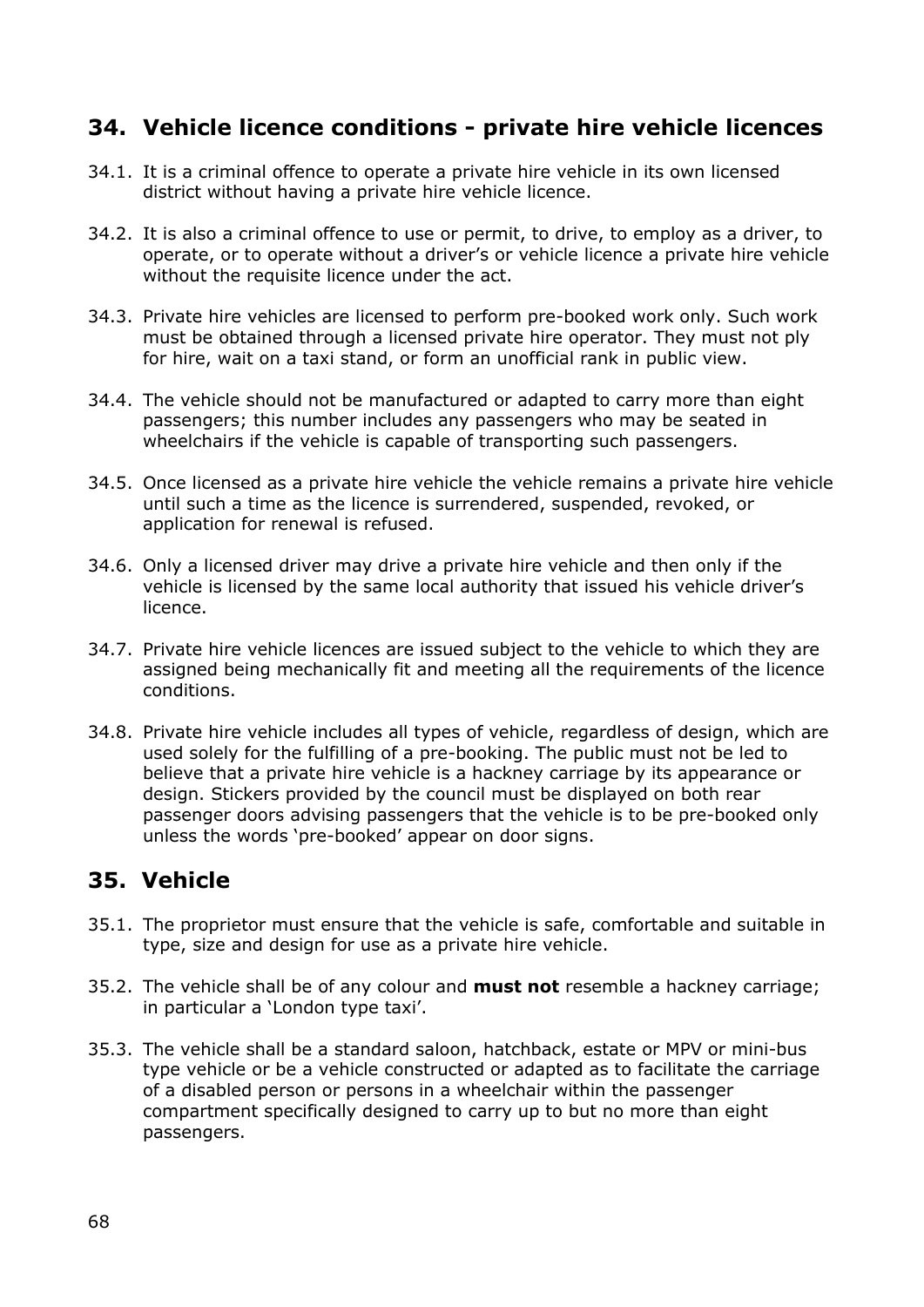## 34. Vehicle licence conditions - private hire vehicle licences

34.1. It is a criminal offence to operate a private hire vehicle in its own licensed district without having a private hire vehicle licence.

34.2. It is also a criminal offence to use or permit, to drive, to employ as a driver, to operate, or to operate without a driver's or vehicle licence a private hire vehicle without the requisite licence under the act.

34.3. Private hire vehicles are licensed to perform pre-booked work only. Such work must be obtained through a licensed private hire operator. They must not ply for hire, wait on a taxi stand, or form an unofficial rank in public view.

34.4. The vehicle should not be manufactured or adapted to carry more than eight passengers; this number includes any passengers who may be seated in wheelchairs if the vehicle is capable of transporting such passengers.

34.5. Once licensed as a private hire vehicle the vehicle remains a private hire vehicle until such a time as the licence is surrendered, suspended, revoked, or application for renewal is refused.

34.6. Only a licensed driver may drive a private hire vehicle and then only if the vehicle is licensed by the same local authority that issued his vehicle driver's licence.

34.7. Private hire vehicle licences are issued subject to the vehicle to which they are assigned being mechanically fit and meeting all the requirements of the licence conditions.

34.8. Private hire vehicle includes all types of vehicle, regardless of design, which are used solely for the fulfilling of a pre-booking. The public must not be led to believe that a private hire vehicle is a hackney carriage by its appearance or design. Stickers provided by the council must be displayed on both rear passenger doors advising passengers that the vehicle is to be pre-booked only unless the words 'pre-booked' appear on door signs.

## 35. Vehicle

35.1. The proprietor must ensure that the vehicle is safe, comfortable and suitable in type, size and design for use as a private hire vehicle.

35.2. The vehicle shall be of any colour and **must not** resemble a hackney carriage; in particular a 'London type taxi'.

35.3. The vehicle shall be a standard saloon, hatchback, estate or MPV or mini-bus type vehicle or be a vehicle constructed or adapted as to facilitate the carriage of a disabled person or persons in a wheelchair within the passenger compartment specifically designed to carry up to but no more than eight passengers.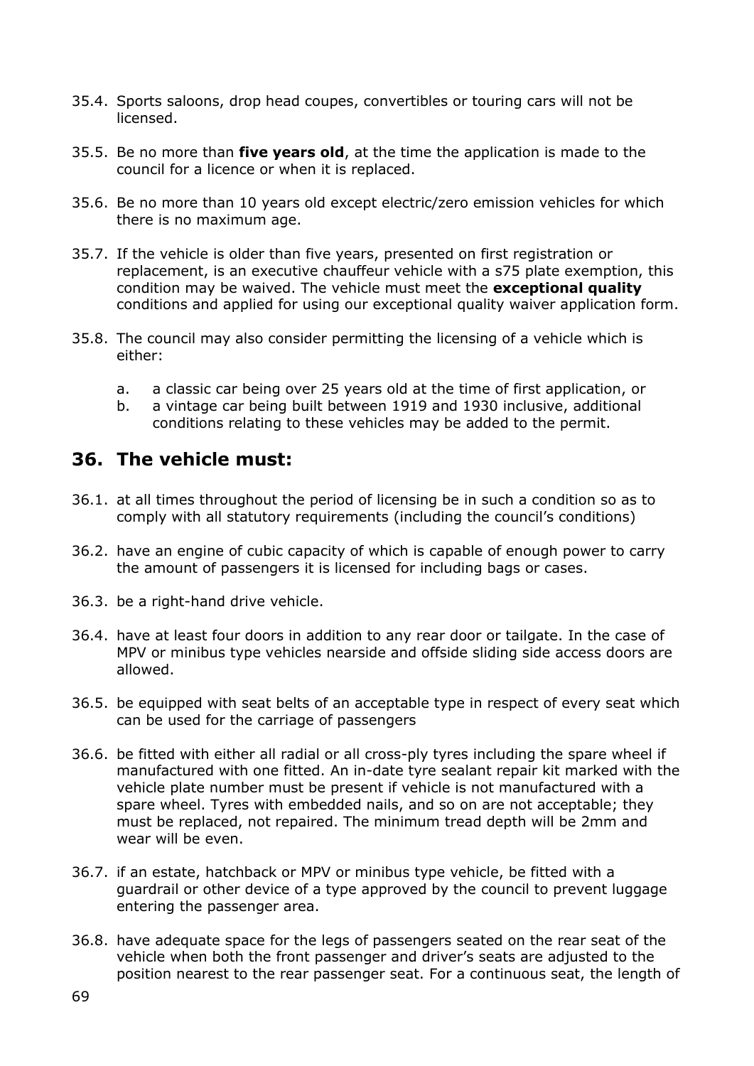35.4. Sports saloons, drop head coupes, convertibles or touring cars will not be licensed.

35.5. Be no more than **five years old**, at the time the application is made to the council for a licence or when it is replaced.

35.6. Be no more than 10 years old except electric/zero emission vehicles for which there is no maximum age.

35.7. If the vehicle is older than five years, presented on first registration or replacement, is an executive chauffeur vehicle with a s75 plate exemption, this condition may be waived. The vehicle must meet the **exceptional quality** conditions and applied for using our exceptional quality waiver application form.

35.8. The council may also consider permitting the licensing of a vehicle which is either:

a. a classic car being over 25 years old at the time of first application, or
b. a vintage car being built between 1919 and 1930 inclusive, additional conditions relating to these vehicles may be added to the permit.

## 36. The vehicle must:

36.1. at all times throughout the period of licensing be in such a condition so as to comply with all statutory requirements (including the council's conditions)

36.2. have an engine of cubic capacity of which is capable of enough power to carry the amount of passengers it is licensed for including bags or cases.

36.3. be a right-hand drive vehicle.

36.4. have at least four doors in addition to any rear door or tailgate. In the case of MPV or minibus type vehicles nearside and offside sliding side access doors are allowed.

36.5. be equipped with seat belts of an acceptable type in respect of every seat which can be used for the carriage of passengers

36.6. be fitted with either all radial or all cross-ply tyres including the spare wheel if manufactured with one fitted. An in-date tyre sealant repair kit marked with the vehicle plate number must be present if vehicle is not manufactured with a spare wheel. Tyres with embedded nails, and so on are not acceptable; they must be replaced, not repaired. The minimum tread depth will be 2mm and wear will be even.

36.7. if an estate, hatchback or MPV or minibus type vehicle, be fitted with a guardrail or other device of a type approved by the council to prevent luggage entering the passenger area.

36.8. have adequate space for the legs of passengers seated on the rear seat of the vehicle when both the front passenger and driver's seats are adjusted to the position nearest to the rear passenger seat. For a continuous seat, the length of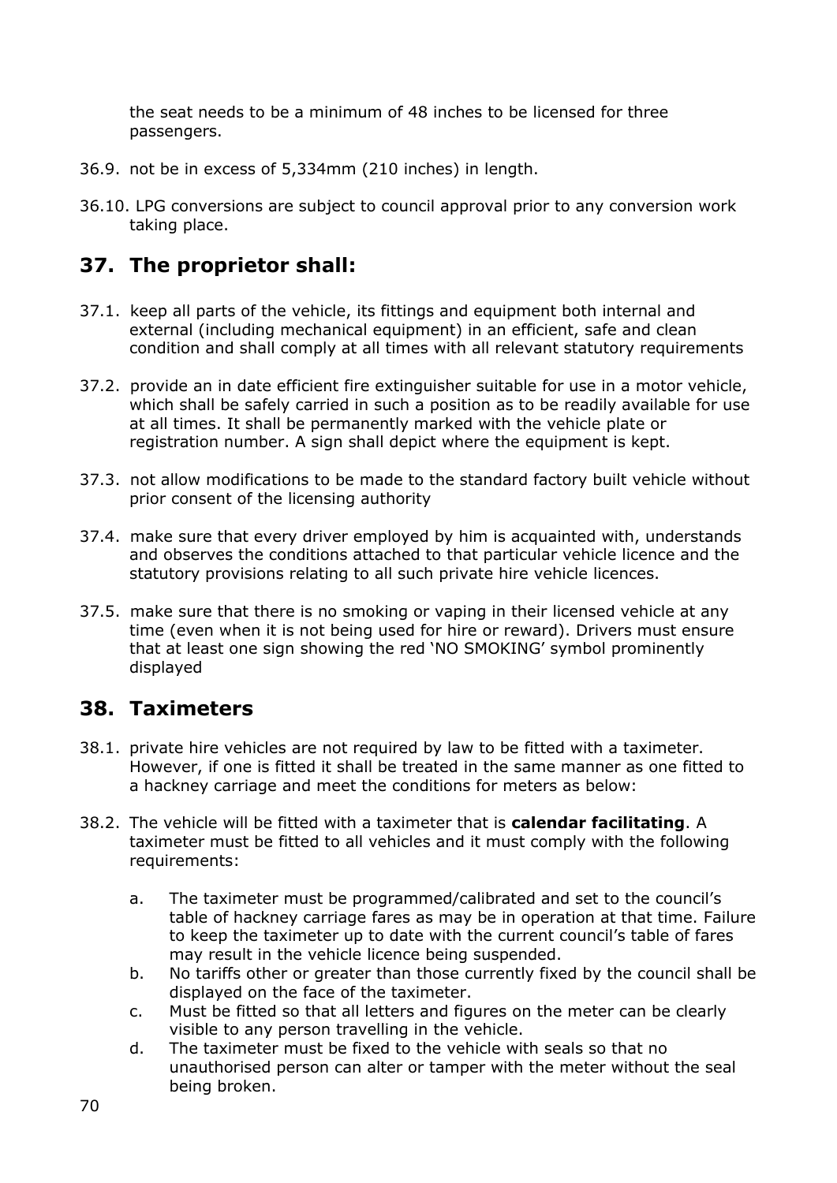the seat needs to be a minimum of 48 inches to be licensed for three passengers.

36.9. not be in excess of 5,334mm (210 inches) in length.

36.10. LPG conversions are subject to council approval prior to any conversion work taking place.

## 37. The proprietor shall:

37.1. keep all parts of the vehicle, its fittings and equipment both internal and external (including mechanical equipment) in an efficient, safe and clean condition and shall comply at all times with all relevant statutory requirements

37.2. provide an in date efficient fire extinguisher suitable for use in a motor vehicle, which shall be safely carried in such a position as to be readily available for use at all times. It shall be permanently marked with the vehicle plate or registration number. A sign shall depict where the equipment is kept.

37.3. not allow modifications to be made to the standard factory built vehicle without prior consent of the licensing authority

37.4. make sure that every driver employed by him is acquainted with, understands and observes the conditions attached to that particular vehicle licence and the statutory provisions relating to all such private hire vehicle licences.

37.5. make sure that there is no smoking or vaping in their licensed vehicle at any time (even when it is not being used for hire or reward). Drivers must ensure that at least one sign showing the red 'NO SMOKING' symbol prominently displayed

## 38. Taximeters

38.1. private hire vehicles are not required by law to be fitted with a taximeter. However, if one is fitted it shall be treated in the same manner as one fitted to a hackney carriage and meet the conditions for meters as below:

38.2. The vehicle will be fitted with a taximeter that is **calendar facilitating**. A taximeter must be fitted to all vehicles and it must comply with the following requirements:

   a. The taximeter must be programmed/calibrated and set to the council's table of hackney carriage fares as may be in operation at that time. Failure to keep the taximeter up to date with the current council's table of fares may result in the vehicle licence being suspended.
   b. No tariffs other or greater than those currently fixed by the council shall be displayed on the face of the taximeter.
   c. Must be fitted so that all letters and figures on the meter can be clearly visible to any person travelling in the vehicle.
   d. The taximeter must be fixed to the vehicle with seals so that no unauthorised person can alter or tamper with the meter without the seal being broken.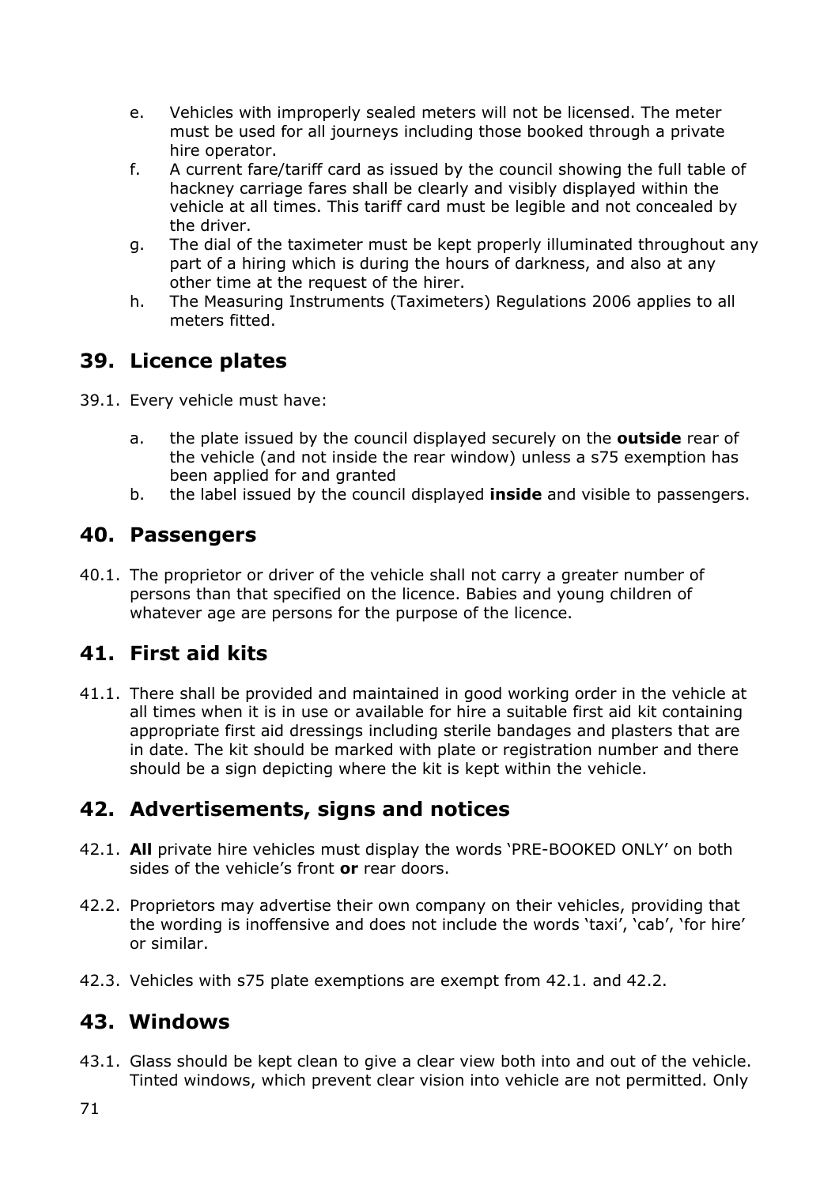e. Vehicles with improperly sealed meters will not be licensed. The meter must be used for all journeys including those booked through a private hire operator.
f. A current fare/tariff card as issued by the council showing the full table of hackney carriage fares shall be clearly and visibly displayed within the vehicle at all times. This tariff card must be legible and not concealed by the driver.
g. The dial of the taximeter must be kept properly illuminated throughout any part of a hiring which is during the hours of darkness, and also at any other time at the request of the hirer.
h. The Measuring Instruments (Taximeters) Regulations 2006 applies to all meters fitted.

## 39. Licence plates

39.1. Every vehicle must have:

a. the plate issued by the council displayed securely on the **outside** rear of the vehicle (and not inside the rear window) unless a s75 exemption has been applied for and granted
b. the label issued by the council displayed **inside** and visible to passengers.

## 40. Passengers

40.1. The proprietor or driver of the vehicle shall not carry a greater number of persons than that specified on the licence. Babies and young children of whatever age are persons for the purpose of the licence.

## 41. First aid kits

41.1. There shall be provided and maintained in good working order in the vehicle at all times when it is in use or available for hire a suitable first aid kit containing appropriate first aid dressings including sterile bandages and plasters that are in date. The kit should be marked with plate or registration number and there should be a sign depicting where the kit is kept within the vehicle.

## 42. Advertisements, signs and notices

42.1. **All** private hire vehicles must display the words 'PRE-BOOKED ONLY' on both sides of the vehicle's front **or** rear doors.

42.2. Proprietors may advertise their own company on their vehicles, providing that the wording is inoffensive and does not include the words 'taxi', 'cab', 'for hire' or similar.

42.3. Vehicles with s75 plate exemptions are exempt from 42.1. and 42.2.

## 43. Windows

43.1. Glass should be kept clean to give a clear view both into and out of the vehicle. Tinted windows, which prevent clear vision into vehicle are not permitted. Only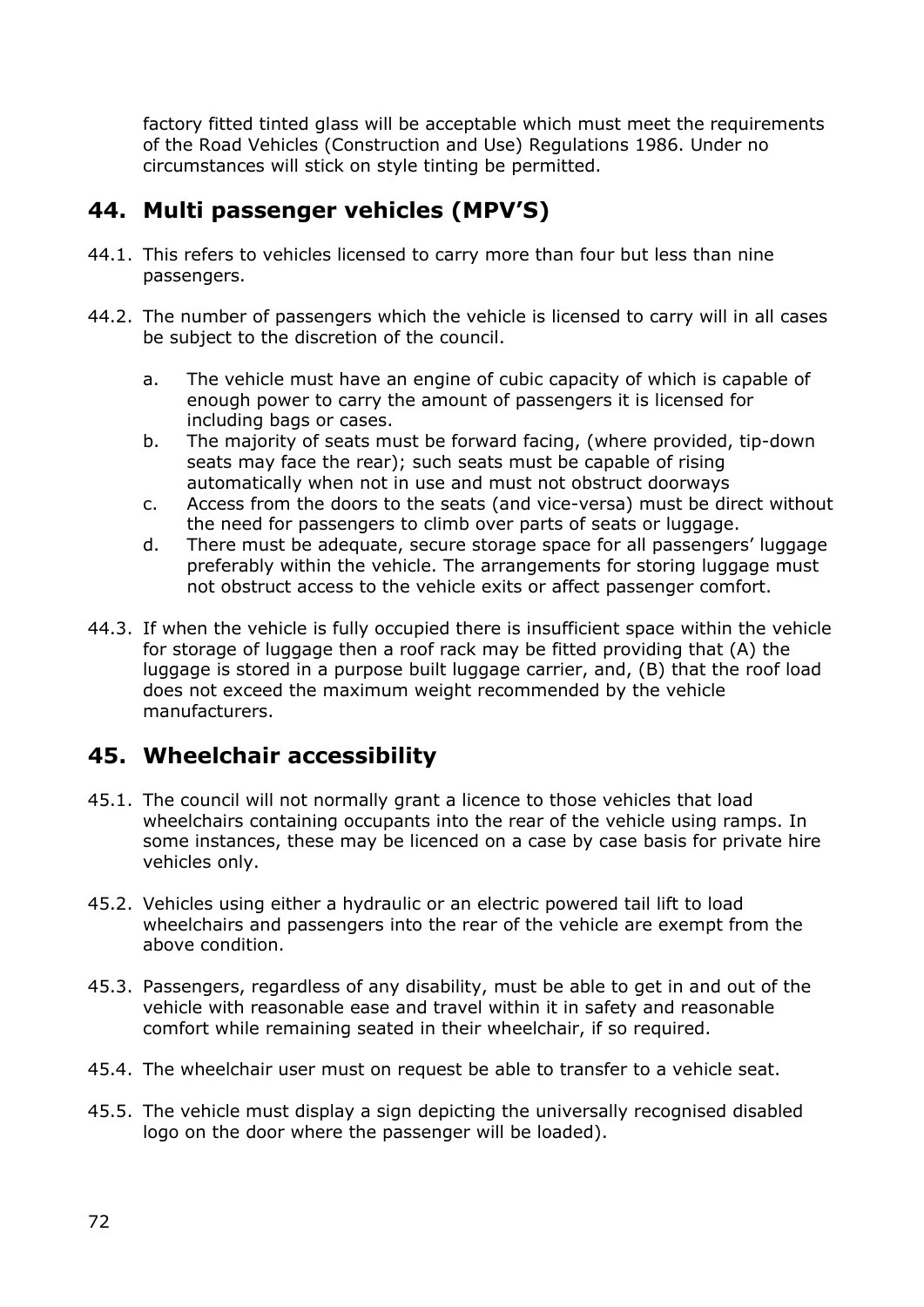factory fitted tinted glass will be acceptable which must meet the requirements of the Road Vehicles (Construction and Use) Regulations 1986. Under no circumstances will stick on style tinting be permitted.

## 44. Multi passenger vehicles (MPV'S)

44.1. This refers to vehicles licensed to carry more than four but less than nine passengers.

44.2. The number of passengers which the vehicle is licensed to carry will in all cases be subject to the discretion of the council.

   a. The vehicle must have an engine of cubic capacity of which is capable of enough power to carry the amount of passengers it is licensed for including bags or cases.
   b. The majority of seats must be forward facing, (where provided, tip-down seats may face the rear); such seats must be capable of rising automatically when not in use and must not obstruct doorways
   c. Access from the doors to the seats (and vice-versa) must be direct without the need for passengers to climb over parts of seats or luggage.
   d. There must be adequate, secure storage space for all passengers' luggage preferably within the vehicle. The arrangements for storing luggage must not obstruct access to the vehicle exits or affect passenger comfort.

44.3. If when the vehicle is fully occupied there is insufficient space within the vehicle for storage of luggage then a roof rack may be fitted providing that (A) the luggage is stored in a purpose built luggage carrier, and, (B) that the roof load does not exceed the maximum weight recommended by the vehicle manufacturers.

## 45. Wheelchair accessibility

45.1. The council will not normally grant a licence to those vehicles that load wheelchairs containing occupants into the rear of the vehicle using ramps. In some instances, these may be licenced on a case by case basis for private hire vehicles only.

45.2. Vehicles using either a hydraulic or an electric powered tail lift to load wheelchairs and passengers into the rear of the vehicle are exempt from the above condition.

45.3. Passengers, regardless of any disability, must be able to get in and out of the vehicle with reasonable ease and travel within it in safety and reasonable comfort while remaining seated in their wheelchair, if so required.

45.4. The wheelchair user must on request be able to transfer to a vehicle seat.

45.5. The vehicle must display a sign depicting the universally recognised disabled logo on the door where the passenger will be loaded).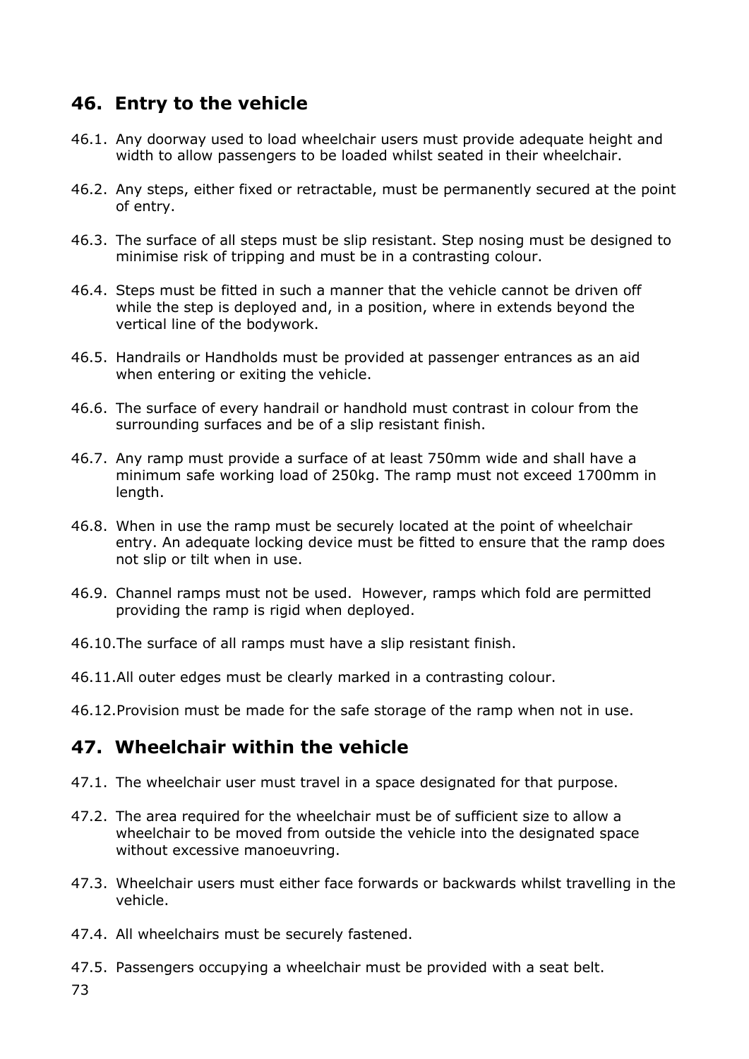## 46. Entry to the vehicle

46.1. Any doorway used to load wheelchair users must provide adequate height and width to allow passengers to be loaded whilst seated in their wheelchair.

46.2. Any steps, either fixed or retractable, must be permanently secured at the point of entry.

46.3. The surface of all steps must be slip resistant. Step nosing must be designed to minimise risk of tripping and must be in a contrasting colour.

46.4. Steps must be fitted in such a manner that the vehicle cannot be driven off while the step is deployed and, in a position, where in extends beyond the vertical line of the bodywork.

46.5. Handrails or Handholds must be provided at passenger entrances as an aid when entering or exiting the vehicle.

46.6. The surface of every handrail or handhold must contrast in colour from the surrounding surfaces and be of a slip resistant finish.

46.7. Any ramp must provide a surface of at least 750mm wide and shall have a minimum safe working load of 250kg. The ramp must not exceed 1700mm in length.

46.8. When in use the ramp must be securely located at the point of wheelchair entry. An adequate locking device must be fitted to ensure that the ramp does not slip or tilt when in use.

46.9. Channel ramps must not be used. However, ramps which fold are permitted providing the ramp is rigid when deployed.

46.10. The surface of all ramps must have a slip resistant finish.

46.11. All outer edges must be clearly marked in a contrasting colour.

46.12. Provision must be made for the safe storage of the ramp when not in use.

## 47. Wheelchair within the vehicle

47.1. The wheelchair user must travel in a space designated for that purpose.

47.2. The area required for the wheelchair must be of sufficient size to allow a wheelchair to be moved from outside the vehicle into the designated space without excessive manoeuvring.

47.3. Wheelchair users must either face forwards or backwards whilst travelling in the vehicle.

47.4. All wheelchairs must be securely fastened.

47.5. Passengers occupying a wheelchair must be provided with a seat belt.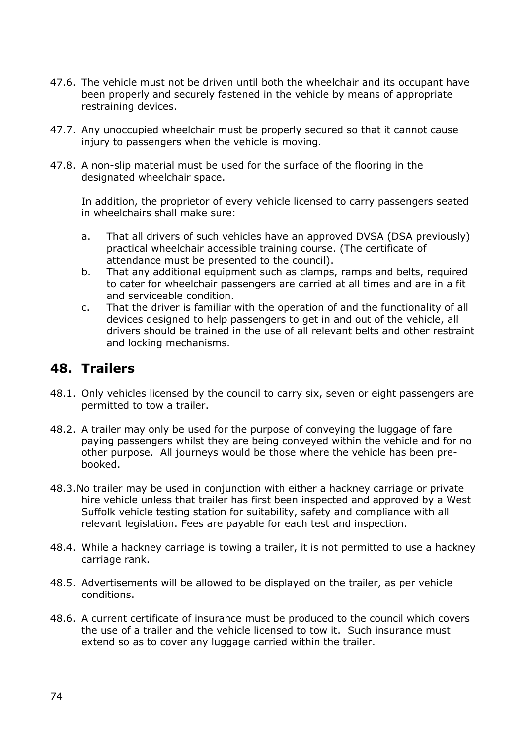47.6. The vehicle must not be driven until both the wheelchair and its occupant have been properly and securely fastened in the vehicle by means of appropriate restraining devices.

47.7. Any unoccupied wheelchair must be properly secured so that it cannot cause injury to passengers when the vehicle is moving.

47.8. A non-slip material must be used for the surface of the flooring in the designated wheelchair space.

In addition, the proprietor of every vehicle licensed to carry passengers seated in wheelchairs shall make sure:

a. That all drivers of such vehicles have an approved DVSA (DSA previously) practical wheelchair accessible training course. (The certificate of attendance must be presented to the council).
b. That any additional equipment such as clamps, ramps and belts, required to cater for wheelchair passengers are carried at all times and are in a fit and serviceable condition.
c. That the driver is familiar with the operation of and the functionality of all devices designed to help passengers to get in and out of the vehicle, all drivers should be trained in the use of all relevant belts and other restraint and locking mechanisms.

## 48. Trailers

48.1. Only vehicles licensed by the council to carry six, seven or eight passengers are permitted to tow a trailer.

48.2. A trailer may only be used for the purpose of conveying the luggage of fare paying passengers whilst they are being conveyed within the vehicle and for no other purpose. All journeys would be those where the vehicle has been pre-booked.

48.3. No trailer may be used in conjunction with either a hackney carriage or private hire vehicle unless that trailer has first been inspected and approved by a West Suffolk vehicle testing station for suitability, safety and compliance with all relevant legislation. Fees are payable for each test and inspection.

48.4. While a hackney carriage is towing a trailer, it is not permitted to use a hackney carriage rank.

48.5. Advertisements will be allowed to be displayed on the trailer, as per vehicle conditions.

48.6. A current certificate of insurance must be produced to the council which covers the use of a trailer and the vehicle licensed to tow it. Such insurance must extend so as to cover any luggage carried within the trailer.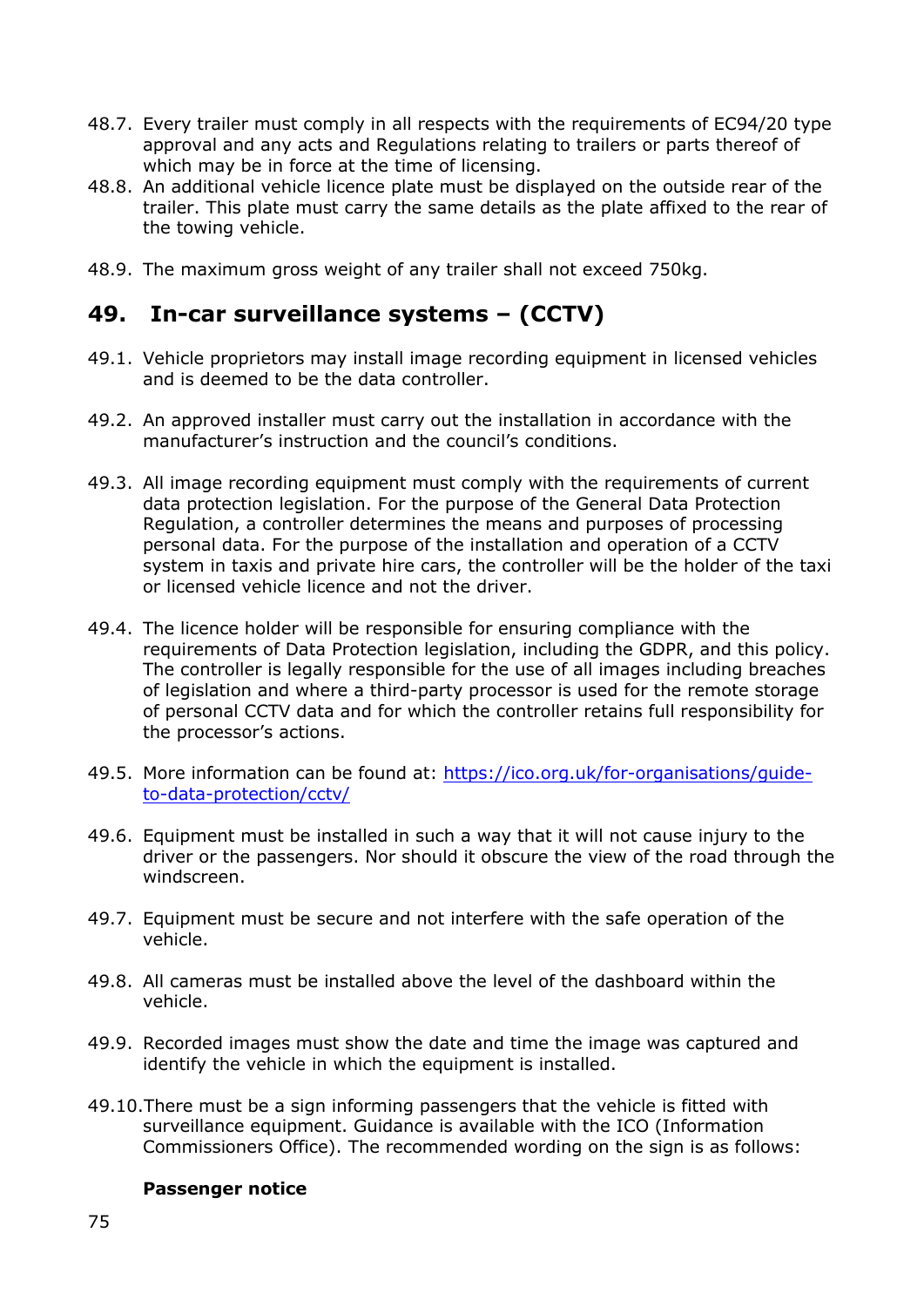48.7. Every trailer must comply in all respects with the requirements of EC94/20 type approval and any acts and Regulations relating to trailers or parts thereof of which may be in force at the time of licensing.

48.8. An additional vehicle licence plate must be displayed on the outside rear of the trailer. This plate must carry the same details as the plate affixed to the rear of the towing vehicle.

48.9. The maximum gross weight of any trailer shall not exceed 750kg.

## 49. In-car surveillance systems – (CCTV)

49.1. Vehicle proprietors may install image recording equipment in licensed vehicles and is deemed to be the data controller.

49.2. An approved installer must carry out the installation in accordance with the manufacturer's instruction and the council's conditions.

49.3. All image recording equipment must comply with the requirements of current data protection legislation. For the purpose of the General Data Protection Regulation, a controller determines the means and purposes of processing personal data. For the purpose of the installation and operation of a CCTV system in taxis and private hire cars, the controller will be the holder of the taxi or licensed vehicle licence and not the driver.

49.4. The licence holder will be responsible for ensuring compliance with the requirements of Data Protection legislation, including the GDPR, and this policy. The controller is legally responsible for the use of all images including breaches of legislation and where a third-party processor is used for the remote storage of personal CCTV data and for which the controller retains full responsibility for the processor's actions.

49.5. More information can be found at: [https://ico.org.uk/for-organisations/guide-to-data-protection/cctv/](https://ico.org.uk/for-organisations/guide-to-data-protection/cctv/)

49.6. Equipment must be installed in such a way that it will not cause injury to the driver or the passengers. Nor should it obscure the view of the road through the windscreen.

49.7. Equipment must be secure and not interfere with the safe operation of the vehicle.

49.8. All cameras must be installed above the level of the dashboard within the vehicle.

49.9. Recorded images must show the date and time the image was captured and identify the vehicle in which the equipment is installed.

49.10. There must be a sign informing passengers that the vehicle is fitted with surveillance equipment. Guidance is available with the ICO (Information Commissioners Office). The recommended wording on the sign is as follows:

**Passenger notice**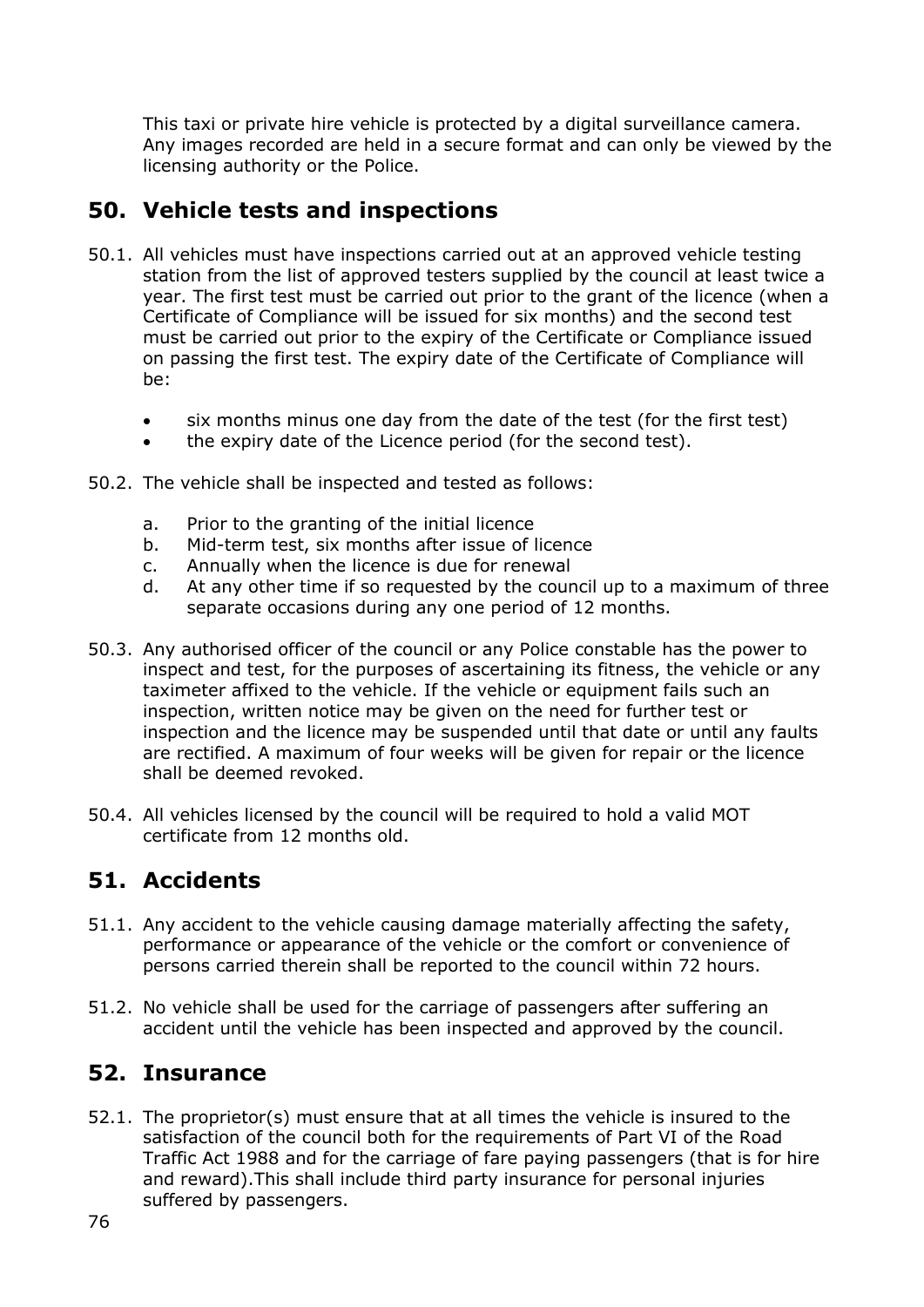This taxi or private hire vehicle is protected by a digital surveillance camera. Any images recorded are held in a secure format and can only be viewed by the licensing authority or the Police.

## 50. Vehicle tests and inspections

50.1. All vehicles must have inspections carried out at an approved vehicle testing station from the list of approved testers supplied by the council at least twice a year. The first test must be carried out prior to the grant of the licence (when a Certificate of Compliance will be issued for six months) and the second test must be carried out prior to the expiry of the Certificate or Compliance issued on passing the first test. The expiry date of the Certificate of Compliance will be:

- six months minus one day from the date of the test (for the first test)
- the expiry date of the Licence period (for the second test).

50.2. The vehicle shall be inspected and tested as follows:

a. Prior to the granting of the initial licence
b. Mid-term test, six months after issue of licence
c. Annually when the licence is due for renewal
d. At any other time if so requested by the council up to a maximum of three separate occasions during any one period of 12 months.

50.3. Any authorised officer of the council or any Police constable has the power to inspect and test, for the purposes of ascertaining its fitness, the vehicle or any taximeter affixed to the vehicle. If the vehicle or equipment fails such an inspection, written notice may be given on the need for further test or inspection and the licence may be suspended until that date or until any faults are rectified. A maximum of four weeks will be given for repair or the licence shall be deemed revoked.

50.4. All vehicles licensed by the council will be required to hold a valid MOT certificate from 12 months old.

## 51. Accidents

51.1. Any accident to the vehicle causing damage materially affecting the safety, performance or appearance of the vehicle or the comfort or convenience of persons carried therein shall be reported to the council within 72 hours.

51.2. No vehicle shall be used for the carriage of passengers after suffering an accident until the vehicle has been inspected and approved by the council.

## 52. Insurance

52.1. The proprietor(s) must ensure that at all times the vehicle is insured to the satisfaction of the council both for the requirements of Part VI of the Road Traffic Act 1988 and for the carriage of fare paying passengers (that is for hire and reward).This shall include third party insurance for personal injuries suffered by passengers.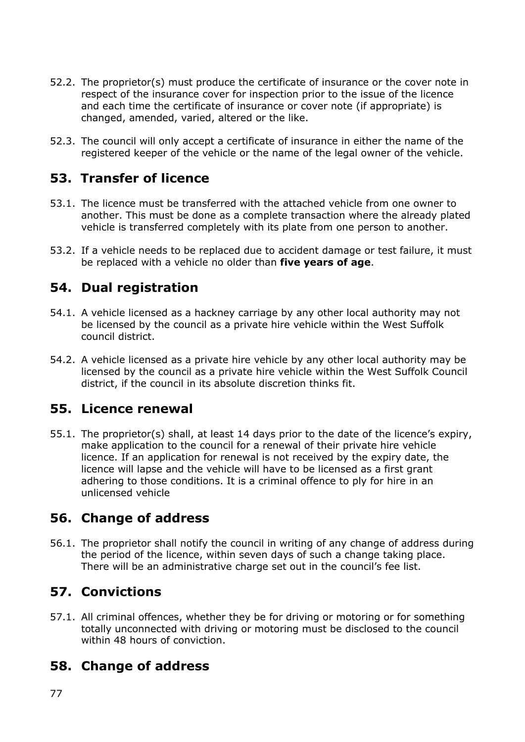52.2. The proprietor(s) must produce the certificate of insurance or the cover note in respect of the insurance cover for inspection prior to the issue of the licence and each time the certificate of insurance or cover note (if appropriate) is changed, amended, varied, altered or the like.

52.3. The council will only accept a certificate of insurance in either the name of the registered keeper of the vehicle or the name of the legal owner of the vehicle.

## 53. Transfer of licence

53.1. The licence must be transferred with the attached vehicle from one owner to another. This must be done as a complete transaction where the already plated vehicle is transferred completely with its plate from one person to another.

53.2. If a vehicle needs to be replaced due to accident damage or test failure, it must be replaced with a vehicle no older than **five years of age**.

## 54. Dual registration

54.1. A vehicle licensed as a hackney carriage by any other local authority may not be licensed by the council as a private hire vehicle within the West Suffolk council district.

54.2. A vehicle licensed as a private hire vehicle by any other local authority may be licensed by the council as a private hire vehicle within the West Suffolk Council district, if the council in its absolute discretion thinks fit.

## 55. Licence renewal

55.1. The proprietor(s) shall, at least 14 days prior to the date of the licence's expiry, make application to the council for a renewal of their private hire vehicle licence. If an application for renewal is not received by the expiry date, the licence will lapse and the vehicle will have to be licensed as a first grant adhering to those conditions. It is a criminal offence to ply for hire in an unlicensed vehicle

## 56. Change of address

56.1. The proprietor shall notify the council in writing of any change of address during the period of the licence, within seven days of such a change taking place. There will be an administrative charge set out in the council's fee list.

## 57. Convictions

57.1. All criminal offences, whether they be for driving or motoring or for something totally unconnected with driving or motoring must be disclosed to the council within 48 hours of conviction.

## 58. Change of address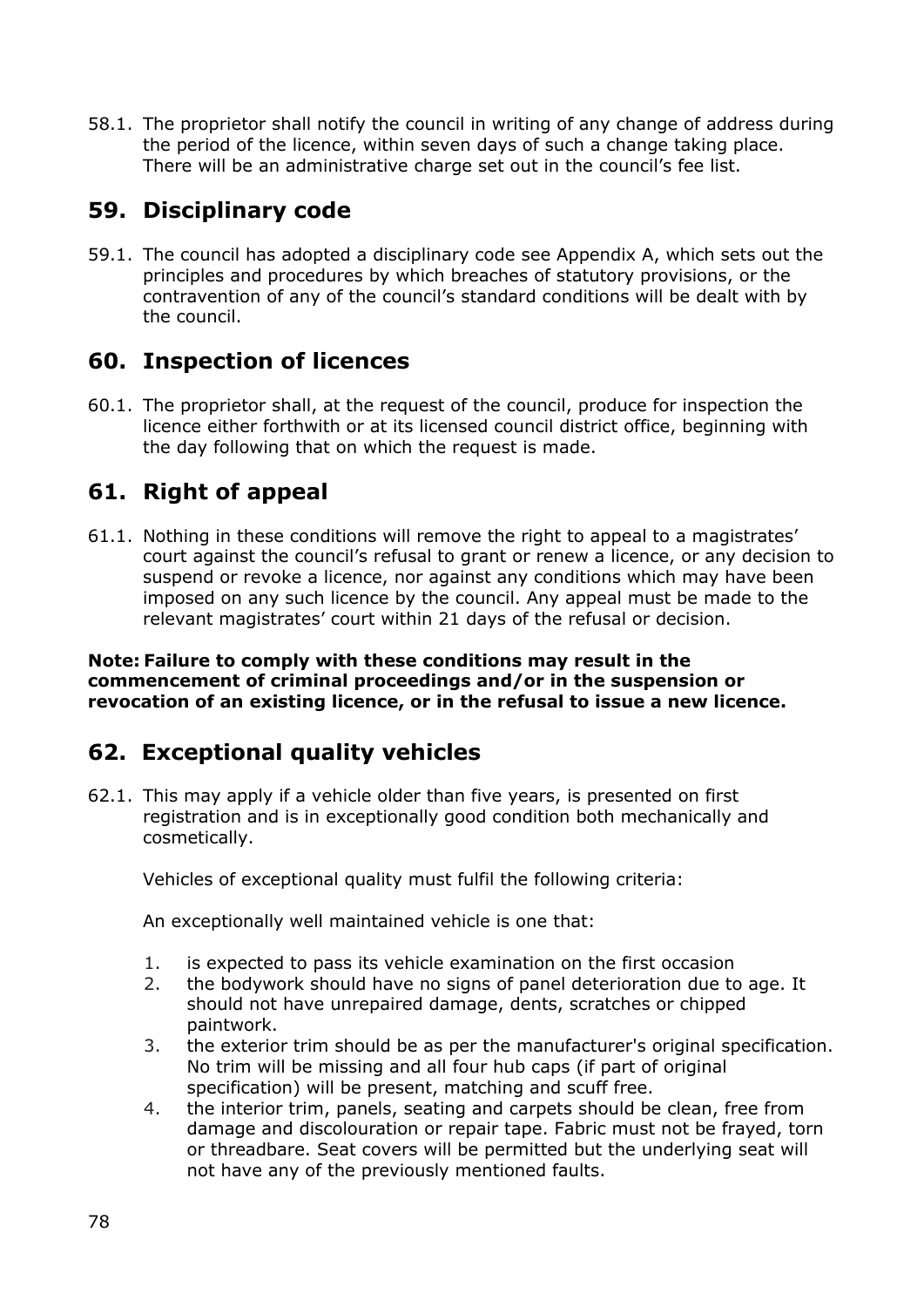58.1. The proprietor shall notify the council in writing of any change of address during the period of the licence, within seven days of such a change taking place. There will be an administrative charge set out in the council's fee list.

## 59. Disciplinary code

59.1. The council has adopted a disciplinary code see Appendix A, which sets out the principles and procedures by which breaches of statutory provisions, or the contravention of any of the council's standard conditions will be dealt with by the council.

## 60. Inspection of licences

60.1. The proprietor shall, at the request of the council, produce for inspection the licence either forthwith or at its licensed council district office, beginning with the day following that on which the request is made.

## 61. Right of appeal

61.1. Nothing in these conditions will remove the right to appeal to a magistrates' court against the council's refusal to grant or renew a licence, or any decision to suspend or revoke a licence, nor against any conditions which may have been imposed on any such licence by the council. Any appeal must be made to the relevant magistrates' court within 21 days of the refusal or decision.

**Note: Failure to comply with these conditions may result in the commencement of criminal proceedings and/or in the suspension or revocation of an existing licence, or in the refusal to issue a new licence.**

## 62. Exceptional quality vehicles

62.1. This may apply if a vehicle older than five years, is presented on first registration and is in exceptionally good condition both mechanically and cosmetically.

Vehicles of exceptional quality must fulfil the following criteria:

An exceptionally well maintained vehicle is one that:

1. is expected to pass its vehicle examination on the first occasion
2. the bodywork should have no signs of panel deterioration due to age. It should not have unrepaired damage, dents, scratches or chipped paintwork.
3. the exterior trim should be as per the manufacturer's original specification. No trim will be missing and all four hub caps (if part of original specification) will be present, matching and scuff free.
4. the interior trim, panels, seating and carpets should be clean, free from damage and discolouration or repair tape. Fabric must not be frayed, torn or threadbare. Seat covers will be permitted but the underlying seat will not have any of the previously mentioned faults.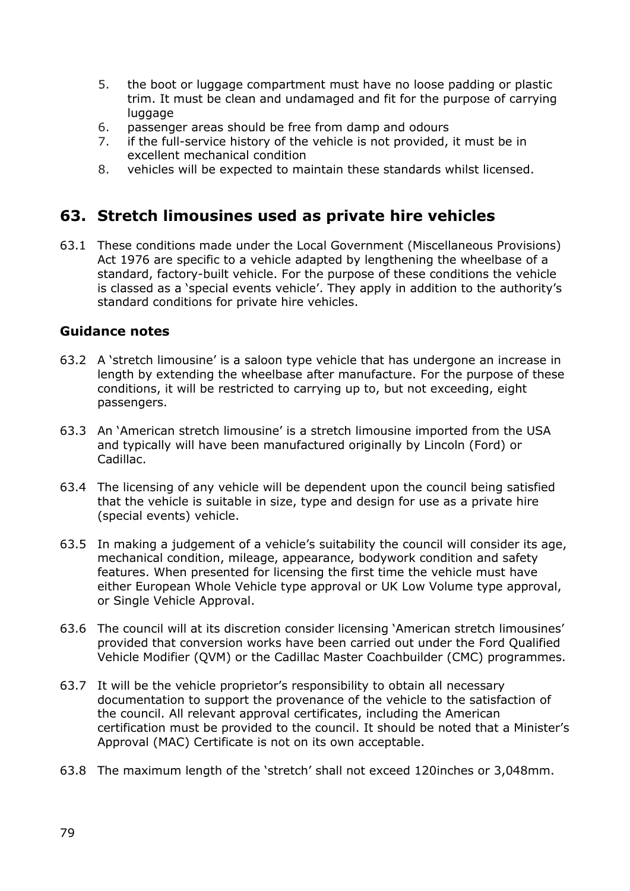5. the boot or luggage compartment must have no loose padding or plastic trim. It must be clean and undamaged and fit for the purpose of carrying luggage
6. passenger areas should be free from damp and odours
7. if the full-service history of the vehicle is not provided, it must be in excellent mechanical condition
8. vehicles will be expected to maintain these standards whilst licensed.

## 63. Stretch limousines used as private hire vehicles

63.1 These conditions made under the Local Government (Miscellaneous Provisions) Act 1976 are specific to a vehicle adapted by lengthening the wheelbase of a standard, factory-built vehicle. For the purpose of these conditions the vehicle is classed as a 'special events vehicle'. They apply in addition to the authority's standard conditions for private hire vehicles.

### Guidance notes

63.2 A 'stretch limousine' is a saloon type vehicle that has undergone an increase in length by extending the wheelbase after manufacture. For the purpose of these conditions, it will be restricted to carrying up to, but not exceeding, eight passengers.

63.3 An 'American stretch limousine' is a stretch limousine imported from the USA and typically will have been manufactured originally by Lincoln (Ford) or Cadillac.

63.4 The licensing of any vehicle will be dependent upon the council being satisfied that the vehicle is suitable in size, type and design for use as a private hire (special events) vehicle.

63.5 In making a judgement of a vehicle's suitability the council will consider its age, mechanical condition, mileage, appearance, bodywork condition and safety features. When presented for licensing the first time the vehicle must have either European Whole Vehicle type approval or UK Low Volume type approval, or Single Vehicle Approval.

63.6 The council will at its discretion consider licensing 'American stretch limousines' provided that conversion works have been carried out under the Ford Qualified Vehicle Modifier (QVM) or the Cadillac Master Coachbuilder (CMC) programmes.

63.7 It will be the vehicle proprietor's responsibility to obtain all necessary documentation to support the provenance of the vehicle to the satisfaction of the council. All relevant approval certificates, including the American certification must be provided to the council. It should be noted that a Minister's Approval (MAC) Certificate is not on its own acceptable.

63.8 The maximum length of the 'stretch' shall not exceed 120inches or 3,048mm.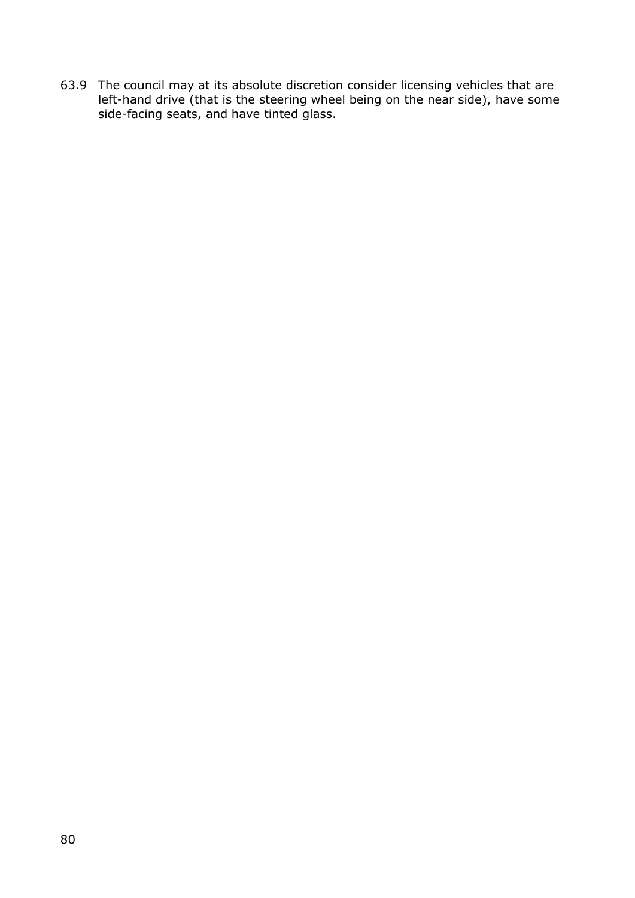63.9 The council may at its absolute discretion consider licensing vehicles that are left-hand drive (that is the steering wheel being on the near side), have some side-facing seats, and have tinted glass.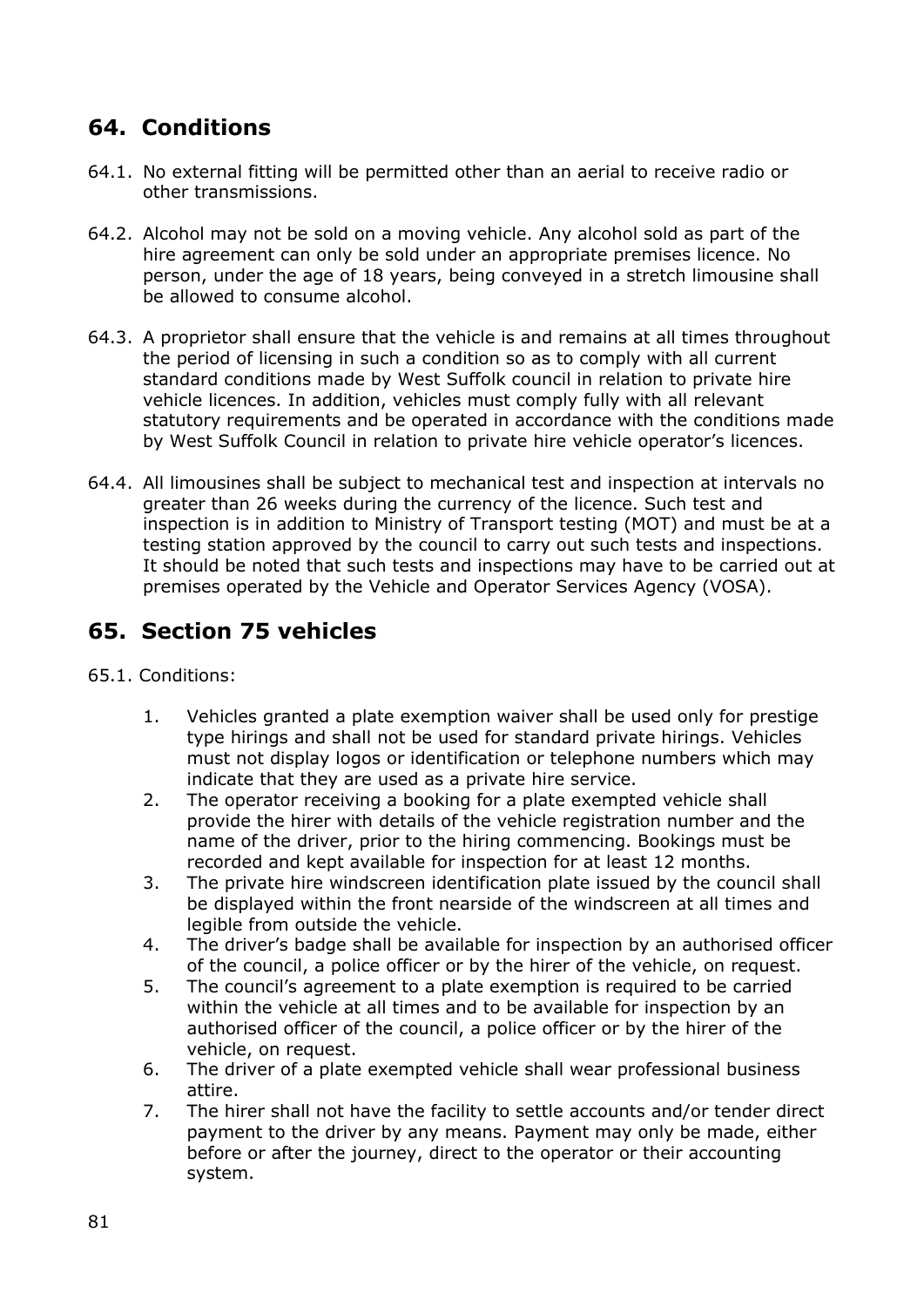## 64. Conditions

64.1. No external fitting will be permitted other than an aerial to receive radio or other transmissions.

64.2. Alcohol may not be sold on a moving vehicle. Any alcohol sold as part of the hire agreement can only be sold under an appropriate premises licence. No person, under the age of 18 years, being conveyed in a stretch limousine shall be allowed to consume alcohol.

64.3. A proprietor shall ensure that the vehicle is and remains at all times throughout the period of licensing in such a condition so as to comply with all current standard conditions made by West Suffolk council in relation to private hire vehicle licences. In addition, vehicles must comply fully with all relevant statutory requirements and be operated in accordance with the conditions made by West Suffolk Council in relation to private hire vehicle operator's licences.

64.4. All limousines shall be subject to mechanical test and inspection at intervals no greater than 26 weeks during the currency of the licence. Such test and inspection is in addition to Ministry of Transport testing (MOT) and must be at a testing station approved by the council to carry out such tests and inspections. It should be noted that such tests and inspections may have to be carried out at premises operated by the Vehicle and Operator Services Agency (VOSA).

## 65. Section 75 vehicles

65.1. Conditions:

1. Vehicles granted a plate exemption waiver shall be used only for prestige type hirings and shall not be used for standard private hirings. Vehicles must not display logos or identification or telephone numbers which may indicate that they are used as a private hire service.
2. The operator receiving a booking for a plate exempted vehicle shall provide the hirer with details of the vehicle registration number and the name of the driver, prior to the hiring commencing. Bookings must be recorded and kept available for inspection for at least 12 months.
3. The private hire windscreen identification plate issued by the council shall be displayed within the front nearside of the windscreen at all times and legible from outside the vehicle.
4. The driver's badge shall be available for inspection by an authorised officer of the council, a police officer or by the hirer of the vehicle, on request.
5. The council's agreement to a plate exemption is required to be carried within the vehicle at all times and to be available for inspection by an authorised officer of the council, a police officer or by the hirer of the vehicle, on request.
6. The driver of a plate exempted vehicle shall wear professional business attire.
7. The hirer shall not have the facility to settle accounts and/or tender direct payment to the driver by any means. Payment may only be made, either before or after the journey, direct to the operator or their accounting system.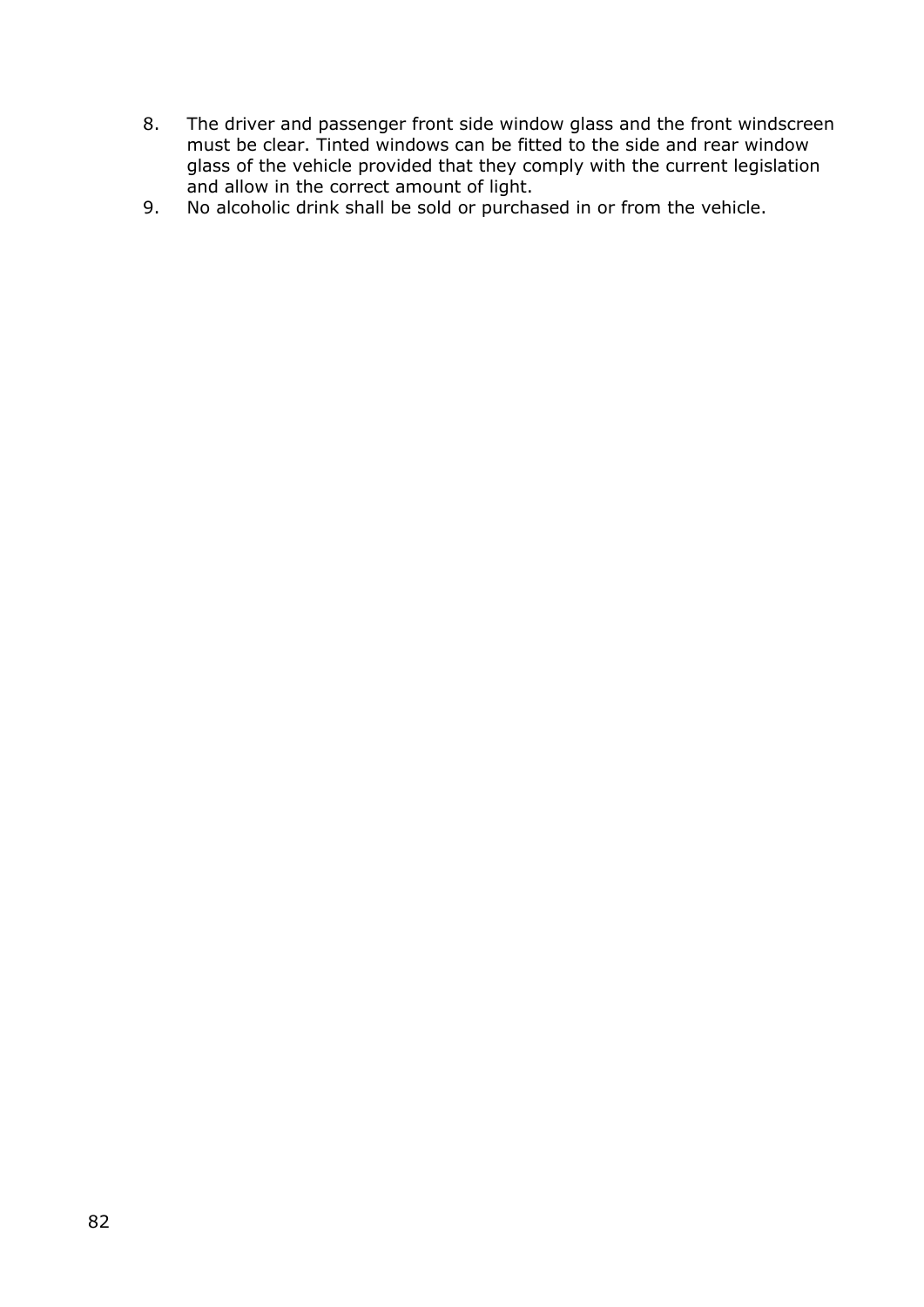8. The driver and passenger front side window glass and the front windscreen must be clear. Tinted windows can be fitted to the side and rear window glass of the vehicle provided that they comply with the current legislation and allow in the correct amount of light.
9. No alcoholic drink shall be sold or purchased in or from the vehicle.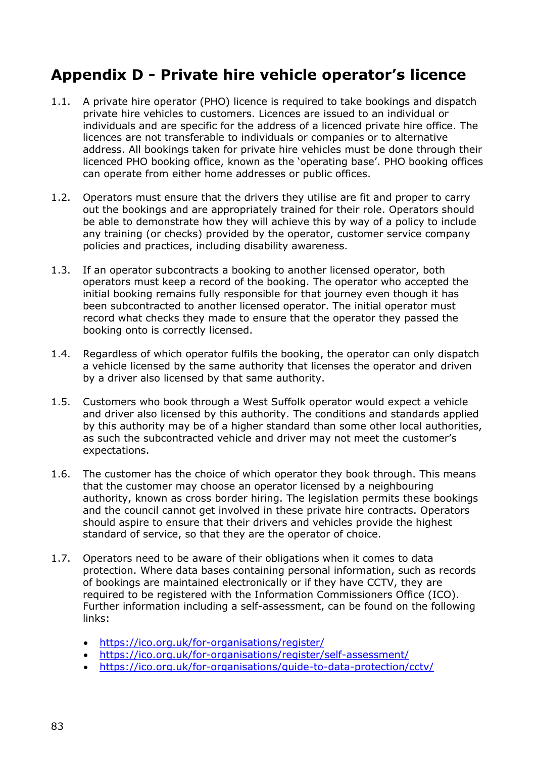## Appendix D - Private hire vehicle operator's licence

1.1. A private hire operator (PHO) licence is required to take bookings and dispatch private hire vehicles to customers. Licences are issued to an individual or individuals and are specific for the address of a licenced private hire office. The licences are not transferable to individuals or companies or to alternative address. All bookings taken for private hire vehicles must be done through their licenced PHO booking office, known as the 'operating base'. PHO booking offices can operate from either home addresses or public offices.

1.2. Operators must ensure that the drivers they utilise are fit and proper to carry out the bookings and are appropriately trained for their role. Operators should be able to demonstrate how they will achieve this by way of a policy to include any training (or checks) provided by the operator, customer service company policies and practices, including disability awareness.

1.3. If an operator subcontracts a booking to another licensed operator, both operators must keep a record of the booking. The operator who accepted the initial booking remains fully responsible for that journey even though it has been subcontracted to another licensed operator. The initial operator must record what checks they made to ensure that the operator they passed the booking onto is correctly licensed.

1.4. Regardless of which operator fulfils the booking, the operator can only dispatch a vehicle licensed by the same authority that licenses the operator and driven by a driver also licensed by that same authority.

1.5. Customers who book through a West Suffolk operator would expect a vehicle and driver also licensed by this authority. The conditions and standards applied by this authority may be of a higher standard than some other local authorities, as such the subcontracted vehicle and driver may not meet the customer's expectations.

1.6. The customer has the choice of which operator they book through. This means that the customer may choose an operator licensed by a neighbouring authority, known as cross border hiring. The legislation permits these bookings and the council cannot get involved in these private hire contracts. Operators should aspire to ensure that their drivers and vehicles provide the highest standard of service, so that they are the operator of choice.

1.7. Operators need to be aware of their obligations when it comes to data protection. Where data bases containing personal information, such as records of bookings are maintained electronically or if they have CCTV, they are required to be registered with the Information Commissioners Office (ICO). Further information including a self-assessment, can be found on the following links:

- https://ico.org.uk/for-organisations/register/
- https://ico.org.uk/for-organisations/register/self-assessment/
- https://ico.org.uk/for-organisations/guide-to-data-protection/cctv/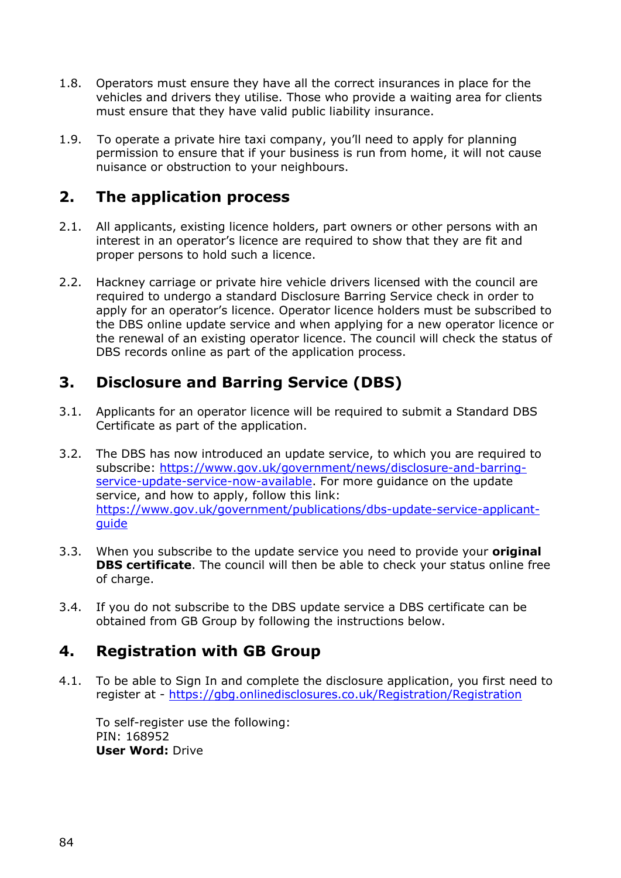1.8. Operators must ensure they have all the correct insurances in place for the vehicles and drivers they utilise. Those who provide a waiting area for clients must ensure that they have valid public liability insurance.

1.9. To operate a private hire taxi company, you'll need to apply for planning permission to ensure that if your business is run from home, it will not cause nuisance or obstruction to your neighbours.

## 2. The application process

2.1. All applicants, existing licence holders, part owners or other persons with an interest in an operator's licence are required to show that they are fit and proper persons to hold such a licence.

2.2. Hackney carriage or private hire vehicle drivers licensed with the council are required to undergo a standard Disclosure Barring Service check in order to apply for an operator's licence. Operator licence holders must be subscribed to the DBS online update service and when applying for a new operator licence or the renewal of an existing operator licence. The council will check the status of DBS records online as part of the application process.

## 3. Disclosure and Barring Service (DBS)

3.1. Applicants for an operator licence will be required to submit a Standard DBS Certificate as part of the application.

3.2. The DBS has now introduced an update service, to which you are required to subscribe: [https://www.gov.uk/government/news/disclosure-and-barring-service-update-service-now-available](https://www.gov.uk/government/news/disclosure-and-barring-service-update-service-now-available). For more guidance on the update service, and how to apply, follow this link: [https://www.gov.uk/government/publications/dbs-update-service-applicant-guide](https://www.gov.uk/government/publications/dbs-update-service-applicant-guide)

3.3. When you subscribe to the update service you need to provide your **original DBS certificate**. The council will then be able to check your status online free of charge.

3.4. If you do not subscribe to the DBS update service a DBS certificate can be obtained from GB Group by following the instructions below.

## 4. Registration with GB Group

4.1. To be able to Sign In and complete the disclosure application, you first need to register at - [https://gbg.onlinedisclosures.co.uk/Registration/Registration](https://gbg.onlinedisclosures.co.uk/Registration/Registration)

To self-register use the following:
PIN: 168952
**User Word:** Drive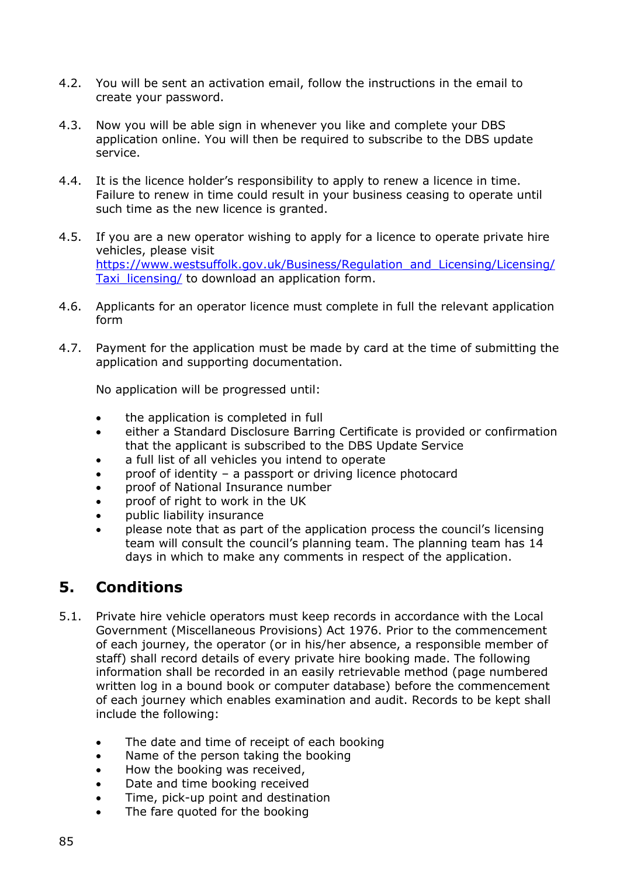4.2. You will be sent an activation email, follow the instructions in the email to create your password.

4.3. Now you will be able sign in whenever you like and complete your DBS application online. You will then be required to subscribe to the DBS update service.

4.4. It is the licence holder's responsibility to apply to renew a licence in time. Failure to renew in time could result in your business ceasing to operate until such time as the new licence is granted.

4.5. If you are a new operator wishing to apply for a licence to operate private hire vehicles, please visit [https://www.westsuffolk.gov.uk/Business/Regulation_and_Licensing/Licensing/Taxi_licensing/](https://www.westsuffolk.gov.uk/Business/Regulation_and_Licensing/Licensing/Taxi_licensing/) to download an application form.

4.6. Applicants for an operator licence must complete in full the relevant application form

4.7. Payment for the application must be made by card at the time of submitting the application and supporting documentation.

No application will be progressed until:

- the application is completed in full
- either a Standard Disclosure Barring Certificate is provided or confirmation that the applicant is subscribed to the DBS Update Service
- a full list of all vehicles you intend to operate
- proof of identity – a passport or driving licence photocard
- proof of National Insurance number
- proof of right to work in the UK
- public liability insurance
- please note that as part of the application process the council's licensing team will consult the council's planning team. The planning team has 14 days in which to make any comments in respect of the application.

## 5. Conditions

5.1. Private hire vehicle operators must keep records in accordance with the Local Government (Miscellaneous Provisions) Act 1976. Prior to the commencement of each journey, the operator (or in his/her absence, a responsible member of staff) shall record details of every private hire booking made. The following information shall be recorded in an easily retrievable method (page numbered written log in a bound book or computer database) before the commencement of each journey which enables examination and audit. Records to be kept shall include the following:

- The date and time of receipt of each booking
- Name of the person taking the booking
- How the booking was received,
- Date and time booking received
- Time, pick-up point and destination
- The fare quoted for the booking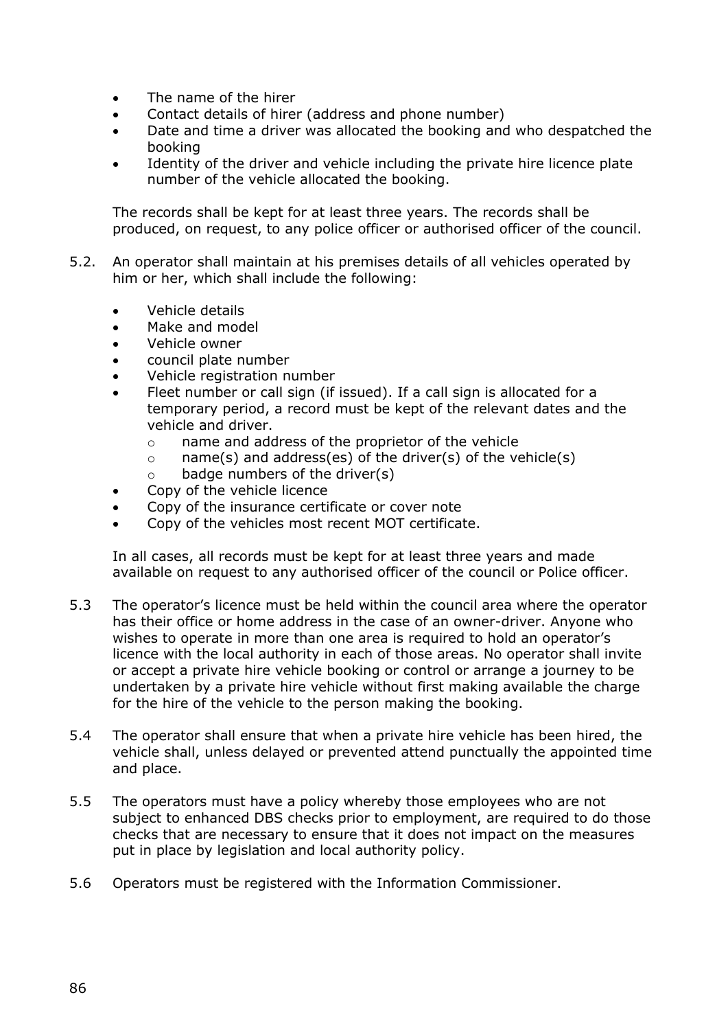- The name of the hirer
- Contact details of hirer (address and phone number)
- Date and time a driver was allocated the booking and who despatched the booking
- Identity of the driver and vehicle including the private hire licence plate number of the vehicle allocated the booking.

The records shall be kept for at least three years. The records shall be produced, on request, to any police officer or authorised officer of the council.

5.2. An operator shall maintain at his premises details of all vehicles operated by him or her, which shall include the following:

- Vehicle details
- Make and model
- Vehicle owner
- council plate number
- Vehicle registration number
- Fleet number or call sign (if issued). If a call sign is allocated for a temporary period, a record must be kept of the relevant dates and the vehicle and driver.
    - name and address of the proprietor of the vehicle
    - name(s) and address(es) of the driver(s) of the vehicle(s)
    - badge numbers of the driver(s)
- Copy of the vehicle licence
- Copy of the insurance certificate or cover note
- Copy of the vehicles most recent MOT certificate.

In all cases, all records must be kept for at least three years and made available on request to any authorised officer of the council or Police officer.

5.3 The operator's licence must be held within the council area where the operator has their office or home address in the case of an owner-driver. Anyone who wishes to operate in more than one area is required to hold an operator's licence with the local authority in each of those areas. No operator shall invite or accept a private hire vehicle booking or control or arrange a journey to be undertaken by a private hire vehicle without first making available the charge for the hire of the vehicle to the person making the booking.

5.4 The operator shall ensure that when a private hire vehicle has been hired, the vehicle shall, unless delayed or prevented attend punctually the appointed time and place.

5.5 The operators must have a policy whereby those employees who are not subject to enhanced DBS checks prior to employment, are required to do those checks that are necessary to ensure that it does not impact on the measures put in place by legislation and local authority policy.

5.6 Operators must be registered with the Information Commissioner.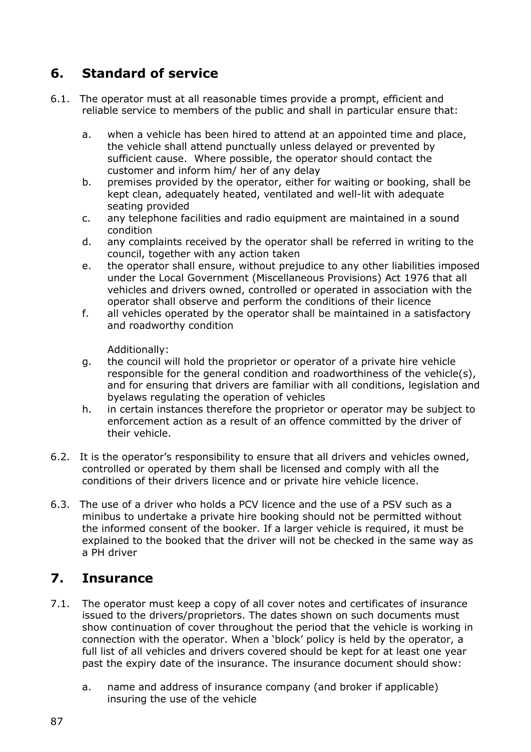## 6. Standard of service

6.1. The operator must at all reasonable times provide a prompt, efficient and reliable service to members of the public and shall in particular ensure that:

   a. when a vehicle has been hired to attend at an appointed time and place, the vehicle shall attend punctually unless delayed or prevented by sufficient cause. Where possible, the operator should contact the customer and inform him/ her of any delay
   b. premises provided by the operator, either for waiting or booking, shall be kept clean, adequately heated, ventilated and well-lit with adequate seating provided
   c. any telephone facilities and radio equipment are maintained in a sound condition
   d. any complaints received by the operator shall be referred in writing to the council, together with any action taken
   e. the operator shall ensure, without prejudice to any other liabilities imposed under the Local Government (Miscellaneous Provisions) Act 1976 that all vehicles and drivers owned, controlled or operated in association with the operator shall observe and perform the conditions of their licence
   f. all vehicles operated by the operator shall be maintained in a satisfactory and roadworthy condition

   Additionally:

   g. the council will hold the proprietor or operator of a private hire vehicle responsible for the general condition and roadworthiness of the vehicle(s), and for ensuring that drivers are familiar with all conditions, legislation and byelaws regulating the operation of vehicles
   h. in certain instances therefore the proprietor or operator may be subject to enforcement action as a result of an offence committed by the driver of their vehicle.

6.2. It is the operator's responsibility to ensure that all drivers and vehicles owned, controlled or operated by them shall be licensed and comply with all the conditions of their drivers licence and or private hire vehicle licence.

6.3. The use of a driver who holds a PCV licence and the use of a PSV such as a minibus to undertake a private hire booking should not be permitted without the informed consent of the booker. If a larger vehicle is required, it must be explained to the booked that the driver will not be checked in the same way as a PH driver

## 7. Insurance

7.1. The operator must keep a copy of all cover notes and certificates of insurance issued to the drivers/proprietors. The dates shown on such documents must show continuation of cover throughout the period that the vehicle is working in connection with the operator. When a 'block' policy is held by the operator, a full list of all vehicles and drivers covered should be kept for at least one year past the expiry date of the insurance. The insurance document should show:

   a. name and address of insurance company (and broker if applicable) insuring the use of the vehicle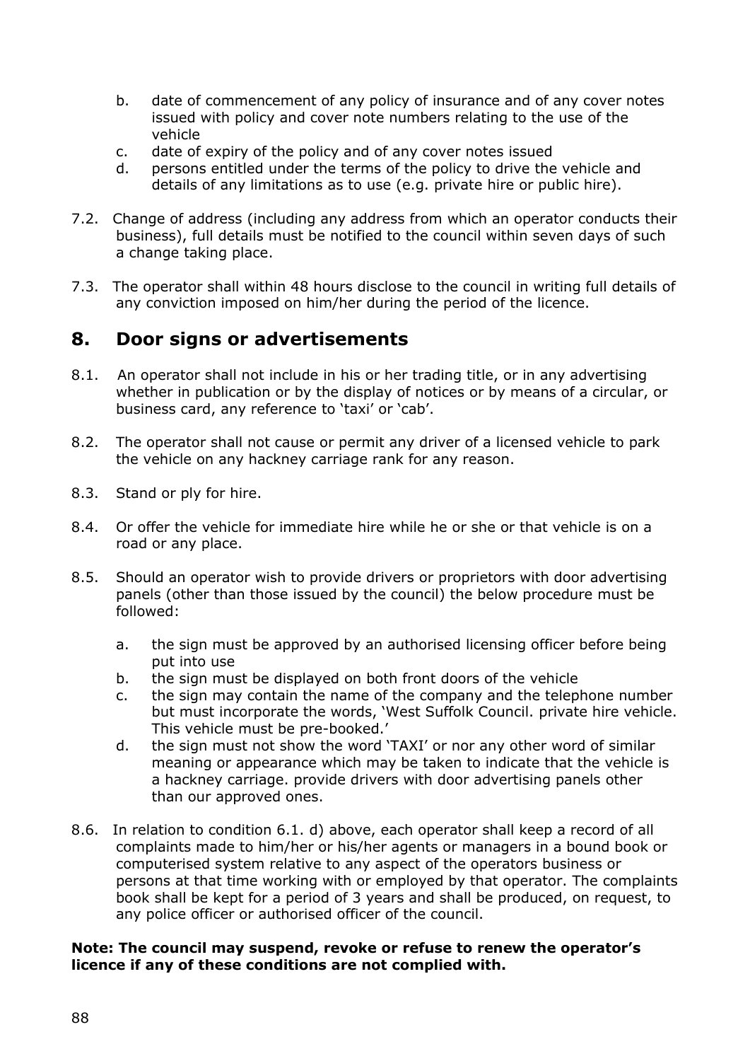b. date of commencement of any policy of insurance and of any cover notes issued with policy and cover note numbers relating to the use of the vehicle
c. date of expiry of the policy and of any cover notes issued
d. persons entitled under the terms of the policy to drive the vehicle and details of any limitations as to use (e.g. private hire or public hire).

7.2. Change of address (including any address from which an operator conducts their business), full details must be notified to the council within seven days of such a change taking place.

7.3. The operator shall within 48 hours disclose to the council in writing full details of any conviction imposed on him/her during the period of the licence.

## 8. Door signs or advertisements

8.1. An operator shall not include in his or her trading title, or in any advertising whether in publication or by the display of notices or by means of a circular, or business card, any reference to 'taxi' or 'cab'.

8.2. The operator shall not cause or permit any driver of a licensed vehicle to park the vehicle on any hackney carriage rank for any reason.

8.3. Stand or ply for hire.

8.4. Or offer the vehicle for immediate hire while he or she or that vehicle is on a road or any place.

8.5. Should an operator wish to provide drivers or proprietors with door advertising panels (other than those issued by the council) the below procedure must be followed:

a. the sign must be approved by an authorised licensing officer before being put into use
b. the sign must be displayed on both front doors of the vehicle
c. the sign may contain the name of the company and the telephone number but must incorporate the words, 'West Suffolk Council. private hire vehicle. This vehicle must be pre-booked.'
d. the sign must not show the word 'TAXI' or nor any other word of similar meaning or appearance which may be taken to indicate that the vehicle is a hackney carriage. provide drivers with door advertising panels other than our approved ones.

8.6. In relation to condition 6.1. d) above, each operator shall keep a record of all complaints made to him/her or his/her agents or managers in a bound book or computerised system relative to any aspect of the operators business or persons at that time working with or employed by that operator. The complaints book shall be kept for a period of 3 years and shall be produced, on request, to any police officer or authorised officer of the council.

**Note: The council may suspend, revoke or refuse to renew the operator's licence if any of these conditions are not complied with.**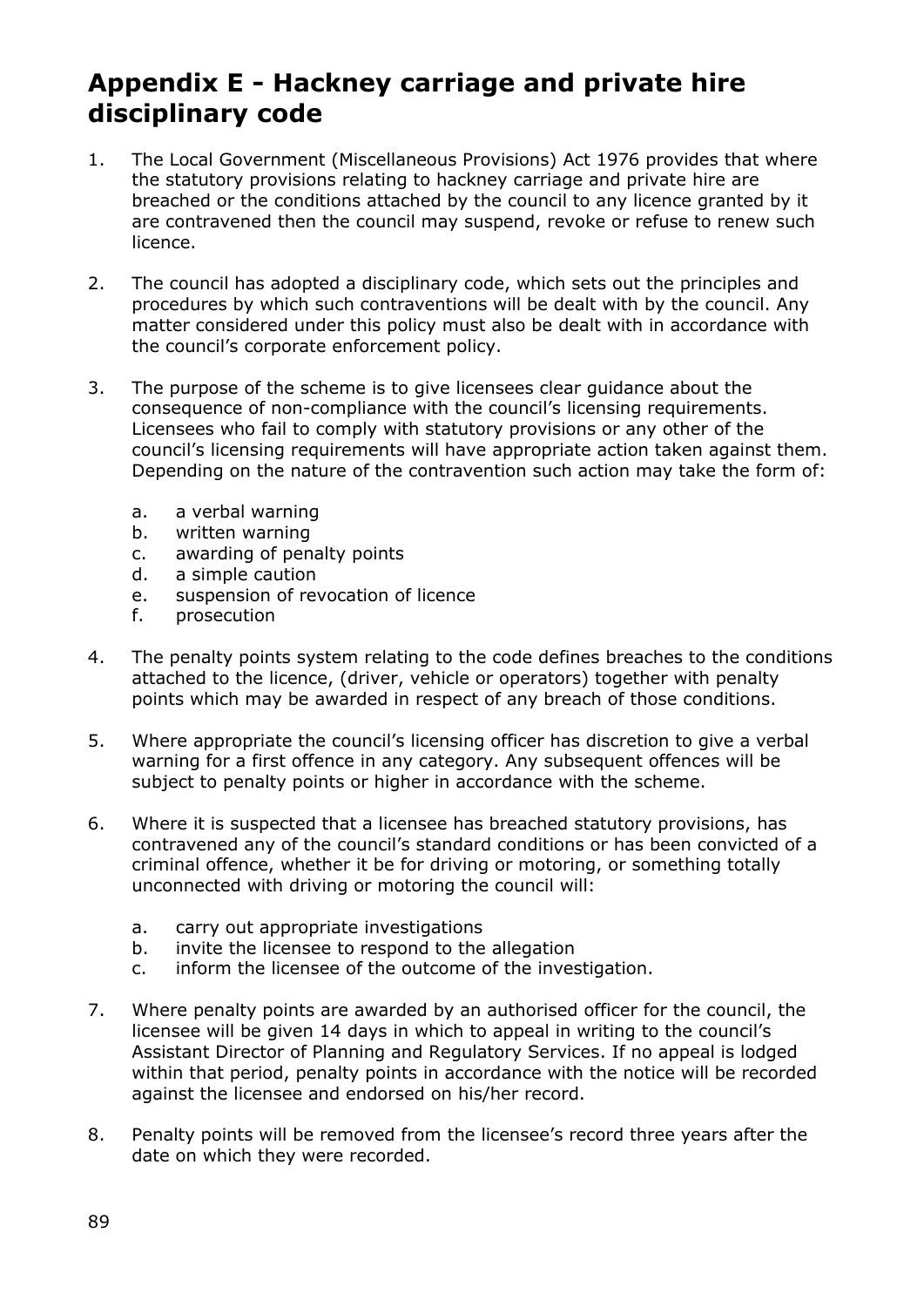## Appendix E - Hackney carriage and private hire disciplinary code

1. The Local Government (Miscellaneous Provisions) Act 1976 provides that where the statutory provisions relating to hackney carriage and private hire are breached or the conditions attached by the council to any licence granted by it are contravened then the council may suspend, revoke or refuse to renew such licence.

2. The council has adopted a disciplinary code, which sets out the principles and procedures by which such contraventions will be dealt with by the council. Any matter considered under this policy must also be dealt with in accordance with the council's corporate enforcement policy.

3. The purpose of the scheme is to give licensees clear guidance about the consequence of non-compliance with the council's licensing requirements. Licensees who fail to comply with statutory provisions or any other of the council's licensing requirements will have appropriate action taken against them. Depending on the nature of the contravention such action may take the form of:

   a. a verbal warning
   b. written warning
   c. awarding of penalty points
   d. a simple caution
   e. suspension of revocation of licence
   f. prosecution

4. The penalty points system relating to the code defines breaches to the conditions attached to the licence, (driver, vehicle or operators) together with penalty points which may be awarded in respect of any breach of those conditions.

5. Where appropriate the council's licensing officer has discretion to give a verbal warning for a first offence in any category. Any subsequent offences will be subject to penalty points or higher in accordance with the scheme.

6. Where it is suspected that a licensee has breached statutory provisions, has contravened any of the council's standard conditions or has been convicted of a criminal offence, whether it be for driving or motoring, or something totally unconnected with driving or motoring the council will:

   a. carry out appropriate investigations
   b. invite the licensee to respond to the allegation
   c. inform the licensee of the outcome of the investigation.

7. Where penalty points are awarded by an authorised officer for the council, the licensee will be given 14 days in which to appeal in writing to the council's Assistant Director of Planning and Regulatory Services. If no appeal is lodged within that period, penalty points in accordance with the notice will be recorded against the licensee and endorsed on his/her record.

8. Penalty points will be removed from the licensee's record three years after the date on which they were recorded.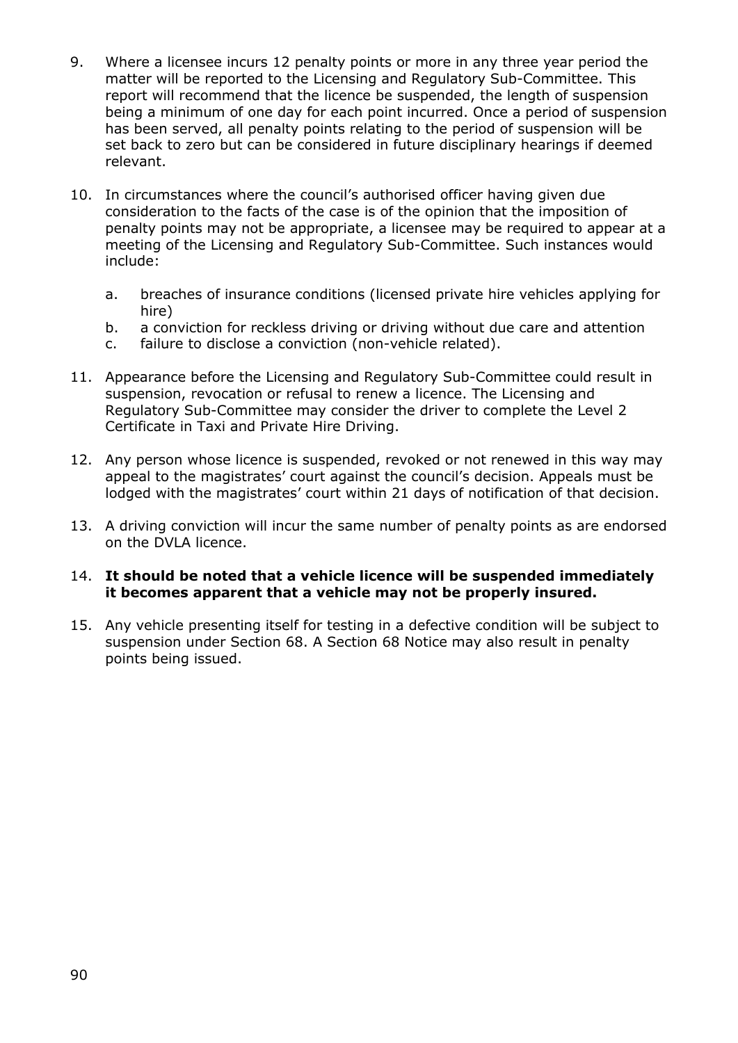9. Where a licensee incurs 12 penalty points or more in any three year period the matter will be reported to the Licensing and Regulatory Sub-Committee. This report will recommend that the licence be suspended, the length of suspension being a minimum of one day for each point incurred. Once a period of suspension has been served, all penalty points relating to the period of suspension will be set back to zero but can be considered in future disciplinary hearings if deemed relevant.

10. In circumstances where the council's authorised officer having given due consideration to the facts of the case is of the opinion that the imposition of penalty points may not be appropriate, a licensee may be required to appear at a meeting of the Licensing and Regulatory Sub-Committee. Such instances would include:

    a. breaches of insurance conditions (licensed private hire vehicles applying for hire)
    b. a conviction for reckless driving or driving without due care and attention
    c. failure to disclose a conviction (non-vehicle related).

11. Appearance before the Licensing and Regulatory Sub-Committee could result in suspension, revocation or refusal to renew a licence. The Licensing and Regulatory Sub-Committee may consider the driver to complete the Level 2 Certificate in Taxi and Private Hire Driving.

12. Any person whose licence is suspended, revoked or not renewed in this way may appeal to the magistrates' court against the council's decision. Appeals must be lodged with the magistrates' court within 21 days of notification of that decision.

13. A driving conviction will incur the same number of penalty points as are endorsed on the DVLA licence.

14. **It should be noted that a vehicle licence will be suspended immediately it becomes apparent that a vehicle may not be properly insured.**

15. Any vehicle presenting itself for testing in a defective condition will be subject to suspension under Section 68. A Section 68 Notice may also result in penalty points being issued.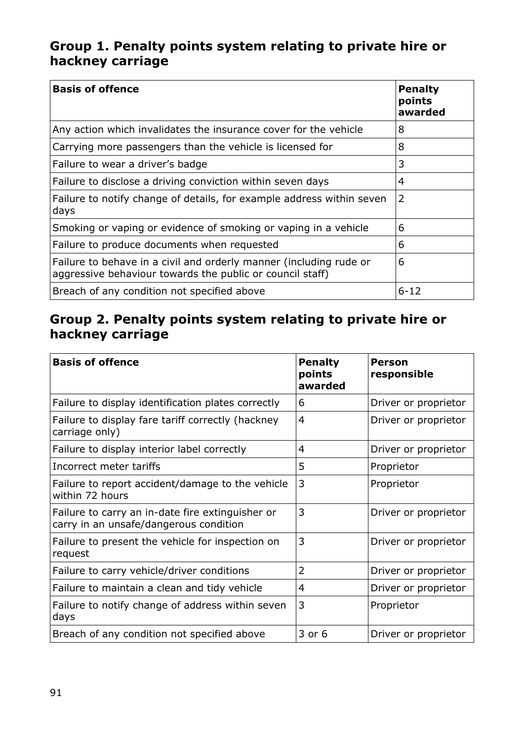## Group 1. Penalty points system relating to private hire or hackney carriage

| Basis of offence | Penalty points awarded |
|---|---|
| Any action which invalidates the insurance cover for the vehicle | 8 |
| Carrying more passengers than the vehicle is licensed for | 8 |
| Failure to wear a driver's badge | 3 |
| Failure to disclose a driving conviction within seven days | 4 |
| Failure to notify change of details, for example address within seven days | 2 |
| Smoking or vaping or evidence of smoking or vaping in a vehicle | 6 |
| Failure to produce documents when requested | 6 |
| Failure to behave in a civil and orderly manner (including rude or aggressive behaviour towards the public or council staff) | 6 |
| Breach of any condition not specified above | 6-12 |

## Group 2. Penalty points system relating to private hire or hackney carriage

| Basis of offence | Penalty points awarded | Person responsible |
|---|---|---|
| Failure to display identification plates correctly | 6 | Driver or proprietor |
| Failure to display fare tariff correctly (hackney carriage only) | 4 | Driver or proprietor |
| Failure to display interior label correctly | 4 | Driver or proprietor |
| Incorrect meter tariffs | 5 | Proprietor |
| Failure to report accident/damage to the vehicle within 72 hours | 3 | Proprietor |
| Failure to carry an in-date fire extinguisher or carry in an unsafe/dangerous condition | 3 | Driver or proprietor |
| Failure to present the vehicle for inspection on request | 3 | Driver or proprietor |
| Failure to carry vehicle/driver conditions | 2 | Driver or proprietor |
| Failure to maintain a clean and tidy vehicle | 4 | Driver or proprietor |
| Failure to notify change of address within seven days | 3 | Proprietor |
| Breach of any condition not specified above | 3 or 6 | Driver or proprietor |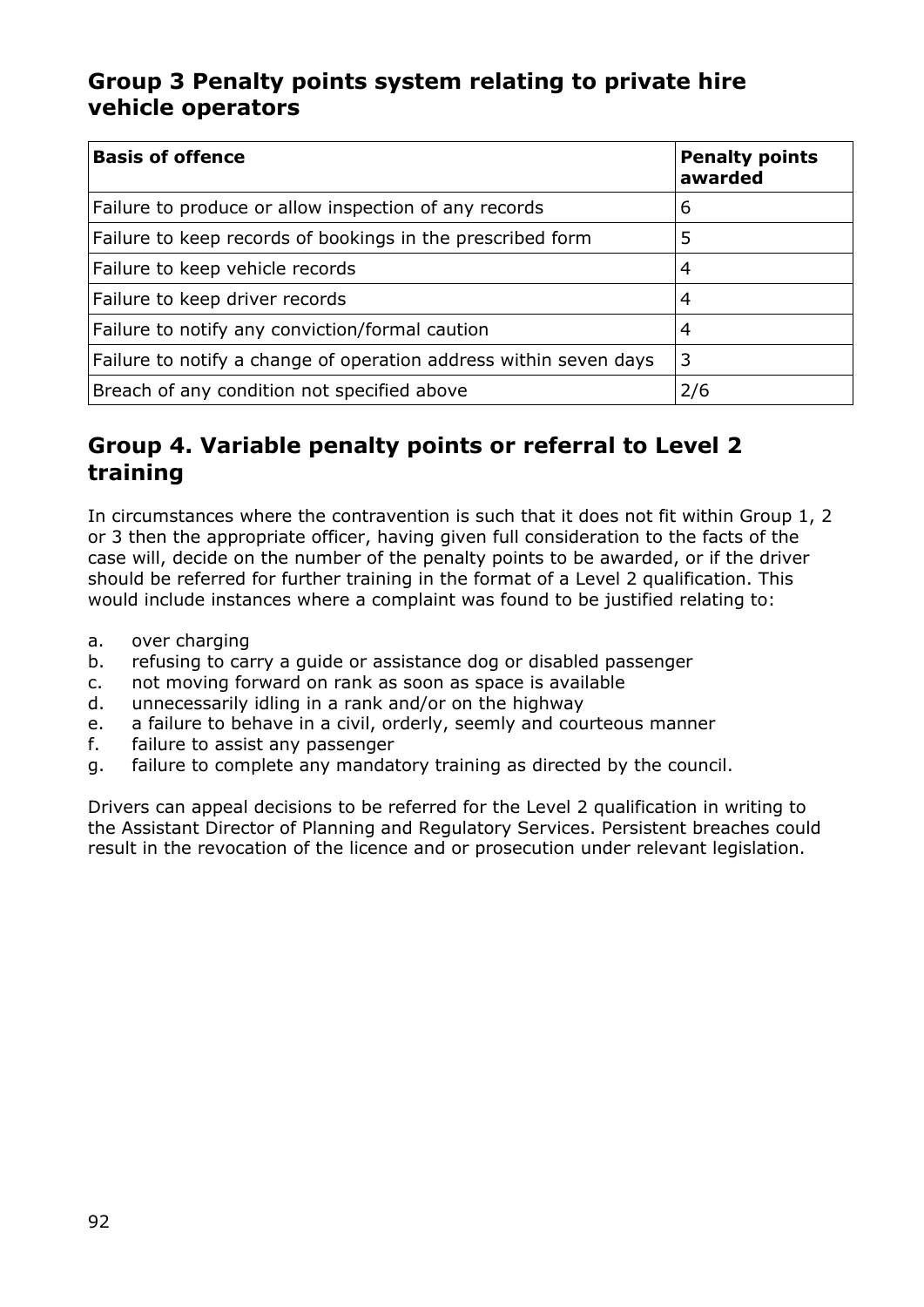## Group 3 Penalty points system relating to private hire vehicle operators

| Basis of offence | Penalty points awarded |
|---|---|
| Failure to produce or allow inspection of any records | 6 |
| Failure to keep records of bookings in the prescribed form | 5 |
| Failure to keep vehicle records | 4 |
| Failure to keep driver records | 4 |
| Failure to notify any conviction/formal caution | 4 |
| Failure to notify a change of operation address within seven days | 3 |
| Breach of any condition not specified above | 2/6 |

## Group 4. Variable penalty points or referral to Level 2 training

In circumstances where the contravention is such that it does not fit within Group 1, 2 or 3 then the appropriate officer, having given full consideration to the facts of the case will, decide on the number of the penalty points to be awarded, or if the driver should be referred for further training in the format of a Level 2 qualification. This would include instances where a complaint was found to be justified relating to:

a. over charging
b. refusing to carry a guide or assistance dog or disabled passenger
c. not moving forward on rank as soon as space is available
d. unnecessarily idling in a rank and/or on the highway
e. a failure to behave in a civil, orderly, seemly and courteous manner
f. failure to assist any passenger
g. failure to complete any mandatory training as directed by the council.

Drivers can appeal decisions to be referred for the Level 2 qualification in writing to the Assistant Director of Planning and Regulatory Services. Persistent breaches could result in the revocation of the licence and or prosecution under relevant legislation.